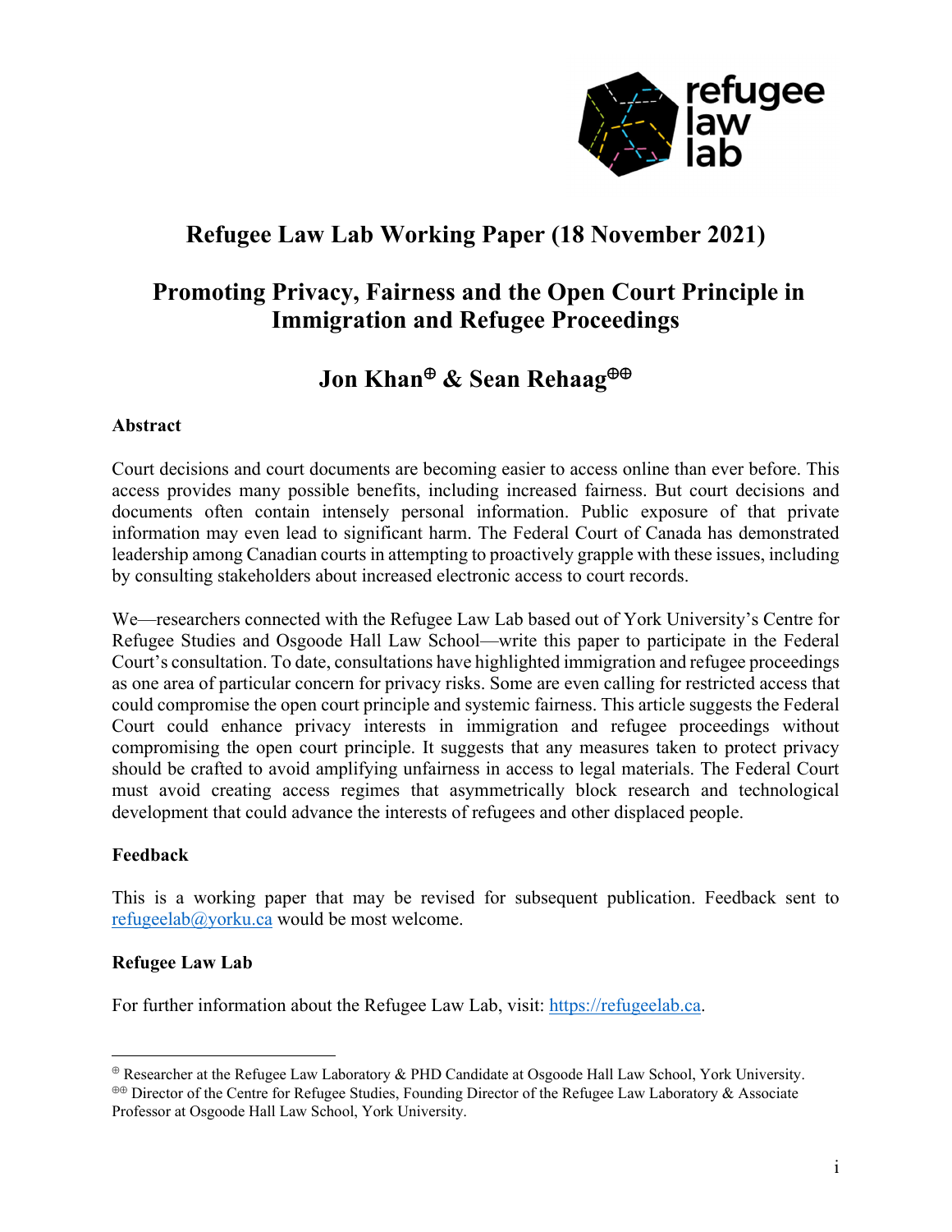# Refugee Law Lab Working Paper (18 November 2021)

# Promoting Privacy, Fairness and the Open Court Principle in Immigration and Refugee Proceedings

## Jon Khan[⊕] & Sean Rehaag[⊕⊕]

### Abstract

Court decisions and court documents are becoming easier to access online than ever before. This access provides many possible benefits, including increased fairness. But court decisions and documents often contain intensely personal information. Public exposure of that private information may even lead to significant harm. The Federal Court of Canada has demonstrated leadership among Canadian courts in attempting to proactively grapple with these issues, including by consulting stakeholders about increased electronic access to court records.

We—researchers connected with the Refugee Law Lab based out of York University's Centre for Refugee Studies and Osgoode Hall Law School—write this paper to participate in the Federal Court's consultation. To date, consultations have highlighted immigration and refugee proceedings as one area of particular concern for privacy risks. Some are even calling for restricted access that could compromise the open court principle and systemic fairness. This article suggests the Federal Court could enhance privacy interests in immigration and refugee proceedings without compromising the open court principle. It suggests that any measures taken to protect privacy should be crafted to avoid amplifying unfairness in access to legal materials. The Federal Court must avoid creating access regimes that asymmetrically block research and technological development that could advance the interests of refugees and other displaced people.

### Feedback

This is a working paper that may be revised for subsequent publication. Feedback sent to refugeelab@yorku.ca would be most welcome.

### Refugee Law Lab

For further information about the Refugee Law Lab, visit: https://refugeelab.ca.

---

[⊕] Researcher at the Refugee Law Laboratory & PHD Candidate at Osgoode Hall Law School, York University.

[⊕⊕] Director of the Centre for Refugee Studies, Founding Director of the Refugee Law Laboratory & Associate Professor at Osgoode Hall Law School, York University.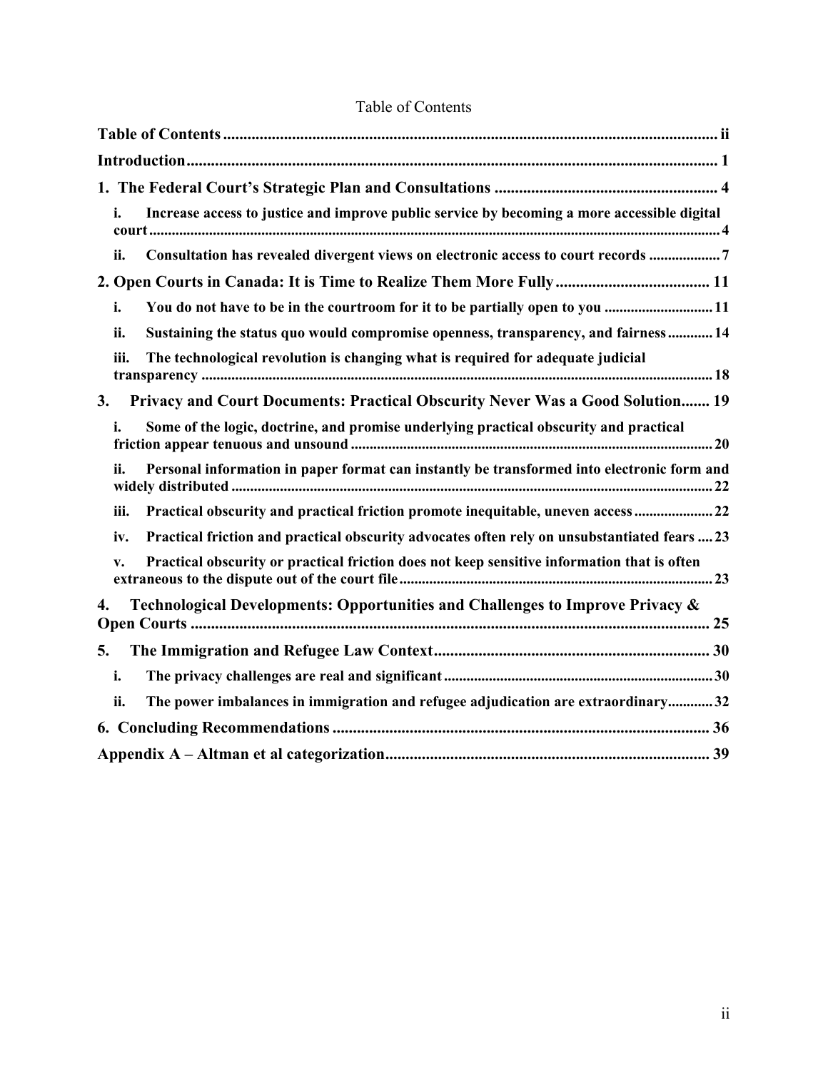Table of Contents

**Table of Contents** ii

**Introduction** 1

**1. The Federal Court's Strategic Plan and Consultations** 4

- **i. Increase access to justice and improve public service by becoming a more accessible digital court** 4
- **ii. Consultation has revealed divergent views on electronic access to court records** 7

**2. Open Courts in Canada: It is Time to Realize Them More Fully** 11

- **i. You do not have to be in the courtroom for it to be partially open to you** 11
- **ii. Sustaining the status quo would compromise openness, transparency, and fairness** 14
- **iii. The technological revolution is changing what is required for adequate judicial transparency** 18

**3. Privacy and Court Documents: Practical Obscurity Never Was a Good Solution** 19

- **i. Some of the logic, doctrine, and promise underlying practical obscurity and practical friction appear tenuous and unsound** 20
- **ii. Personal information in paper format can instantly be transformed into electronic form and widely distributed** 22
- **iii. Practical obscurity and practical friction promote inequitable, uneven access** 22
- **iv. Practical friction and practical obscurity advocates often rely on unsubstantiated fears** 23
- **v. Practical obscurity or practical friction does not keep sensitive information that is often extraneous to the dispute out of the court file** 23

**4. Technological Developments: Opportunities and Challenges to Improve Privacy & Open Courts** 25

**5. The Immigration and Refugee Law Context** 30

- **i. The privacy challenges are real and significant** 30
- **ii. The power imbalances in immigration and refugee adjudication are extraordinary** 32

**6. Concluding Recommendations** 36

**Appendix A – Altman et al categorization** 39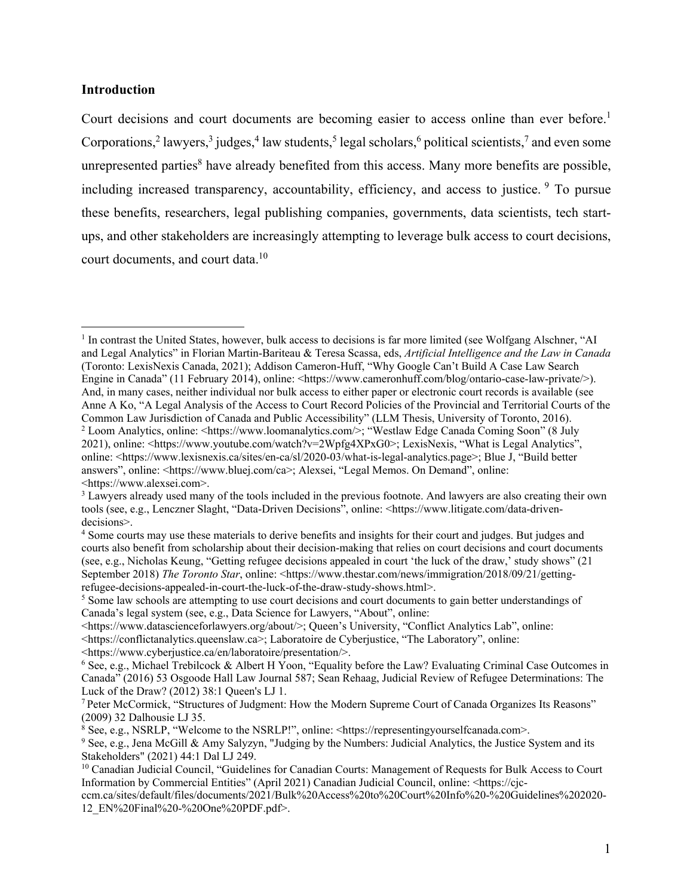## Introduction

Court decisions and court documents are becoming easier to access online than ever before.[1] Corporations,[2] lawyers,[3] judges,[4] law students,[5] legal scholars,[6] political scientists,[7] and even some unrepresented parties[8] have already benefited from this access. Many more benefits are possible, including increased transparency, accountability, efficiency, and access to justice.[9] To pursue these benefits, researchers, legal publishing companies, governments, data scientists, tech start-ups, and other stakeholders are increasingly attempting to leverage bulk access to court decisions, court documents, and court data.[10]

---

[1] In contrast the United States, however, bulk access to decisions is far more limited (see Wolfgang Alschner, "AI and Legal Analytics" in Florian Martin-Bariteau & Teresa Scassa, eds, *Artificial Intelligence and the Law in Canada* (Toronto: LexisNexis Canada, 2021); Addison Cameron-Huff, "Why Google Can't Build A Case Law Search Engine in Canada" (11 February 2014), online: <https://www.cameronhuff.com/blog/ontario-case-law-private/>). And, in many cases, neither individual nor bulk access to either paper or electronic court records is available (see Anne A Ko, "A Legal Analysis of the Access to Court Record Policies of the Provincial and Territorial Courts of the Common Law Jurisdiction of Canada and Public Accessibility" (LLM Thesis, University of Toronto, 2016).

[2] Loom Analytics, online: <https://www.loomanalytics.com/>; "Westlaw Edge Canada Coming Soon" (8 July 2021), online: <https://www.youtube.com/watch?v=2Wpfg4XPxG0>; LexisNexis, "What is Legal Analytics", online: <https://www.lexisnexis.ca/sites/en-ca/sl/2020-03/what-is-legal-analytics.page>; Blue J, "Build better answers", online: <https://www.bluej.com/ca>; Alexsei, "Legal Memos. On Demand", online: <https://www.alexsei.com>.

[3] Lawyers already used many of the tools included in the previous footnote. And lawyers are also creating their own tools (see, e.g., Lenczner Slaght, "Data-Driven Decisions", online: <https://www.litigate.com/data-driven-decisions>.

[4] Some courts may use these materials to derive benefits and insights for their court and judges. But judges and courts also benefit from scholarship about their decision-making that relies on court decisions and court documents (see, e.g., Nicholas Keung, "Getting refugee decisions appealed in court 'the luck of the draw,' study shows" (21 September 2018) *The Toronto Star*, online: <https://www.thestar.com/news/immigration/2018/09/21/getting-refugee-decisions-appealed-in-court-the-luck-of-the-draw-study-shows.html>.

[5] Some law schools are attempting to use court decisions and court documents to gain better understandings of Canada's legal system (see, e.g., Data Science for Lawyers, "About", online: <https://www.datascienceforlawyers.org/about/>; Queen's University, "Conflict Analytics Lab", online: <https://conflictanalytics.queenslaw.ca>; Laboratoire de Cyberjustice, "The Laboratory", online: <https://www.cyberjustice.ca/en/laboratoire/presentation/>.

[6] See, e.g., Michael Trebilcock & Albert H Yoon, "Equality before the Law? Evaluating Criminal Case Outcomes in Canada" (2016) 53 Osgoode Hall Law Journal 587; Sean Rehaag, Judicial Review of Refugee Determinations: The Luck of the Draw? (2012) 38:1 Queen's LJ 1.

[7] Peter McCormick, "Structures of Judgment: How the Modern Supreme Court of Canada Organizes Its Reasons" (2009) 32 Dalhousie LJ 35.

[8] See, e.g., NSRLP, "Welcome to the NSRLP!", online: <https://representingyourselfcanada.com>.

[9] See, e.g., Jena McGill & Amy Salyzyn, "Judging by the Numbers: Judicial Analytics, the Justice System and its Stakeholders" (2021) 44:1 Dal LJ 249.

[10] Canadian Judicial Council, "Guidelines for Canadian Courts: Management of Requests for Bulk Access to Court Information by Commercial Entities" (April 2021) Canadian Judicial Council, online: <https://cjc-ccm.ca/sites/default/files/documents/2021/Bulk%20Access%20to%20Court%20Info%20-%20Guidelines%202020-12_EN%20Final%20-%20One%20PDF.pdf>.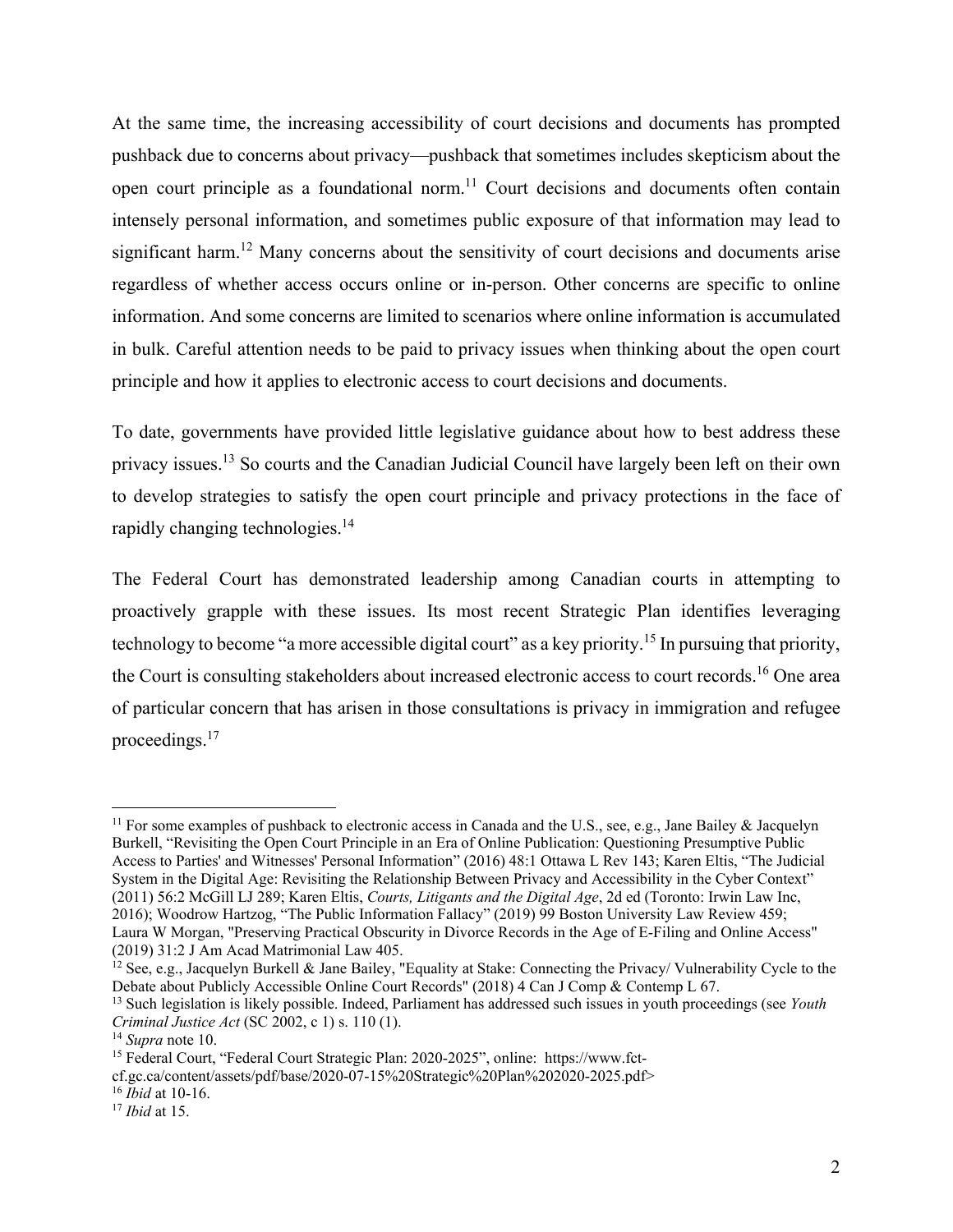At the same time, the increasing accessibility of court decisions and documents has prompted pushback due to concerns about privacy—pushback that sometimes includes skepticism about the open court principle as a foundational norm.[11] Court decisions and documents often contain intensely personal information, and sometimes public exposure of that information may lead to significant harm.[12] Many concerns about the sensitivity of court decisions and documents arise regardless of whether access occurs online or in-person. Other concerns are specific to online information. And some concerns are limited to scenarios where online information is accumulated in bulk. Careful attention needs to be paid to privacy issues when thinking about the open court principle and how it applies to electronic access to court decisions and documents.

To date, governments have provided little legislative guidance about how to best address these privacy issues.[13] So courts and the Canadian Judicial Council have largely been left on their own to develop strategies to satisfy the open court principle and privacy protections in the face of rapidly changing technologies.[14]

The Federal Court has demonstrated leadership among Canadian courts in attempting to proactively grapple with these issues. Its most recent Strategic Plan identifies leveraging technology to become "a more accessible digital court" as a key priority.[15] In pursuing that priority, the Court is consulting stakeholders about increased electronic access to court records.[16] One area of particular concern that has arisen in those consultations is privacy in immigration and refugee proceedings.[17]

---

[11] For some examples of pushback to electronic access in Canada and the U.S., see, e.g., Jane Bailey & Jacquelyn Burkell, "Revisiting the Open Court Principle in an Era of Online Publication: Questioning Presumptive Public Access to Parties' and Witnesses' Personal Information" (2016) 48:1 Ottawa L Rev 143; Karen Eltis, "The Judicial System in the Digital Age: Revisiting the Relationship Between Privacy and Accessibility in the Cyber Context" (2011) 56:2 McGill LJ 289; Karen Eltis, *Courts, Litigants and the Digital Age*, 2d ed (Toronto: Irwin Law Inc, 2016); Woodrow Hartzog, "The Public Information Fallacy" (2019) 99 Boston University Law Review 459; Laura W Morgan, "Preserving Practical Obscurity in Divorce Records in the Age of E-Filing and Online Access" (2019) 31:2 J Am Acad Matrimonial Law 405.

[12] See, e.g., Jacquelyn Burkell & Jane Bailey, "Equality at Stake: Connecting the Privacy/ Vulnerability Cycle to the Debate about Publicly Accessible Online Court Records" (2018) 4 Can J Comp & Contemp L 67.

[13] Such legislation is likely possible. Indeed, Parliament has addressed such issues in youth proceedings (see *Youth Criminal Justice Act* (SC 2002, c 1) s. 110 (1).

[14] *Supra* note 10.

[15] Federal Court, "Federal Court Strategic Plan: 2020-2025", online: https://www.fct-cf.gc.ca/content/assets/pdf/base/2020-07-15%20Strategic%20Plan%202020-2025.pdf>

[16] *Ibid* at 10-16.

[17] *Ibid* at 15.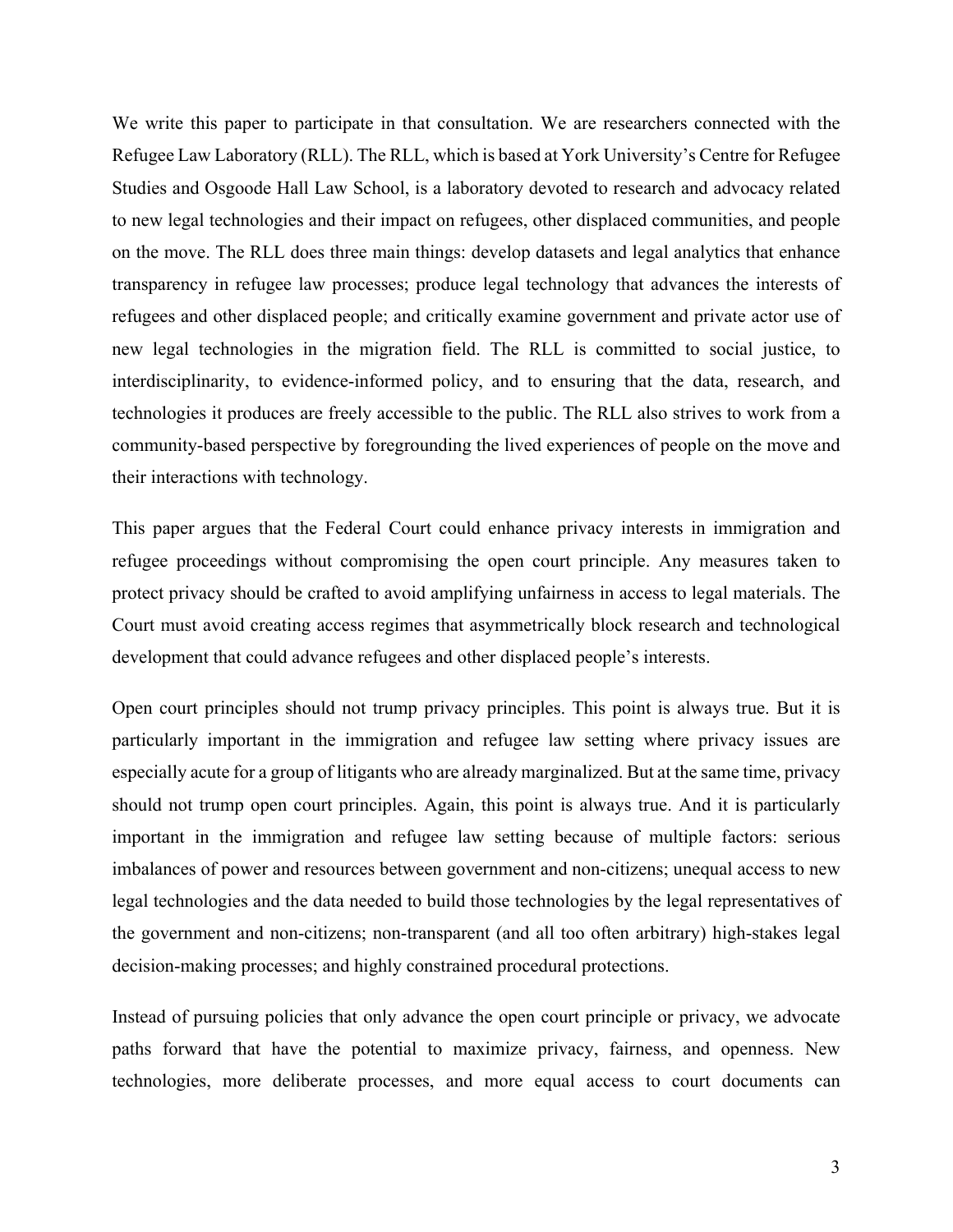We write this paper to participate in that consultation. We are researchers connected with the Refugee Law Laboratory (RLL). The RLL, which is based at York University's Centre for Refugee Studies and Osgoode Hall Law School, is a laboratory devoted to research and advocacy related to new legal technologies and their impact on refugees, other displaced communities, and people on the move. The RLL does three main things: develop datasets and legal analytics that enhance transparency in refugee law processes; produce legal technology that advances the interests of refugees and other displaced people; and critically examine government and private actor use of new legal technologies in the migration field. The RLL is committed to social justice, to interdisciplinarity, to evidence-informed policy, and to ensuring that the data, research, and technologies it produces are freely accessible to the public. The RLL also strives to work from a community-based perspective by foregrounding the lived experiences of people on the move and their interactions with technology.

This paper argues that the Federal Court could enhance privacy interests in immigration and refugee proceedings without compromising the open court principle. Any measures taken to protect privacy should be crafted to avoid amplifying unfairness in access to legal materials. The Court must avoid creating access regimes that asymmetrically block research and technological development that could advance refugees and other displaced people's interests.

Open court principles should not trump privacy principles. This point is always true. But it is particularly important in the immigration and refugee law setting where privacy issues are especially acute for a group of litigants who are already marginalized. But at the same time, privacy should not trump open court principles. Again, this point is always true. And it is particularly important in the immigration and refugee law setting because of multiple factors: serious imbalances of power and resources between government and non-citizens; unequal access to new legal technologies and the data needed to build those technologies by the legal representatives of the government and non-citizens; non-transparent (and all too often arbitrary) high-stakes legal decision-making processes; and highly constrained procedural protections.

Instead of pursuing policies that only advance the open court principle or privacy, we advocate paths forward that have the potential to maximize privacy, fairness, and openness. New technologies, more deliberate processes, and more equal access to court documents can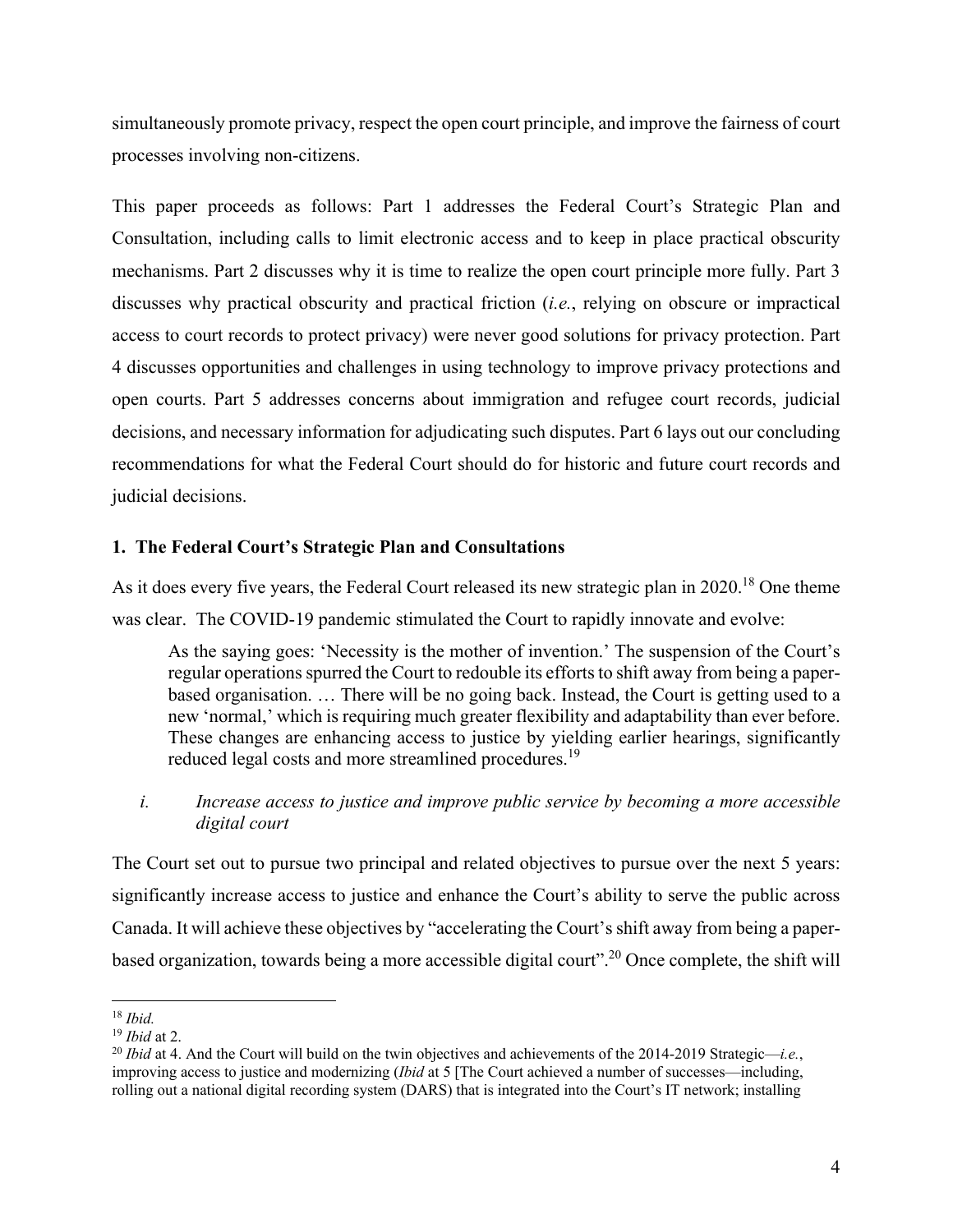simultaneously promote privacy, respect the open court principle, and improve the fairness of court processes involving non-citizens.

This paper proceeds as follows: Part 1 addresses the Federal Court's Strategic Plan and Consultation, including calls to limit electronic access and to keep in place practical obscurity mechanisms. Part 2 discusses why it is time to realize the open court principle more fully. Part 3 discusses why practical obscurity and practical friction (*i.e.*, relying on obscure or impractical access to court records to protect privacy) were never good solutions for privacy protection. Part 4 discusses opportunities and challenges in using technology to improve privacy protections and open courts. Part 5 addresses concerns about immigration and refugee court records, judicial decisions, and necessary information for adjudicating such disputes. Part 6 lays out our concluding recommendations for what the Federal Court should do for historic and future court records and judicial decisions.

## 1. The Federal Court's Strategic Plan and Consultations

As it does every five years, the Federal Court released its new strategic plan in 2020.[18] One theme was clear. The COVID-19 pandemic stimulated the Court to rapidly innovate and evolve:

> As the saying goes: 'Necessity is the mother of invention.' The suspension of the Court's regular operations spurred the Court to redouble its efforts to shift away from being a paper-based organisation. … There will be no going back. Instead, the Court is getting used to a new 'normal,' which is requiring much greater flexibility and adaptability than ever before. These changes are enhancing access to justice by yielding earlier hearings, significantly reduced legal costs and more streamlined procedures.[19]

### *i. Increase access to justice and improve public service by becoming a more accessible digital court*

The Court set out to pursue two principal and related objectives to pursue over the next 5 years: significantly increase access to justice and enhance the Court's ability to serve the public across Canada. It will achieve these objectives by "accelerating the Court's shift away from being a paper-based organization, towards being a more accessible digital court".[20] Once complete, the shift will

---

[18] *Ibid.*

[19] *Ibid* at 2.

[20] *Ibid* at 4. And the Court will build on the twin objectives and achievements of the 2014-2019 Strategic—*i.e.*, improving access to justice and modernizing (*Ibid* at 5 [The Court achieved a number of successes—including, rolling out a national digital recording system (DARS) that is integrated into the Court's IT network; installing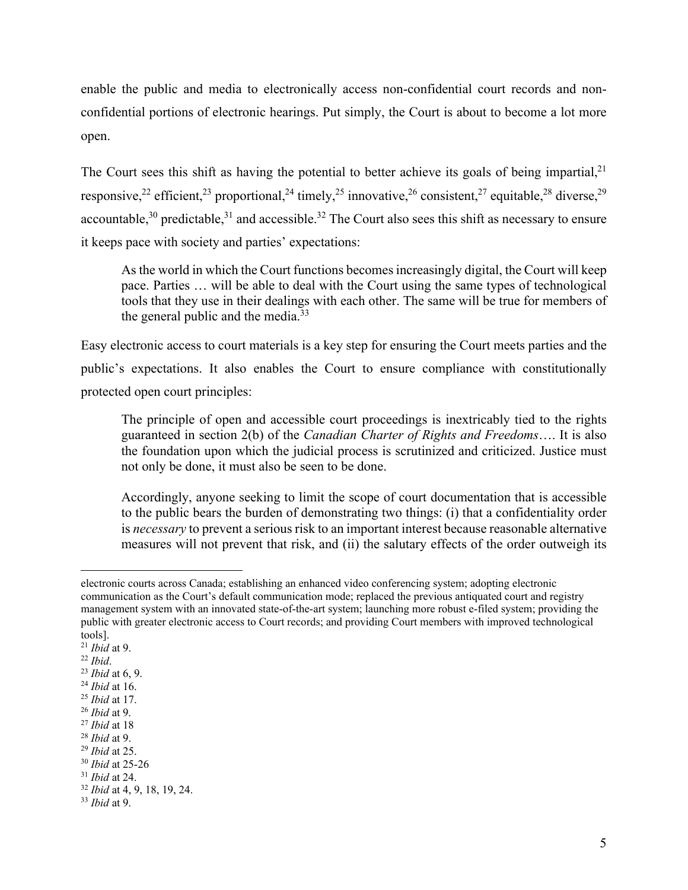enable the public and media to electronically access non-confidential court records and non-confidential portions of electronic hearings. Put simply, the Court is about to become a lot more open.

The Court sees this shift as having the potential to better achieve its goals of being impartial,[21] responsive,[22] efficient,[23] proportional,[24] timely,[25] innovative,[26] consistent,[27] equitable,[28] diverse,[29] accountable,[30] predictable,[31] and accessible.[32] The Court also sees this shift as necessary to ensure it keeps pace with society and parties' expectations:

> As the world in which the Court functions becomes increasingly digital, the Court will keep pace. Parties … will be able to deal with the Court using the same types of technological tools that they use in their dealings with each other. The same will be true for members of the general public and the media.[33]

Easy electronic access to court materials is a key step for ensuring the Court meets parties and the public's expectations. It also enables the Court to ensure compliance with constitutionally protected open court principles:

> The principle of open and accessible court proceedings is inextricably tied to the rights guaranteed in section 2(b) of the *Canadian Charter of Rights and Freedoms*…. It is also the foundation upon which the judicial process is scrutinized and criticized. Justice must not only be done, it must also be seen to be done.
>
> Accordingly, anyone seeking to limit the scope of court documentation that is accessible to the public bears the burden of demonstrating two things: (i) that a confidentiality order is *necessary* to prevent a serious risk to an important interest because reasonable alternative measures will not prevent that risk, and (ii) the salutary effects of the order outweigh its

---

electronic courts across Canada; establishing an enhanced video conferencing system; adopting electronic communication as the Court's default communication mode; replaced the previous antiquated court and registry management system with an innovated state-of-the-art system; launching more robust e-filed system; providing the public with greater electronic access to Court records; and providing Court members with improved technological tools].

[21] *Ibid* at 9.
[22] *Ibid*.
[23] *Ibid* at 6, 9.
[24] *Ibid* at 16.
[25] *Ibid* at 17.
[26] *Ibid* at 9.
[27] *Ibid* at 18
[28] *Ibid* at 9.
[29] *Ibid* at 25.
[30] *Ibid* at 25-26
[31] *Ibid* at 24.
[32] *Ibid* at 4, 9, 18, 19, 24.
[33] *Ibid* at 9.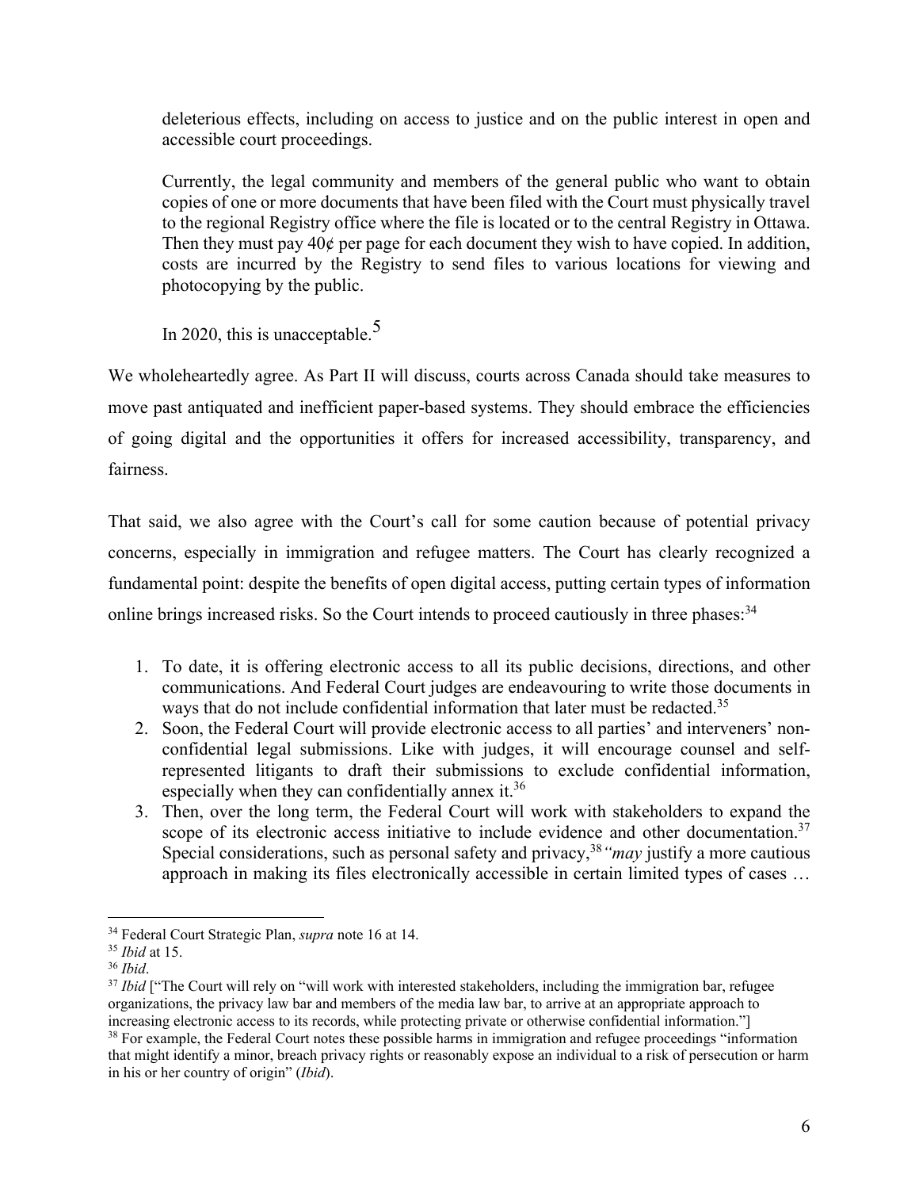> deleterious effects, including on access to justice and on the public interest in open and accessible court proceedings.
>
> Currently, the legal community and members of the general public who want to obtain copies of one or more documents that have been filed with the Court must physically travel to the regional Registry office where the file is located or to the central Registry in Ottawa. Then they must pay 40¢ per page for each document they wish to have copied. In addition, costs are incurred by the Registry to send files to various locations for viewing and photocopying by the public.
>
> In 2020, this is unacceptable.[5]

We wholeheartedly agree. As Part II will discuss, courts across Canada should take measures to move past antiquated and inefficient paper-based systems. They should embrace the efficiencies of going digital and the opportunities it offers for increased accessibility, transparency, and fairness.

That said, we also agree with the Court's call for some caution because of potential privacy concerns, especially in immigration and refugee matters. The Court has clearly recognized a fundamental point: despite the benefits of open digital access, putting certain types of information online brings increased risks. So the Court intends to proceed cautiously in three phases:[34]

1. To date, it is offering electronic access to all its public decisions, directions, and other communications. And Federal Court judges are endeavouring to write those documents in ways that do not include confidential information that later must be redacted.[35]
2. Soon, the Federal Court will provide electronic access to all parties' and interveners' non-confidential legal submissions. Like with judges, it will encourage counsel and self-represented litigants to draft their submissions to exclude confidential information, especially when they can confidentially annex it.[36]
3. Then, over the long term, the Federal Court will work with stakeholders to expand the scope of its electronic access initiative to include evidence and other documentation.[37] Special considerations, such as personal safety and privacy,[38] "*may* justify a more cautious approach in making its files electronically accessible in certain limited types of cases …

---

[34] Federal Court Strategic Plan, *supra* note 16 at 14.

[35] *Ibid* at 15.

[36] *Ibid*.

[37] *Ibid* ["The Court will rely on "will work with interested stakeholders, including the immigration bar, refugee organizations, the privacy law bar and members of the media law bar, to arrive at an appropriate approach to increasing electronic access to its records, while protecting private or otherwise confidential information."]

[38] For example, the Federal Court notes these possible harms in immigration and refugee proceedings "information that might identify a minor, breach privacy rights or reasonably expose an individual to a risk of persecution or harm in his or her country of origin" (*Ibid*).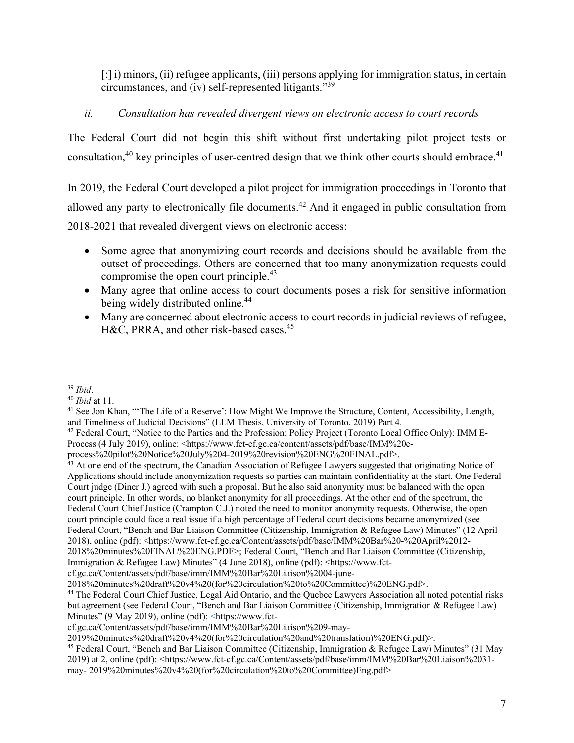[:] i) minors, (ii) refugee applicants, (iii) persons applying for immigration status, in certain circumstances, and (iv) self-represented litigants."[39]

### *ii. Consultation has revealed divergent views on electronic access to court records*

The Federal Court did not begin this shift without first undertaking pilot project tests or consultation,[40] key principles of user-centred design that we think other courts should embrace.[41]

In 2019, the Federal Court developed a pilot project for immigration proceedings in Toronto that allowed any party to electronically file documents.[42] And it engaged in public consultation from 2018-2021 that revealed divergent views on electronic access:

- Some agree that anonymizing court records and decisions should be available from the outset of proceedings. Others are concerned that too many anonymization requests could compromise the open court principle.[43]
- Many agree that online access to court documents poses a risk for sensitive information being widely distributed online.[44]
- Many are concerned about electronic access to court records in judicial reviews of refugee, H&C, PRRA, and other risk-based cases.[45]

---

[39] *Ibid*.

[40] *Ibid* at 11.

[41] See Jon Khan, "'The Life of a Reserve': How Might We Improve the Structure, Content, Accessibility, Length, and Timeliness of Judicial Decisions" (LLM Thesis, University of Toronto, 2019) Part 4.

[42] Federal Court, "Notice to the Parties and the Profession: Policy Project (Toronto Local Office Only): IMM E-Process (4 July 2019), online: <https://www.fct-cf.gc.ca/content/assets/pdf/base/IMM%20e-process%20pilot%20Notice%20July%204-2019%20revision%20ENG%20FINAL.pdf>.

[43] At one end of the spectrum, the Canadian Association of Refugee Lawyers suggested that originating Notice of Applications should include anonymization requests so parties can maintain confidentiality at the start. One Federal Court judge (Diner J.) agreed with such a proposal. But he also said anonymity must be balanced with the open court principle. In other words, no blanket anonymity for all proceedings. At the other end of the spectrum, the Federal Court Chief Justice (Crampton C.J.) noted the need to monitor anonymity requests. Otherwise, the open court principle could face a real issue if a high percentage of Federal court decisions became anonymized (see Federal Court, "Bench and Bar Liaison Committee (Citizenship, Immigration & Refugee Law) Minutes" (12 April 2018), online (pdf): <https://www.fct-cf.gc.ca/Content/assets/pdf/base/IMM%20Bar%20-%20April%2012-2018%20minutes%20FINAL%20ENG.PDF>; Federal Court, "Bench and Bar Liaison Committee (Citizenship, Immigration & Refugee Law) Minutes" (4 June 2018), online (pdf): <https://www.fct-cf.gc.ca/Content/assets/pdf/base/imm/IMM%20Bar%20Liaison%2004-june-2018%20minutes%20draft%20v4%20(for%20circulation%20to%20Committee)%20ENG.pdf>.

[44] The Federal Court Chief Justice, Legal Aid Ontario, and the Quebec Lawyers Association all noted potential risks but agreement (see Federal Court, "Bench and Bar Liaison Committee (Citizenship, Immigration & Refugee Law) Minutes" (9 May 2019), online (pdf): <https://www.fct-cf.gc.ca/Content/assets/pdf/base/imm/IMM%20Bar%20Liaison%209-may-2019%20minutes%20draft%20v4%20(for%20circulation%20and%20translation)%20ENG.pdf)>.

[45] Federal Court, "Bench and Bar Liaison Committee (Citizenship, Immigration & Refugee Law) Minutes" (31 May 2019) at 2, online (pdf): <https://www.fct-cf.gc.ca/Content/assets/pdf/base/imm/IMM%20Bar%20Liaison%2031-may- 2019%20minutes%20v4%20(for%20circulation%20to%20Committee)Eng.pdf>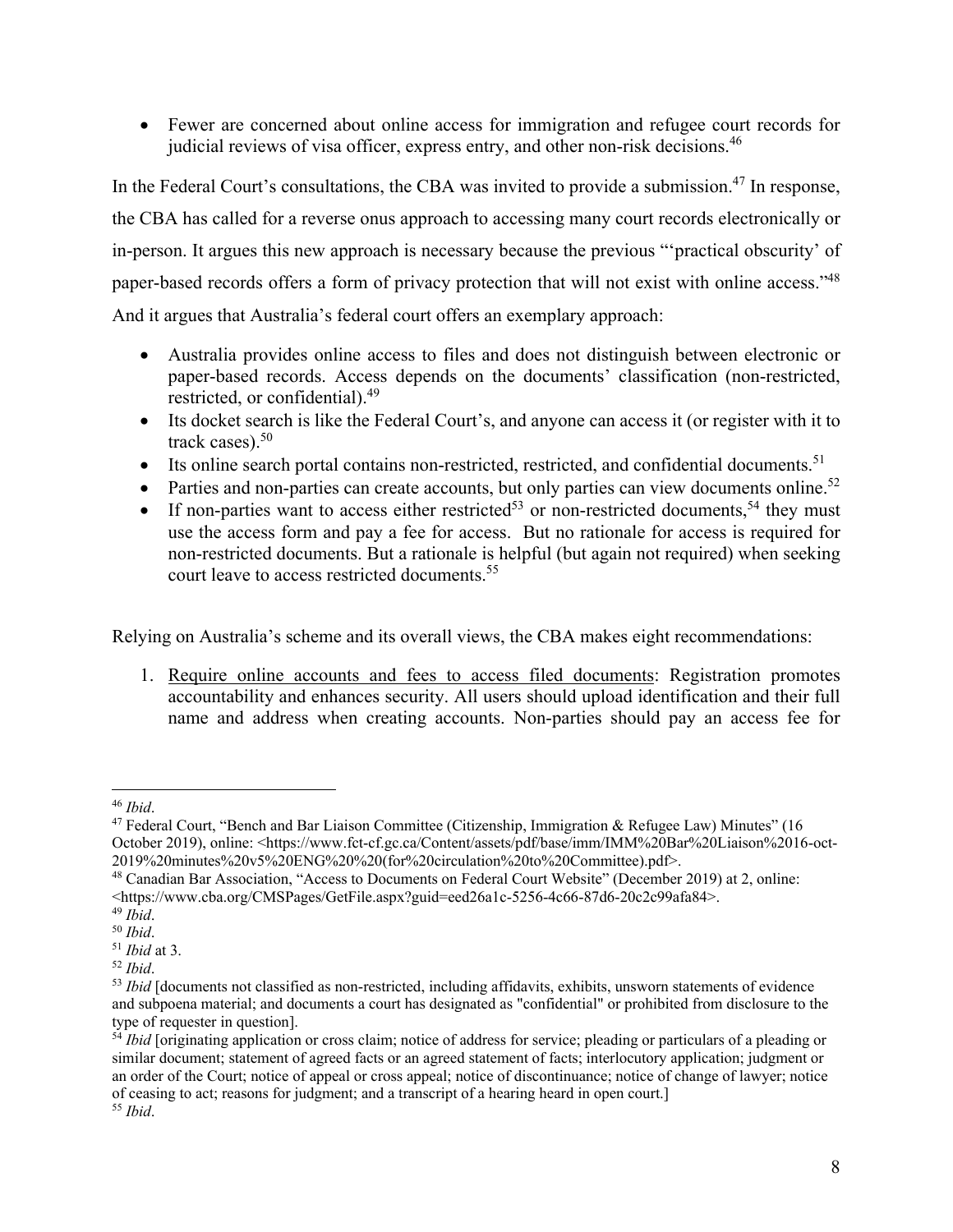- Fewer are concerned about online access for immigration and refugee court records for judicial reviews of visa officer, express entry, and other non-risk decisions.[46]

In the Federal Court's consultations, the CBA was invited to provide a submission.[47] In response, the CBA has called for a reverse onus approach to accessing many court records electronically or in-person. It argues this new approach is necessary because the previous "'practical obscurity' of paper-based records offers a form of privacy protection that will not exist with online access."[48] And it argues that Australia's federal court offers an exemplary approach:

- Australia provides online access to files and does not distinguish between electronic or paper-based records. Access depends on the documents' classification (non-restricted, restricted, or confidential).[49]
- Its docket search is like the Federal Court's, and anyone can access it (or register with it to track cases).[50]
- Its online search portal contains non-restricted, restricted, and confidential documents.[51]
- Parties and non-parties can create accounts, but only parties can view documents online.[52]
- If non-parties want to access either restricted[53] or non-restricted documents,[54] they must use the access form and pay a fee for access. But no rationale for access is required for non-restricted documents. But a rationale is helpful (but again not required) when seeking court leave to access restricted documents.[55]

Relying on Australia's scheme and its overall views, the CBA makes eight recommendations:

1. <u>Require online accounts and fees to access filed documents</u>: Registration promotes accountability and enhances security. All users should upload identification and their full name and address when creating accounts. Non-parties should pay an access fee for

---

[46] *Ibid*.

[47] Federal Court, "Bench and Bar Liaison Committee (Citizenship, Immigration & Refugee Law) Minutes" (16 October 2019), online: <https://www.fct-cf.gc.ca/Content/assets/pdf/base/imm/IMM%20Bar%20Liaison%2016-oct-2019%20minutes%20v5%20ENG%20%20(for%20circulation%20to%20Committee).pdf>.

[48] Canadian Bar Association, "Access to Documents on Federal Court Website" (December 2019) at 2, online: <https://www.cba.org/CMSPages/GetFile.aspx?guid=eed26a1c-5256-4c66-87d6-20c2c99afa84>.

[49] *Ibid*.

[50] *Ibid*.

[51] *Ibid* at 3.

[52] *Ibid*.

[53] *Ibid* [documents not classified as non-restricted, including affidavits, exhibits, unsworn statements of evidence and subpoena material; and documents a court has designated as "confidential" or prohibited from disclosure to the type of requester in question].

[54] *Ibid* [originating application or cross claim; notice of address for service; pleading or particulars of a pleading or similar document; statement of agreed facts or an agreed statement of facts; interlocutory application; judgment or an order of the Court; notice of appeal or cross appeal; notice of discontinuance; notice of change of lawyer; notice of ceasing to act; reasons for judgment; and a transcript of a hearing heard in open court.]

[55] *Ibid*.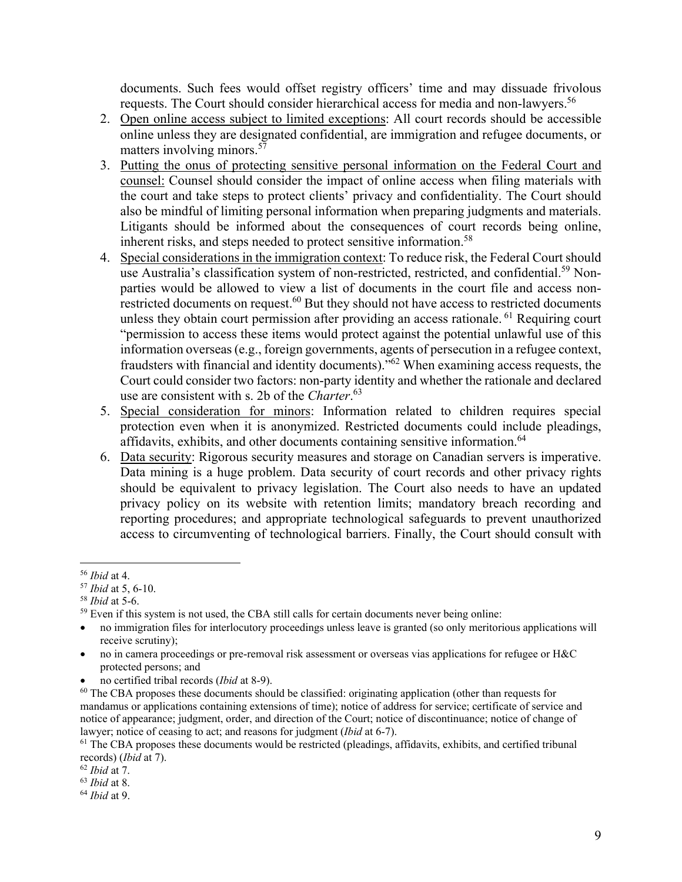documents. Such fees would offset registry officers' time and may dissuade frivolous requests. The Court should consider hierarchical access for media and non-lawyers.[56]

2. Open online access subject to limited exceptions: All court records should be accessible online unless they are designated confidential, are immigration and refugee documents, or matters involving minors.[57]
3. Putting the onus of protecting sensitive personal information on the Federal Court and counsel: Counsel should consider the impact of online access when filing materials with the court and take steps to protect clients' privacy and confidentiality. The Court should also be mindful of limiting personal information when preparing judgments and materials. Litigants should be informed about the consequences of court records being online, inherent risks, and steps needed to protect sensitive information.[58]
4. Special considerations in the immigration context: To reduce risk, the Federal Court should use Australia's classification system of non-restricted, restricted, and confidential.[59] Non-parties would be allowed to view a list of documents in the court file and access non-restricted documents on request.[60] But they should not have access to restricted documents unless they obtain court permission after providing an access rationale.[61] Requiring court "permission to access these items would protect against the potential unlawful use of this information overseas (e.g., foreign governments, agents of persecution in a refugee context, fraudsters with financial and identity documents)."[62] When examining access requests, the Court could consider two factors: non-party identity and whether the rationale and declared use are consistent with s. 2b of the *Charter*.[63]
5. Special consideration for minors: Information related to children requires special protection even when it is anonymized. Restricted documents could include pleadings, affidavits, exhibits, and other documents containing sensitive information.[64]
6. Data security: Rigorous security measures and storage on Canadian servers is imperative. Data mining is a huge problem. Data security of court records and other privacy rights should be equivalent to privacy legislation. The Court also needs to have an updated privacy policy on its website with retention limits; mandatory breach recording and reporting procedures; and appropriate technological safeguards to prevent unauthorized access to circumventing of technological barriers. Finally, the Court should consult with

---

[56] *Ibid* at 4.

[57] *Ibid* at 5, 6-10.

[58] *Ibid* at 5-6.

[59] Even if this system is not used, the CBA still calls for certain documents never being online:

- no immigration files for interlocutory proceedings unless leave is granted (so only meritorious applications will receive scrutiny);
- no in camera proceedings or pre-removal risk assessment or overseas vias applications for refugee or H&C protected persons; and
- no certified tribal records (*Ibid* at 8-9).

[60] The CBA proposes these documents should be classified: originating application (other than requests for mandamus or applications containing extensions of time); notice of address for service; certificate of service and notice of appearance; judgment, order, and direction of the Court; notice of discontinuance; notice of change of lawyer; notice of ceasing to act; and reasons for judgment (*Ibid* at 6-7).

[61] The CBA proposes these documents would be restricted (pleadings, affidavits, exhibits, and certified tribunal records) (*Ibid* at 7).

[62] *Ibid* at 7.

[63] *Ibid* at 8.

[64] *Ibid* at 9.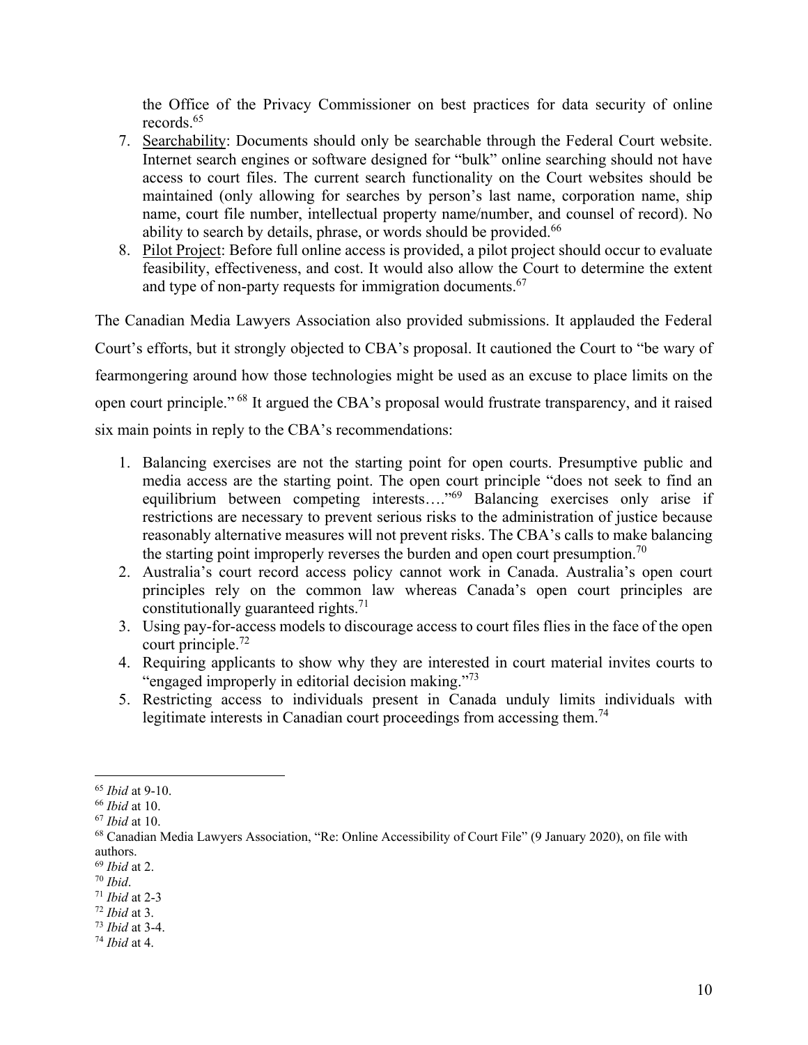the Office of the Privacy Commissioner on best practices for data security of online records.[65]

7. Searchability: Documents should only be searchable through the Federal Court website. Internet search engines or software designed for "bulk" online searching should not have access to court files. The current search functionality on the Court websites should be maintained (only allowing for searches by person's last name, corporation name, ship name, court file number, intellectual property name/number, and counsel of record). No ability to search by details, phrase, or words should be provided.[66]
8. Pilot Project: Before full online access is provided, a pilot project should occur to evaluate feasibility, effectiveness, and cost. It would also allow the Court to determine the extent and type of non-party requests for immigration documents.[67]

The Canadian Media Lawyers Association also provided submissions. It applauded the Federal Court's efforts, but it strongly objected to CBA's proposal. It cautioned the Court to "be wary of fearmongering around how those technologies might be used as an excuse to place limits on the open court principle." [68] It argued the CBA's proposal would frustrate transparency, and it raised six main points in reply to the CBA's recommendations:

1. Balancing exercises are not the starting point for open courts. Presumptive public and media access are the starting point. The open court principle "does not seek to find an equilibrium between competing interests…."[69] Balancing exercises only arise if restrictions are necessary to prevent serious risks to the administration of justice because reasonably alternative measures will not prevent risks. The CBA's calls to make balancing the starting point improperly reverses the burden and open court presumption.[70]
2. Australia's court record access policy cannot work in Canada. Australia's open court principles rely on the common law whereas Canada's open court principles are constitutionally guaranteed rights.[71]
3. Using pay-for-access models to discourage access to court files flies in the face of the open court principle.[72]
4. Requiring applicants to show why they are interested in court material invites courts to "engaged improperly in editorial decision making."[73]
5. Restricting access to individuals present in Canada unduly limits individuals with legitimate interests in Canadian court proceedings from accessing them.[74]

---

[65] *Ibid* at 9-10.
[66] *Ibid* at 10.
[67] *Ibid* at 10.
[68] Canadian Media Lawyers Association, "Re: Online Accessibility of Court File" (9 January 2020), on file with authors.
[69] *Ibid* at 2.
[70] *Ibid*.
[71] *Ibid* at 2-3
[72] *Ibid* at 3.
[73] *Ibid* at 3-4.
[74] *Ibid* at 4.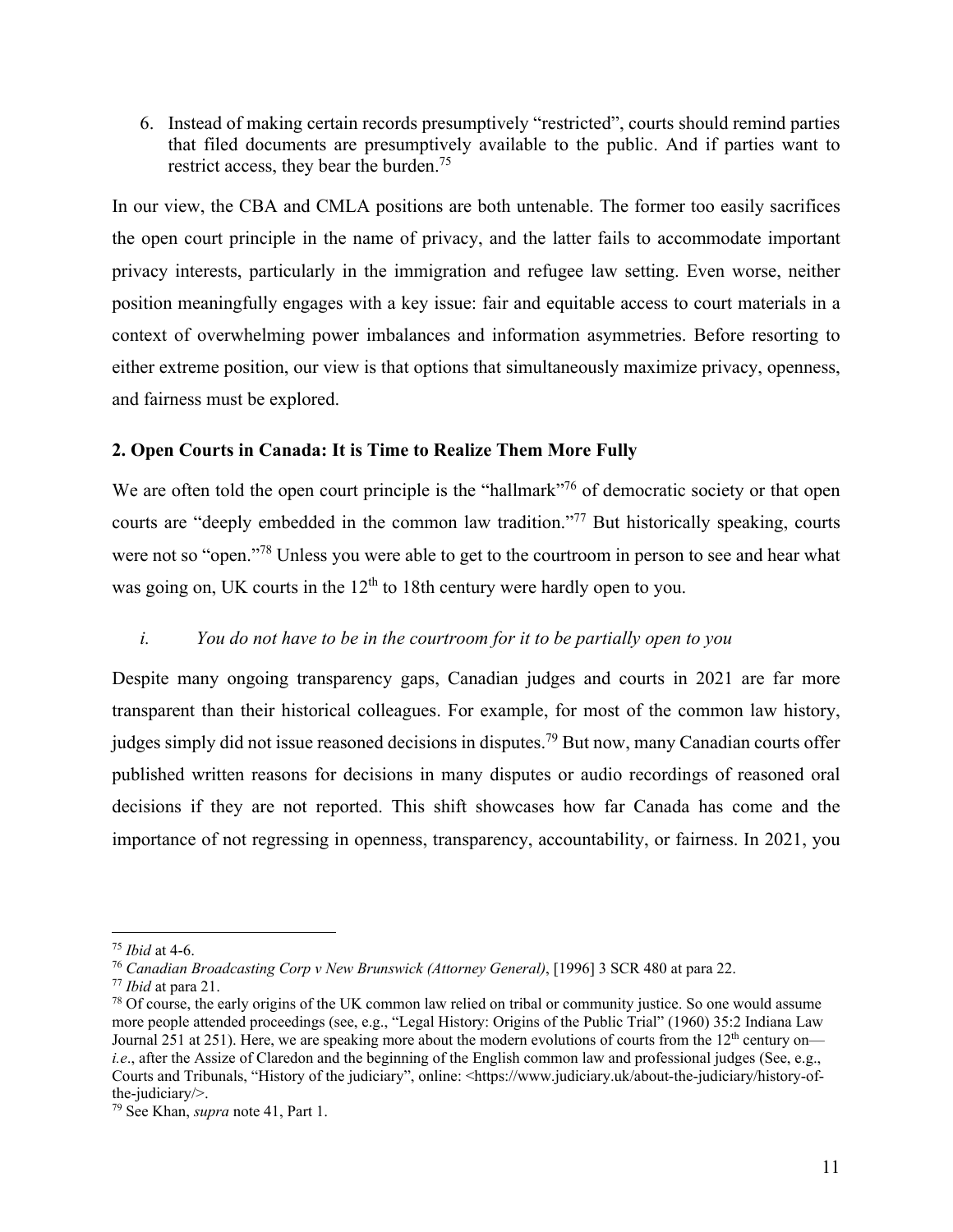6. Instead of making certain records presumptively "restricted", courts should remind parties that filed documents are presumptively available to the public. And if parties want to restrict access, they bear the burden.[75]

In our view, the CBA and CMLA positions are both untenable. The former too easily sacrifices the open court principle in the name of privacy, and the latter fails to accommodate important privacy interests, particularly in the immigration and refugee law setting. Even worse, neither position meaningfully engages with a key issue: fair and equitable access to court materials in a context of overwhelming power imbalances and information asymmetries. Before resorting to either extreme position, our view is that options that simultaneously maximize privacy, openness, and fairness must be explored.

## 2. Open Courts in Canada: It is Time to Realize Them More Fully

We are often told the open court principle is the "hallmark"[76] of democratic society or that open courts are "deeply embedded in the common law tradition."[77] But historically speaking, courts were not so "open."[78] Unless you were able to get to the courtroom in person to see and hear what was going on, UK courts in the 12th to 18th century were hardly open to you.

### *i. You do not have to be in the courtroom for it to be partially open to you*

Despite many ongoing transparency gaps, Canadian judges and courts in 2021 are far more transparent than their historical colleagues. For example, for most of the common law history, judges simply did not issue reasoned decisions in disputes.[79] But now, many Canadian courts offer published written reasons for decisions in many disputes or audio recordings of reasoned oral decisions if they are not reported. This shift showcases how far Canada has come and the importance of not regressing in openness, transparency, accountability, or fairness. In 2021, you

---

[75] *Ibid* at 4-6.

[76] *Canadian Broadcasting Corp v New Brunswick (Attorney General)*, [1996] 3 SCR 480 at para 22.

[77] *Ibid* at para 21.

[78] Of course, the early origins of the UK common law relied on tribal or community justice. So one would assume more people attended proceedings (see, e.g., "Legal History: Origins of the Public Trial" (1960) 35:2 Indiana Law Journal 251 at 251). Here, we are speaking more about the modern evolutions of courts from the 12th century on—*i.e*., after the Assize of Claredon and the beginning of the English common law and professional judges (See, e.g., Courts and Tribunals, "History of the judiciary", online: <https://www.judiciary.uk/about-the-judiciary/history-of-the-judiciary/>.

[79] See Khan, *supra* note 41, Part 1.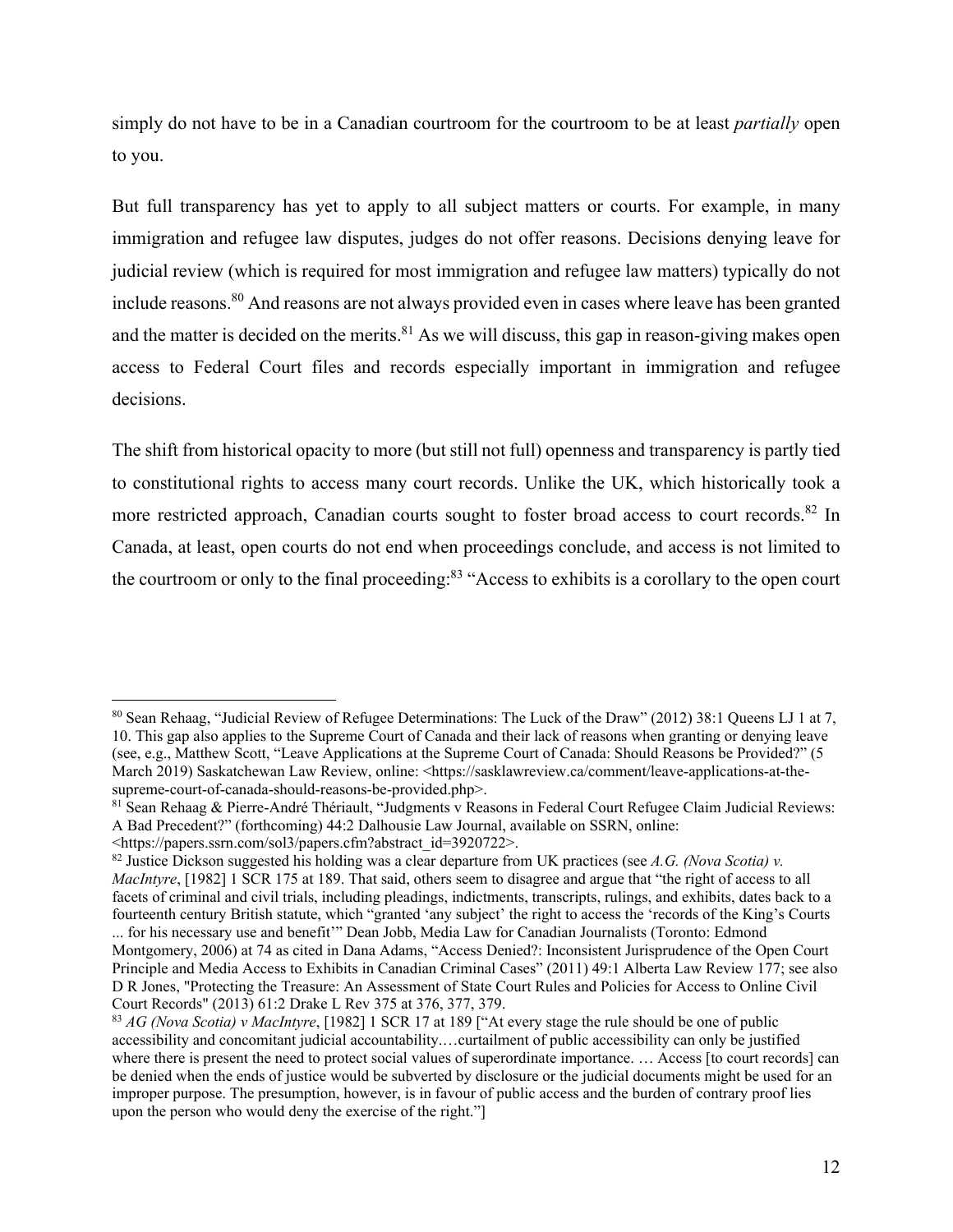simply do not have to be in a Canadian courtroom for the courtroom to be at least *partially* open to you.

But full transparency has yet to apply to all subject matters or courts. For example, in many immigration and refugee law disputes, judges do not offer reasons. Decisions denying leave for judicial review (which is required for most immigration and refugee law matters) typically do not include reasons.[80] And reasons are not always provided even in cases where leave has been granted and the matter is decided on the merits.[81] As we will discuss, this gap in reason-giving makes open access to Federal Court files and records especially important in immigration and refugee decisions.

The shift from historical opacity to more (but still not full) openness and transparency is partly tied to constitutional rights to access many court records. Unlike the UK, which historically took a more restricted approach, Canadian courts sought to foster broad access to court records.[82] In Canada, at least, open courts do not end when proceedings conclude, and access is not limited to the courtroom or only to the final proceeding:[83] "Access to exhibits is a corollary to the open court

---

[80] Sean Rehaag, "Judicial Review of Refugee Determinations: The Luck of the Draw" (2012) 38:1 Queens LJ 1 at 7, 10. This gap also applies to the Supreme Court of Canada and their lack of reasons when granting or denying leave (see, e.g., Matthew Scott, "Leave Applications at the Supreme Court of Canada: Should Reasons be Provided?" (5 March 2019) Saskatchewan Law Review, online: <https://sasklawreview.ca/comment/leave-applications-at-the-supreme-court-of-canada-should-reasons-be-provided.php>.

[81] Sean Rehaag & Pierre-André Thériault, "Judgments v Reasons in Federal Court Refugee Claim Judicial Reviews: A Bad Precedent?" (forthcoming) 44:2 Dalhousie Law Journal, available on SSRN, online: <https://papers.ssrn.com/sol3/papers.cfm?abstract_id=3920722>.

[82] Justice Dickson suggested his holding was a clear departure from UK practices (see *A.G. (Nova Scotia) v. MacIntyre*, [1982] 1 SCR 175 at 189. That said, others seem to disagree and argue that "the right of access to all facets of criminal and civil trials, including pleadings, indictments, transcripts, rulings, and exhibits, dates back to a fourteenth century British statute, which "granted 'any subject' the right to access the 'records of the King's Courts ... for his necessary use and benefit'" Dean Jobb, Media Law for Canadian Journalists (Toronto: Edmond Montgomery, 2006) at 74 as cited in Dana Adams, "Access Denied?: Inconsistent Jurisprudence of the Open Court Principle and Media Access to Exhibits in Canadian Criminal Cases" (2011) 49:1 Alberta Law Review 177; see also D R Jones, "Protecting the Treasure: An Assessment of State Court Rules and Policies for Access to Online Civil Court Records" (2013) 61:2 Drake L Rev 375 at 376, 377, 379.

[83] *AG (Nova Scotia) v MacIntyre*, [1982] 1 SCR 17 at 189 ["At every stage the rule should be one of public accessibility and concomitant judicial accountability.…curtailment of public accessibility can only be justified where there is present the need to protect social values of superordinate importance. … Access [to court records] can be denied when the ends of justice would be subverted by disclosure or the judicial documents might be used for an improper purpose. The presumption, however, is in favour of public access and the burden of contrary proof lies upon the person who would deny the exercise of the right."]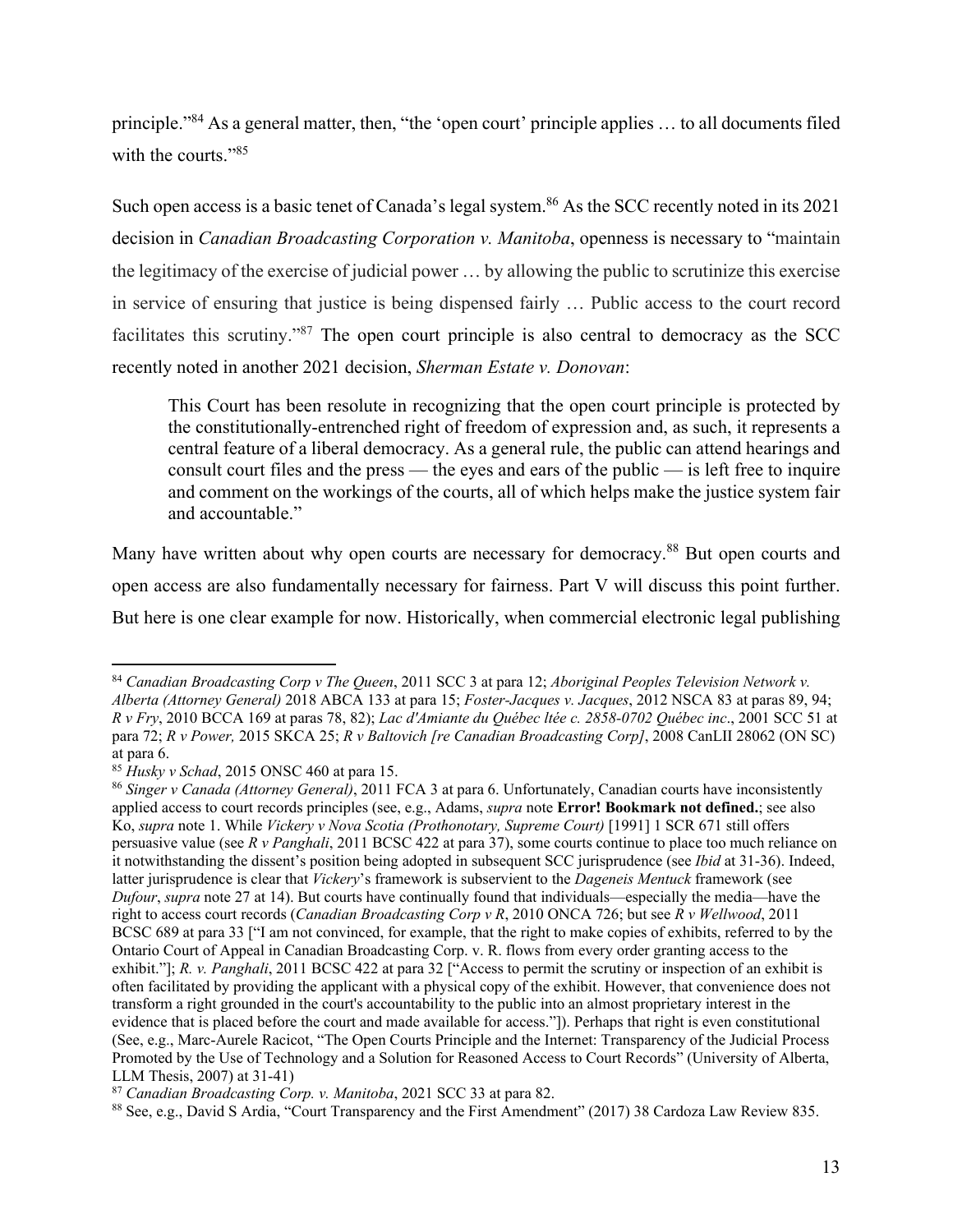principle."[84] As a general matter, then, "the 'open court' principle applies … to all documents filed with the courts."[85]

Such open access is a basic tenet of Canada's legal system.[86] As the SCC recently noted in its 2021 decision in *Canadian Broadcasting Corporation v. Manitoba*, openness is necessary to "maintain the legitimacy of the exercise of judicial power … by allowing the public to scrutinize this exercise in service of ensuring that justice is being dispensed fairly … Public access to the court record facilitates this scrutiny."[87] The open court principle is also central to democracy as the SCC recently noted in another 2021 decision, *Sherman Estate v. Donovan*:

> This Court has been resolute in recognizing that the open court principle is protected by the constitutionally-entrenched right of freedom of expression and, as such, it represents a central feature of a liberal democracy. As a general rule, the public can attend hearings and consult court files and the press — the eyes and ears of the public — is left free to inquire and comment on the workings of the courts, all of which helps make the justice system fair and accountable."

Many have written about why open courts are necessary for democracy.[88] But open courts and open access are also fundamentally necessary for fairness. Part V will discuss this point further. But here is one clear example for now. Historically, when commercial electronic legal publishing

---

[84] *Canadian Broadcasting Corp v The Queen*, 2011 SCC 3 at para 12; *Aboriginal Peoples Television Network v. Alberta (Attorney General)* 2018 ABCA 133 at para 15; *Foster-Jacques v. Jacques*, 2012 NSCA 83 at paras 89, 94; *R v Fry*, 2010 BCCA 169 at paras 78, 82); *Lac d'Amiante du Québec ltée c. 2858-0702 Québec inc*., 2001 SCC 51 at para 72; *R v Power,* 2015 SKCA 25; *R v Baltovich [re Canadian Broadcasting Corp]*, 2008 CanLII 28062 (ON SC) at para 6.

[85] *Husky v Schad*, 2015 ONSC 460 at para 15.

[86] *Singer v Canada (Attorney General)*, 2011 FCA 3 at para 6. Unfortunately, Canadian courts have inconsistently applied access to court records principles (see, e.g., Adams, *supra* note **Error! Bookmark not defined.**; see also Ko, *supra* note 1. While *Vickery v Nova Scotia (Prothonotary, Supreme Court)* [1991] 1 SCR 671 still offers persuasive value (see *R v Panghali*, 2011 BCSC 422 at para 37), some courts continue to place too much reliance on it notwithstanding the dissent's position being adopted in subsequent SCC jurisprudence (see *Ibid* at 31-36). Indeed, latter jurisprudence is clear that *Vickery*'s framework is subservient to the *Dageneis Mentuck* framework (see *Dufour*, *supra* note 27 at 14). But courts have continually found that individuals—especially the media—have the right to access court records (*Canadian Broadcasting Corp v R*, 2010 ONCA 726; but see *R v Wellwood*, 2011 BCSC 689 at para 33 ["I am not convinced, for example, that the right to make copies of exhibits, referred to by the Ontario Court of Appeal in Canadian Broadcasting Corp. v. R. flows from every order granting access to the exhibit."]; *R. v. Panghali*, 2011 BCSC 422 at para 32 ["Access to permit the scrutiny or inspection of an exhibit is often facilitated by providing the applicant with a physical copy of the exhibit. However, that convenience does not transform a right grounded in the court's accountability to the public into an almost proprietary interest in the evidence that is placed before the court and made available for access."]). Perhaps that right is even constitutional (See, e.g., Marc-Aurele Racicot, "The Open Courts Principle and the Internet: Transparency of the Judicial Process Promoted by the Use of Technology and a Solution for Reasoned Access to Court Records" (University of Alberta, LLM Thesis, 2007) at 31-41)

[87] *Canadian Broadcasting Corp. v. Manitoba*, 2021 SCC 33 at para 82.

[88] See, e.g., David S Ardia, "Court Transparency and the First Amendment" (2017) 38 Cardoza Law Review 835.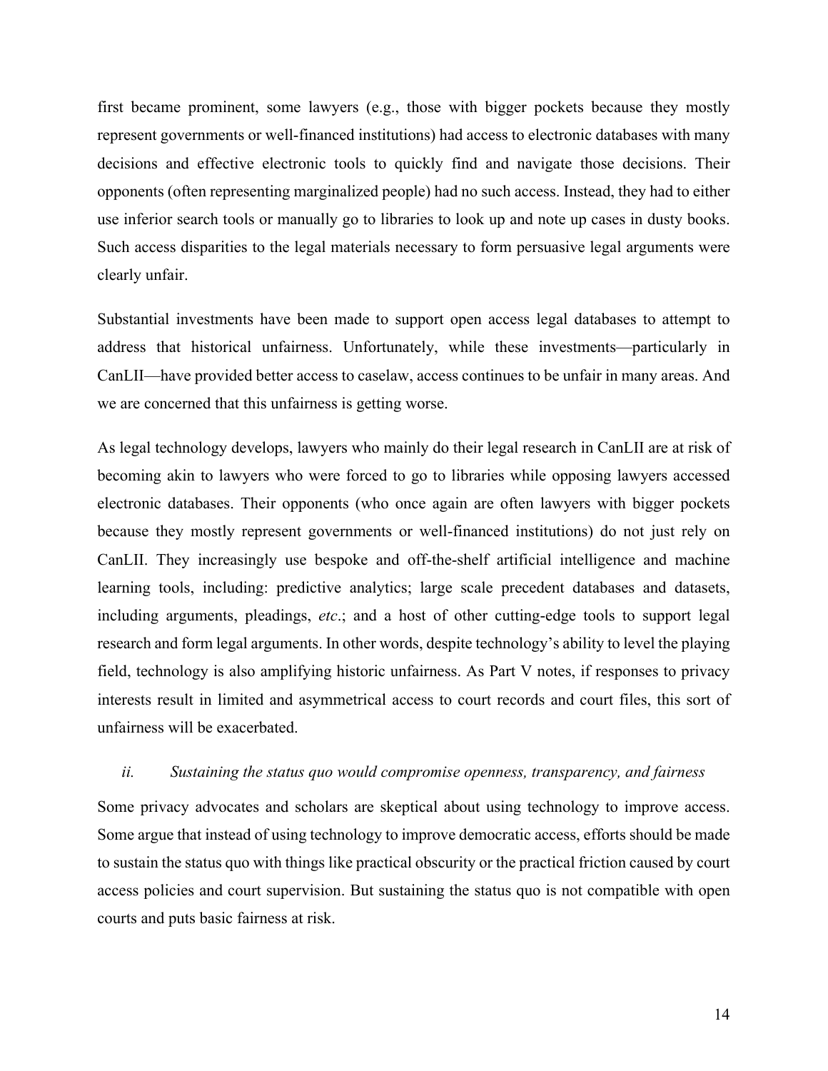first became prominent, some lawyers (e.g., those with bigger pockets because they mostly represent governments or well-financed institutions) had access to electronic databases with many decisions and effective electronic tools to quickly find and navigate those decisions. Their opponents (often representing marginalized people) had no such access. Instead, they had to either use inferior search tools or manually go to libraries to look up and note up cases in dusty books. Such access disparities to the legal materials necessary to form persuasive legal arguments were clearly unfair.

Substantial investments have been made to support open access legal databases to attempt to address that historical unfairness. Unfortunately, while these investments—particularly in CanLII—have provided better access to caselaw, access continues to be unfair in many areas. And we are concerned that this unfairness is getting worse.

As legal technology develops, lawyers who mainly do their legal research in CanLII are at risk of becoming akin to lawyers who were forced to go to libraries while opposing lawyers accessed electronic databases. Their opponents (who once again are often lawyers with bigger pockets because they mostly represent governments or well-financed institutions) do not just rely on CanLII. They increasingly use bespoke and off-the-shelf artificial intelligence and machine learning tools, including: predictive analytics; large scale precedent databases and datasets, including arguments, pleadings, *etc*.; and a host of other cutting-edge tools to support legal research and form legal arguments. In other words, despite technology's ability to level the playing field, technology is also amplifying historic unfairness. As Part V notes, if responses to privacy interests result in limited and asymmetrical access to court records and court files, this sort of unfairness will be exacerbated.

*ii. Sustaining the status quo would compromise openness, transparency, and fairness*

Some privacy advocates and scholars are skeptical about using technology to improve access. Some argue that instead of using technology to improve democratic access, efforts should be made to sustain the status quo with things like practical obscurity or the practical friction caused by court access policies and court supervision. But sustaining the status quo is not compatible with open courts and puts basic fairness at risk.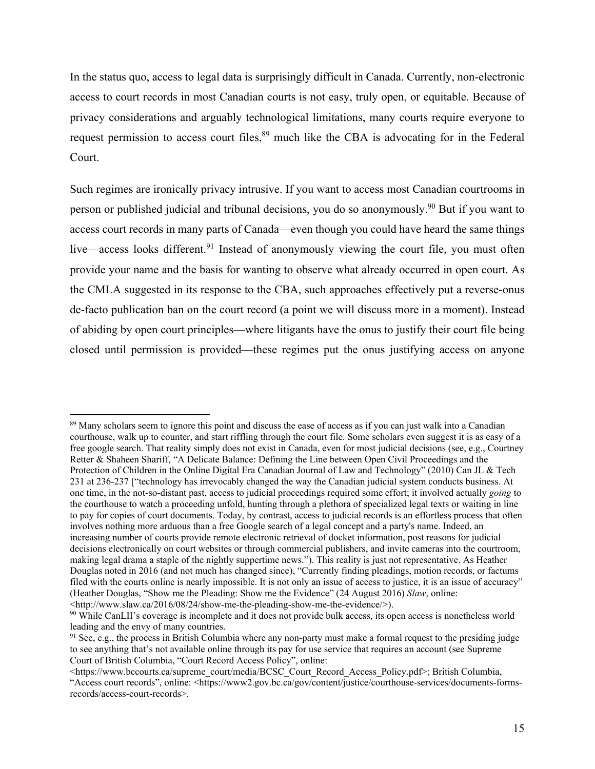In the status quo, access to legal data is surprisingly difficult in Canada. Currently, non-electronic access to court records in most Canadian courts is not easy, truly open, or equitable. Because of privacy considerations and arguably technological limitations, many courts require everyone to request permission to access court files,[89] much like the CBA is advocating for in the Federal Court.

Such regimes are ironically privacy intrusive. If you want to access most Canadian courtrooms in person or published judicial and tribunal decisions, you do so anonymously.[90] But if you want to access court records in many parts of Canada—even though you could have heard the same things live—access looks different.[91] Instead of anonymously viewing the court file, you must often provide your name and the basis for wanting to observe what already occurred in open court. As the CMLA suggested in its response to the CBA, such approaches effectively put a reverse-onus de-facto publication ban on the court record (a point we will discuss more in a moment). Instead of abiding by open court principles—where litigants have the onus to justify their court file being closed until permission is provided—these regimes put the onus justifying access on anyone

---

[89] Many scholars seem to ignore this point and discuss the ease of access as if you can just walk into a Canadian courthouse, walk up to counter, and start riffling through the court file. Some scholars even suggest it is as easy of a free google search. That reality simply does not exist in Canada, even for most judicial decisions (see, e.g., Courtney Retter & Shaheen Shariff, "A Delicate Balance: Defining the Line between Open Civil Proceedings and the Protection of Children in the Online Digital Era Canadian Journal of Law and Technology" (2010) Can JL & Tech 231 at 236-237 ["technology has irrevocably changed the way the Canadian judicial system conducts business. At one time, in the not-so-distant past, access to judicial proceedings required some effort; it involved actually *going* to the courthouse to watch a proceeding unfold, hunting through a plethora of specialized legal texts or waiting in line to pay for copies of court documents. Today, by contrast, access to judicial records is an effortless process that often involves nothing more arduous than a free Google search of a legal concept and a party's name. Indeed, an increasing number of courts provide remote electronic retrieval of docket information, post reasons for judicial decisions electronically on court websites or through commercial publishers, and invite cameras into the courtroom, making legal drama a staple of the nightly suppertime news."). This reality is just not representative. As Heather Douglas noted in 2016 (and not much has changed since), "Currently finding pleadings, motion records, or factums filed with the courts online is nearly impossible. It is not only an issue of access to justice, it is an issue of accuracy" (Heather Douglas, "Show me the Pleading: Show me the Evidence" (24 August 2016) *Slaw*, online: <http://www.slaw.ca/2016/08/24/show-me-the-pleading-show-me-the-evidence/>).

[90] While CanLII's coverage is incomplete and it does not provide bulk access, its open access is nonetheless world leading and the envy of many countries.

[91] See, e.g., the process in British Columbia where any non-party must make a formal request to the presiding judge to see anything that's not available online through its pay for use service that requires an account (see Supreme Court of British Columbia, "Court Record Access Policy", online: <https://www.bccourts.ca/supreme_court/media/BCSC_Court_Record_Access_Policy.pdf>; British Columbia, "Access court records", online: <https://www2.gov.bc.ca/gov/content/justice/courthouse-services/documents-forms-records/access-court-records>.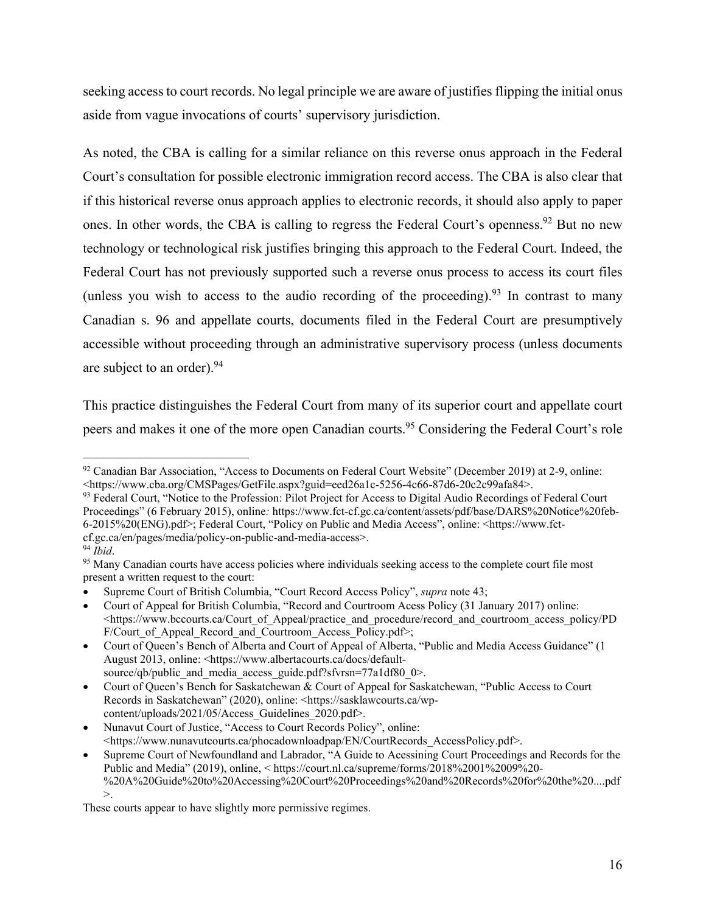seeking access to court records. No legal principle we are aware of justifies flipping the initial onus aside from vague invocations of courts' supervisory jurisdiction.

As noted, the CBA is calling for a similar reliance on this reverse onus approach in the Federal Court's consultation for possible electronic immigration record access. The CBA is also clear that if this historical reverse onus approach applies to electronic records, it should also apply to paper ones. In other words, the CBA is calling to regress the Federal Court's openness.[92] But no new technology or technological risk justifies bringing this approach to the Federal Court. Indeed, the Federal Court has not previously supported such a reverse onus process to access its court files (unless you wish to access to the audio recording of the proceeding).[93] In contrast to many Canadian s. 96 and appellate courts, documents filed in the Federal Court are presumptively accessible without proceeding through an administrative supervisory process (unless documents are subject to an order).[94]

This practice distinguishes the Federal Court from many of its superior court and appellate court peers and makes it one of the more open Canadian courts.[95] Considering the Federal Court's role

---

[92] Canadian Bar Association, "Access to Documents on Federal Court Website" (December 2019) at 2-9, online: <https://www.cba.org/CMSPages/GetFile.aspx?guid=eed26a1c-5256-4c66-87d6-20c2c99afa84>.

[93] Federal Court, "Notice to the Profession: Pilot Project for Access to Digital Audio Recordings of Federal Court Proceedings" (6 February 2015), online*:* https://www.fct-cf.gc.ca/content/assets/pdf/base/DARS%20Notice%20feb-6-2015%20(ENG).pdf>; Federal Court, "Policy on Public and Media Access", online: <https://www.fct-cf.gc.ca/en/pages/media/policy-on-public-and-media-access>.

[94] *Ibid*.

[95] Many Canadian courts have access policies where individuals seeking access to the complete court file most present a written request to the court:

- Supreme Court of British Columbia, "Court Record Access Policy", *supra* note 43;
- Court of Appeal for British Columbia, "Record and Courtroom Acess Policy (31 January 2017) online: <https://www.bccourts.ca/Court_of_Appeal/practice_and_procedure/record_and_courtroom_access_policy/PDF/Court_of_Appeal_Record_and_Courtroom_Access_Policy.pdf>;
- Court of Queen's Bench of Alberta and Court of Appeal of Alberta, "Public and Media Access Guidance" (1 August 2013, online: <https://www.albertacourts.ca/docs/default-source/qb/public_and_media_access_guide.pdf?sfvrsn=77a1df80_0>.
- Court of Queen's Bench for Saskatchewan & Court of Appeal for Saskatchewan, "Public Access to Court Records in Saskatchewan" (2020), online: <https://sasklawcourts.ca/wp-content/uploads/2021/05/Access_Guidelines_2020.pdf>.
- Nunavut Court of Justice, "Access to Court Records Policy", online: <https://www.nunavutcourts.ca/phocadownloadpap/EN/CourtRecords_AccessPolicy.pdf>.
- Supreme Court of Newfoundland and Labrador, "A Guide to Acessining Court Proceedings and Records for the Public and Media" (2019), online, < https://court.nl.ca/supreme/forms/2018%2001%2009%20-%20A%20Guide%20to%20Accessing%20Court%20Proceedings%20and%20Records%20for%20the%20....pdf >.

These courts appear to have slightly more permissive regimes.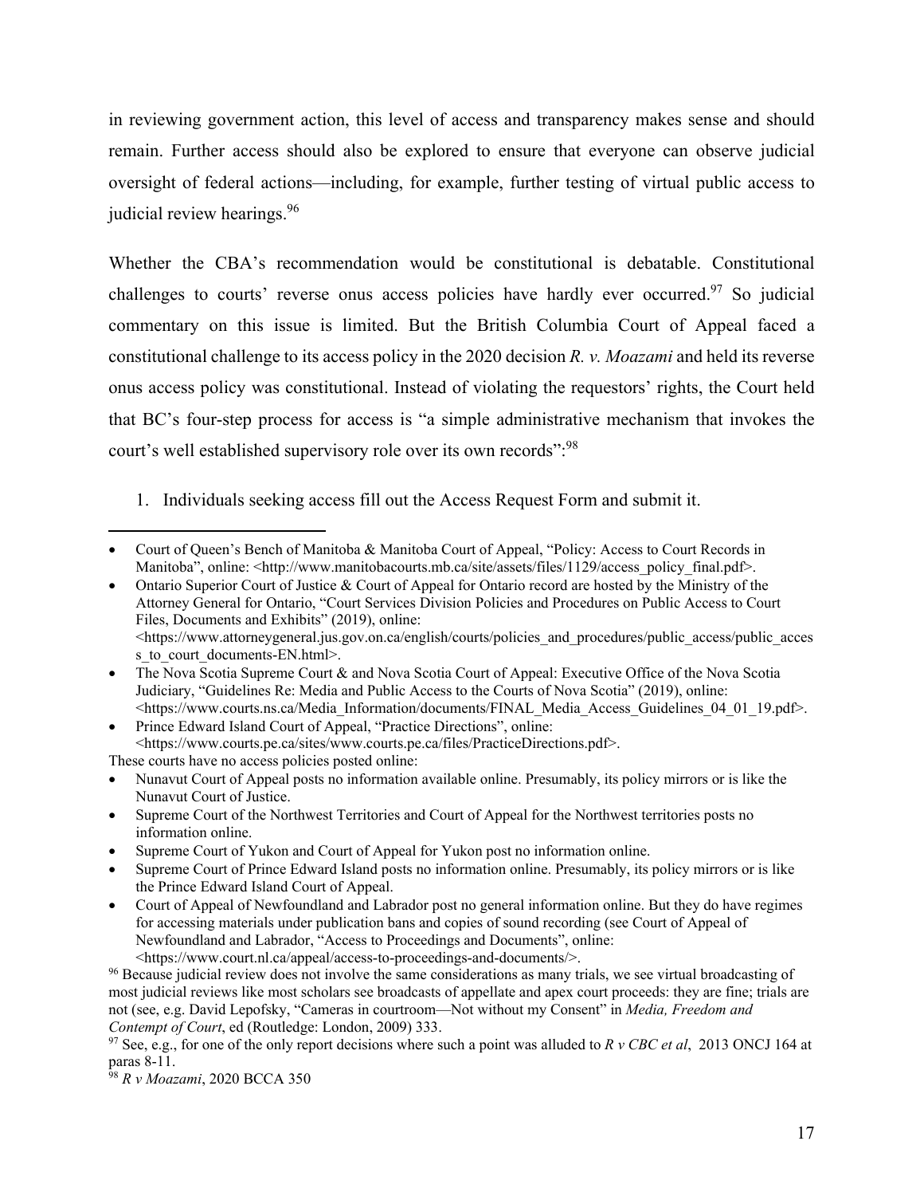in reviewing government action, this level of access and transparency makes sense and should remain. Further access should also be explored to ensure that everyone can observe judicial oversight of federal actions—including, for example, further testing of virtual public access to judicial review hearings.[96]

Whether the CBA's recommendation would be constitutional is debatable. Constitutional challenges to courts' reverse onus access policies have hardly ever occurred.[97] So judicial commentary on this issue is limited. But the British Columbia Court of Appeal faced a constitutional challenge to its access policy in the 2020 decision *R. v. Moazami* and held its reverse onus access policy was constitutional. Instead of violating the requestors' rights, the Court held that BC's four-step process for access is "a simple administrative mechanism that invokes the court's well established supervisory role over its own records":[98]

1. Individuals seeking access fill out the Access Request Form and submit it.

---

- Court of Queen's Bench of Manitoba & Manitoba Court of Appeal, "Policy: Access to Court Records in Manitoba", online: <http://www.manitobacourts.mb.ca/site/assets/files/1129/access_policy_final.pdf>.
- Ontario Superior Court of Justice & Court of Appeal for Ontario record are hosted by the Ministry of the Attorney General for Ontario, "Court Services Division Policies and Procedures on Public Access to Court Files, Documents and Exhibits" (2019), online: <https://www.attorneygeneral.jus.gov.on.ca/english/courts/policies_and_procedures/public_access/public_access_to_court_documents-EN.html>.
- The Nova Scotia Supreme Court & and Nova Scotia Court of Appeal: Executive Office of the Nova Scotia Judiciary, "Guidelines Re: Media and Public Access to the Courts of Nova Scotia" (2019), online: <https://www.courts.ns.ca/Media_Information/documents/FINAL_Media_Access_Guidelines_04_01_19.pdf>.
- Prince Edward Island Court of Appeal, "Practice Directions", online: <https://www.courts.pe.ca/sites/www.courts.pe.ca/files/PracticeDirections.pdf>.

These courts have no access policies posted online:

- Nunavut Court of Appeal posts no information available online. Presumably, its policy mirrors or is like the Nunavut Court of Justice.
- Supreme Court of the Northwest Territories and Court of Appeal for the Northwest territories posts no information online.
- Supreme Court of Yukon and Court of Appeal for Yukon post no information online.
- Supreme Court of Prince Edward Island posts no information online. Presumably, its policy mirrors or is like the Prince Edward Island Court of Appeal.
- Court of Appeal of Newfoundland and Labrador post no general information online. But they do have regimes for accessing materials under publication bans and copies of sound recording (see Court of Appeal of Newfoundland and Labrador, "Access to Proceedings and Documents", online: <https://www.court.nl.ca/appeal/access-to-proceedings-and-documents/>.

[96] Because judicial review does not involve the same considerations as many trials, we see virtual broadcasting of most judicial reviews like most scholars see broadcasts of appellate and apex court proceeds: they are fine; trials are not (see, e.g. David Lepofsky, "Cameras in courtroom—Not without my Consent" in *Media, Freedom and Contempt of Court*, ed (Routledge: London, 2009) 333.

[97] See, e.g., for one of the only report decisions where such a point was alluded to *R v CBC et al*, 2013 ONCJ 164 at paras 8-11.

[98] *R v Moazami*, 2020 BCCA 350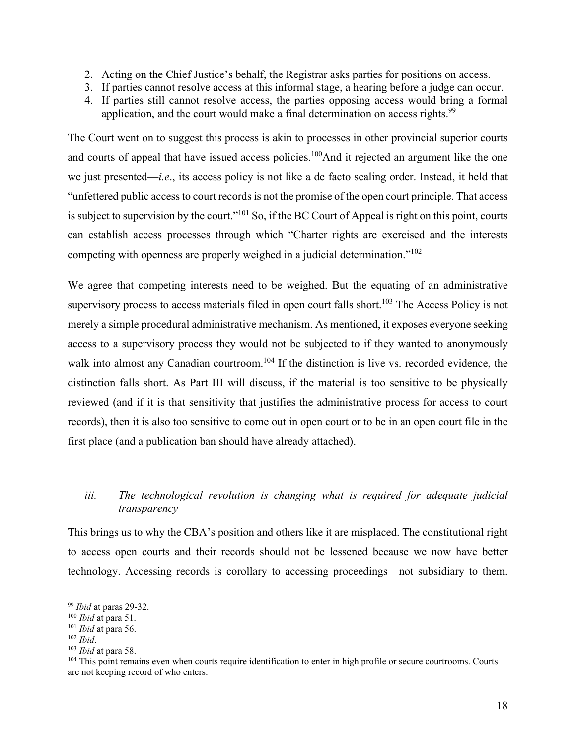2. Acting on the Chief Justice's behalf, the Registrar asks parties for positions on access.
3. If parties cannot resolve access at this informal stage, a hearing before a judge can occur.
4. If parties still cannot resolve access, the parties opposing access would bring a formal application, and the court would make a final determination on access rights.[99]

The Court went on to suggest this process is akin to processes in other provincial superior courts and courts of appeal that have issued access policies.[100]And it rejected an argument like the one we just presented—*i.e*., its access policy is not like a de facto sealing order. Instead, it held that "unfettered public access to court records is not the promise of the open court principle. That access is subject to supervision by the court."[101] So, if the BC Court of Appeal is right on this point, courts can establish access processes through which "Charter rights are exercised and the interests competing with openness are properly weighed in a judicial determination."[102]

We agree that competing interests need to be weighed. But the equating of an administrative supervisory process to access materials filed in open court falls short.[103] The Access Policy is not merely a simple procedural administrative mechanism. As mentioned, it exposes everyone seeking access to a supervisory process they would not be subjected to if they wanted to anonymously walk into almost any Canadian courtroom.[104] If the distinction is live vs. recorded evidence, the distinction falls short. As Part III will discuss, if the material is too sensitive to be physically reviewed (and if it is that sensitivity that justifies the administrative process for access to court records), then it is also too sensitive to come out in open court or to be in an open court file in the first place (and a publication ban should have already attached).

### *iii. The technological revolution is changing what is required for adequate judicial transparency*

This brings us to why the CBA's position and others like it are misplaced. The constitutional right to access open courts and their records should not be lessened because we now have better technology. Accessing records is corollary to accessing proceedings—not subsidiary to them.

---

[99] *Ibid* at paras 29-32.

[100] *Ibid* at para 51.

[101] *Ibid* at para 56.

[102] *Ibid*.

[103] *Ibid* at para 58.

[104] This point remains even when courts require identification to enter in high profile or secure courtrooms. Courts are not keeping record of who enters.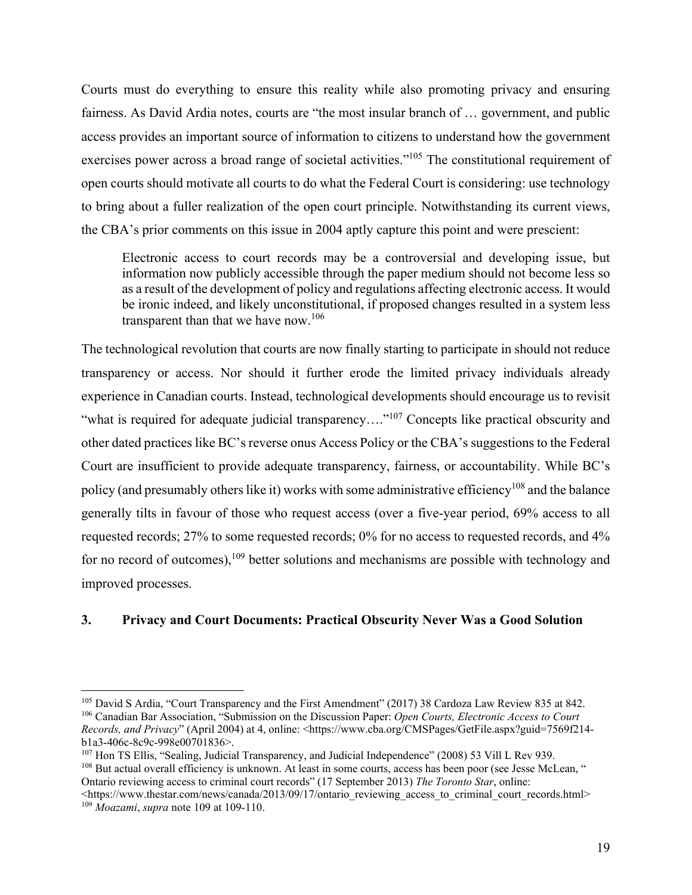Courts must do everything to ensure this reality while also promoting privacy and ensuring fairness. As David Ardia notes, courts are "the most insular branch of … government, and public access provides an important source of information to citizens to understand how the government exercises power across a broad range of societal activities."[105] The constitutional requirement of open courts should motivate all courts to do what the Federal Court is considering: use technology to bring about a fuller realization of the open court principle. Notwithstanding its current views, the CBA's prior comments on this issue in 2004 aptly capture this point and were prescient:

> Electronic access to court records may be a controversial and developing issue, but information now publicly accessible through the paper medium should not become less so as a result of the development of policy and regulations affecting electronic access. It would be ironic indeed, and likely unconstitutional, if proposed changes resulted in a system less transparent than that we have now.[106]

The technological revolution that courts are now finally starting to participate in should not reduce transparency or access. Nor should it further erode the limited privacy individuals already experience in Canadian courts. Instead, technological developments should encourage us to revisit "what is required for adequate judicial transparency…."[107] Concepts like practical obscurity and other dated practices like BC's reverse onus Access Policy or the CBA's suggestions to the Federal Court are insufficient to provide adequate transparency, fairness, or accountability. While BC's policy (and presumably others like it) works with some administrative efficiency[108] and the balance generally tilts in favour of those who request access (over a five-year period, 69% access to all requested records; 27% to some requested records; 0% for no access to requested records, and 4% for no record of outcomes),[109] better solutions and mechanisms are possible with technology and improved processes.

### 3. Privacy and Court Documents: Practical Obscurity Never Was a Good Solution

---

[105] David S Ardia, "Court Transparency and the First Amendment" (2017) 38 Cardoza Law Review 835 at 842.

[106] Canadian Bar Association, "Submission on the Discussion Paper: *Open Courts, Electronic Access to Court Records, and Privacy*" (April 2004) at 4, online: <https://www.cba.org/CMSPages/GetFile.aspx?guid=7569f214-b1a3-406c-8c9c-998e00701836>.

[107] Hon TS Ellis, "Sealing, Judicial Transparency, and Judicial Independence" (2008) 53 Vill L Rev 939.

[108] But actual overall efficiency is unknown. At least in some courts, access has been poor (see Jesse McLean, " Ontario reviewing access to criminal court records" (17 September 2013) *The Toronto Star*, online: <https://www.thestar.com/news/canada/2013/09/17/ontario_reviewing_access_to_criminal_court_records.html>

[109] *Moazami*, *supra* note 109 at 109-110.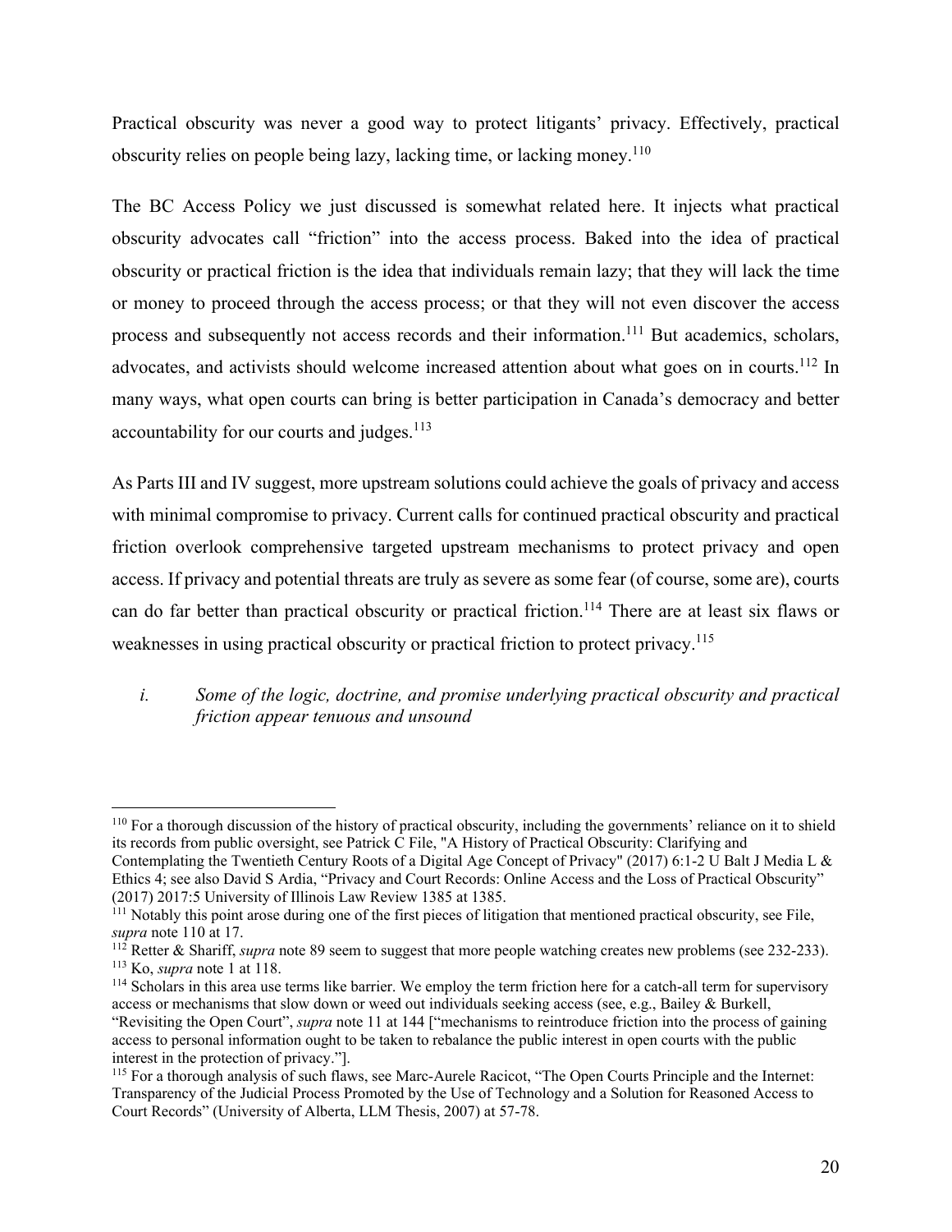Practical obscurity was never a good way to protect litigants' privacy. Effectively, practical obscurity relies on people being lazy, lacking time, or lacking money.[110]

The BC Access Policy we just discussed is somewhat related here. It injects what practical obscurity advocates call "friction" into the access process. Baked into the idea of practical obscurity or practical friction is the idea that individuals remain lazy; that they will lack the time or money to proceed through the access process; or that they will not even discover the access process and subsequently not access records and their information.[111] But academics, scholars, advocates, and activists should welcome increased attention about what goes on in courts.[112] In many ways, what open courts can bring is better participation in Canada's democracy and better accountability for our courts and judges.[113]

As Parts III and IV suggest, more upstream solutions could achieve the goals of privacy and access with minimal compromise to privacy. Current calls for continued practical obscurity and practical friction overlook comprehensive targeted upstream mechanisms to protect privacy and open access. If privacy and potential threats are truly as severe as some fear (of course, some are), courts can do far better than practical obscurity or practical friction.[114] There are at least six flaws or weaknesses in using practical obscurity or practical friction to protect privacy.[115]

*i. Some of the logic, doctrine, and promise underlying practical obscurity and practical friction appear tenuous and unsound*

---

[110] For a thorough discussion of the history of practical obscurity, including the governments' reliance on it to shield its records from public oversight, see Patrick C File, "A History of Practical Obscurity: Clarifying and Contemplating the Twentieth Century Roots of a Digital Age Concept of Privacy" (2017) 6:1-2 U Balt J Media L & Ethics 4; see also David S Ardia, "Privacy and Court Records: Online Access and the Loss of Practical Obscurity" (2017) 2017:5 University of Illinois Law Review 1385 at 1385.

[111] Notably this point arose during one of the first pieces of litigation that mentioned practical obscurity, see File, *supra* note 110 at 17.

[112] Retter & Shariff, *supra* note 89 seem to suggest that more people watching creates new problems (see 232-233).

[113] Ko, *supra* note 1 at 118.

[114] Scholars in this area use terms like barrier. We employ the term friction here for a catch-all term for supervisory access or mechanisms that slow down or weed out individuals seeking access (see, e.g., Bailey & Burkell, "Revisiting the Open Court", *supra* note 11 at 144 ["mechanisms to reintroduce friction into the process of gaining access to personal information ought to be taken to rebalance the public interest in open courts with the public interest in the protection of privacy."].

[115] For a thorough analysis of such flaws, see Marc-Aurele Racicot, "The Open Courts Principle and the Internet: Transparency of the Judicial Process Promoted by the Use of Technology and a Solution for Reasoned Access to Court Records" (University of Alberta, LLM Thesis, 2007) at 57-78.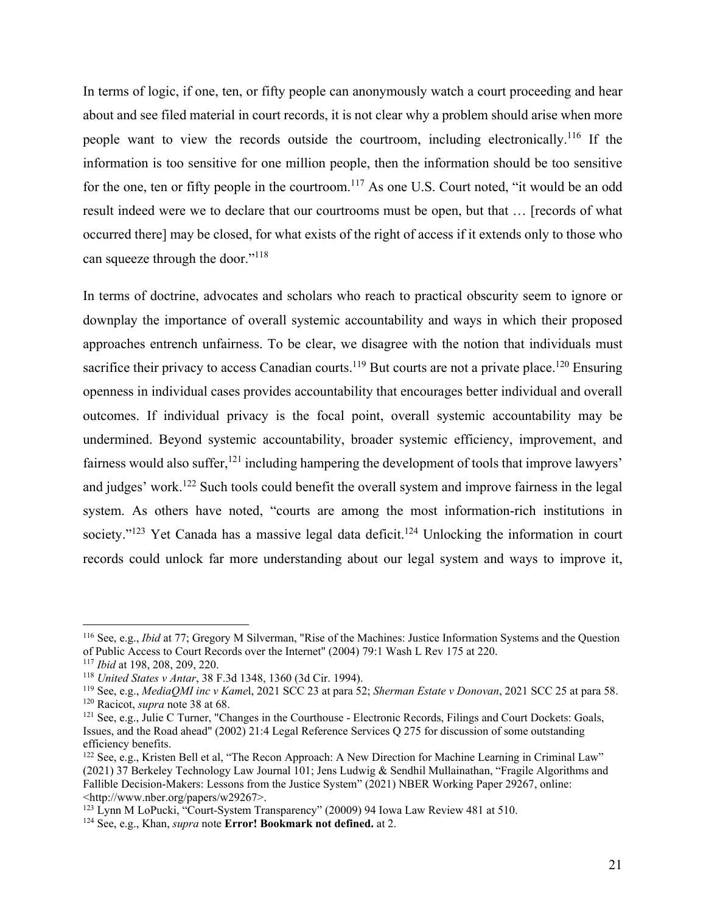In terms of logic, if one, ten, or fifty people can anonymously watch a court proceeding and hear about and see filed material in court records, it is not clear why a problem should arise when more people want to view the records outside the courtroom, including electronically.[116] If the information is too sensitive for one million people, then the information should be too sensitive for the one, ten or fifty people in the courtroom.[117] As one U.S. Court noted, "it would be an odd result indeed were we to declare that our courtrooms must be open, but that … [records of what occurred there] may be closed, for what exists of the right of access if it extends only to those who can squeeze through the door."[118]

In terms of doctrine, advocates and scholars who reach to practical obscurity seem to ignore or downplay the importance of overall systemic accountability and ways in which their proposed approaches entrench unfairness. To be clear, we disagree with the notion that individuals must sacrifice their privacy to access Canadian courts.[119] But courts are not a private place.[120] Ensuring openness in individual cases provides accountability that encourages better individual and overall outcomes. If individual privacy is the focal point, overall systemic accountability may be undermined. Beyond systemic accountability, broader systemic efficiency, improvement, and fairness would also suffer,[121] including hampering the development of tools that improve lawyers' and judges' work.[122] Such tools could benefit the overall system and improve fairness in the legal system. As others have noted, "courts are among the most information-rich institutions in society."[123] Yet Canada has a massive legal data deficit.[124] Unlocking the information in court records could unlock far more understanding about our legal system and ways to improve it,

---

[116] See, e.g., *Ibid* at 77; Gregory M Silverman, "Rise of the Machines: Justice Information Systems and the Question of Public Access to Court Records over the Internet" (2004) 79:1 Wash L Rev 175 at 220.

[117] *Ibid* at 198, 208, 209, 220.

[118] *United States v Antar*, 38 F.3d 1348, 1360 (3d Cir. 1994).

[119] See, e.g., *MediaQMI inc v Kamel*, 2021 SCC 23 at para 52; *Sherman Estate v Donovan*, 2021 SCC 25 at para 58.

[120] Racicot, *supra* note 38 at 68.

[121] See, e.g., Julie C Turner, "Changes in the Courthouse - Electronic Records, Filings and Court Dockets: Goals, Issues, and the Road ahead" (2002) 21:4 Legal Reference Services Q 275 for discussion of some outstanding efficiency benefits.

[122] See, e.g., Kristen Bell et al, "The Recon Approach: A New Direction for Machine Learning in Criminal Law" (2021) 37 Berkeley Technology Law Journal 101; Jens Ludwig & Sendhil Mullainathan, "Fragile Algorithms and Fallible Decision-Makers: Lessons from the Justice System" (2021) NBER Working Paper 29267, online: <http://www.nber.org/papers/w29267>.

[123] Lynn M LoPucki, "Court-System Transparency" (20009) 94 Iowa Law Review 481 at 510.

[124] See, e.g., Khan, *supra* note **Error! Bookmark not defined.** at 2.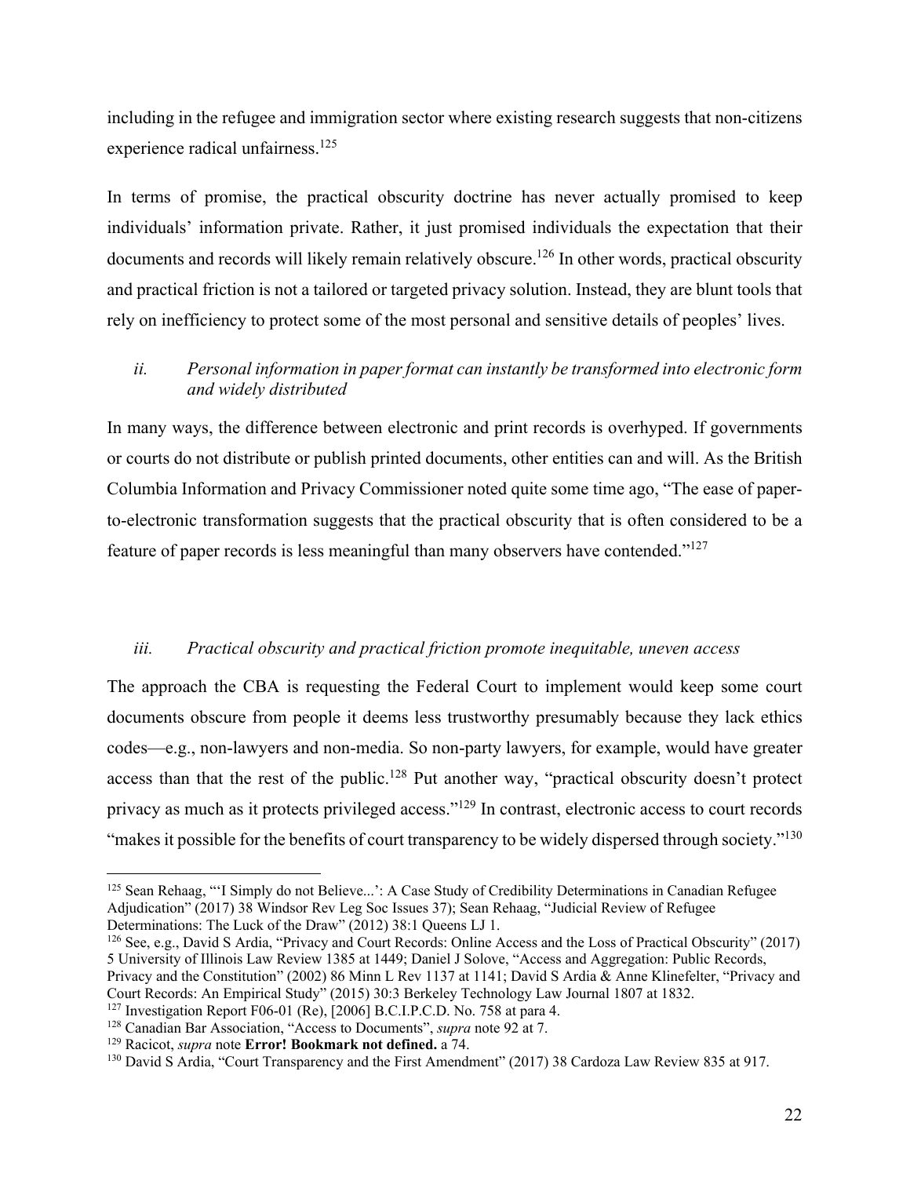including in the refugee and immigration sector where existing research suggests that non-citizens experience radical unfairness.[125]

In terms of promise, the practical obscurity doctrine has never actually promised to keep individuals' information private. Rather, it just promised individuals the expectation that their documents and records will likely remain relatively obscure.[126] In other words, practical obscurity and practical friction is not a tailored or targeted privacy solution. Instead, they are blunt tools that rely on inefficiency to protect some of the most personal and sensitive details of peoples' lives.

### *ii. Personal information in paper format can instantly be transformed into electronic form and widely distributed*

In many ways, the difference between electronic and print records is overhyped. If governments or courts do not distribute or publish printed documents, other entities can and will. As the British Columbia Information and Privacy Commissioner noted quite some time ago, "The ease of paper-to-electronic transformation suggests that the practical obscurity that is often considered to be a feature of paper records is less meaningful than many observers have contended."[127]

### *iii. Practical obscurity and practical friction promote inequitable, uneven access*

The approach the CBA is requesting the Federal Court to implement would keep some court documents obscure from people it deems less trustworthy presumably because they lack ethics codes—e.g., non-lawyers and non-media. So non-party lawyers, for example, would have greater access than that the rest of the public.[128] Put another way, "practical obscurity doesn't protect privacy as much as it protects privileged access."[129] In contrast, electronic access to court records "makes it possible for the benefits of court transparency to be widely dispersed through society."[130]

---

[125] Sean Rehaag, "'I Simply do not Believe...': A Case Study of Credibility Determinations in Canadian Refugee Adjudication" (2017) 38 Windsor Rev Leg Soc Issues 37); Sean Rehaag, "Judicial Review of Refugee Determinations: The Luck of the Draw" (2012) 38:1 Queens LJ 1.

[126] See, e.g., David S Ardia, "Privacy and Court Records: Online Access and the Loss of Practical Obscurity" (2017) 5 University of Illinois Law Review 1385 at 1449; Daniel J Solove, "Access and Aggregation: Public Records, Privacy and the Constitution" (2002) 86 Minn L Rev 1137 at 1141; David S Ardia & Anne Klinefelter, "Privacy and Court Records: An Empirical Study" (2015) 30:3 Berkeley Technology Law Journal 1807 at 1832.

[127] Investigation Report F06-01 (Re), [2006] B.C.I.P.C.D. No. 758 at para 4.

[128] Canadian Bar Association, "Access to Documents", *supra* note 92 at 7.

[129] Racicot, *supra* note **Error! Bookmark not defined.** a 74.

[130] David S Ardia, "Court Transparency and the First Amendment" (2017) 38 Cardoza Law Review 835 at 917.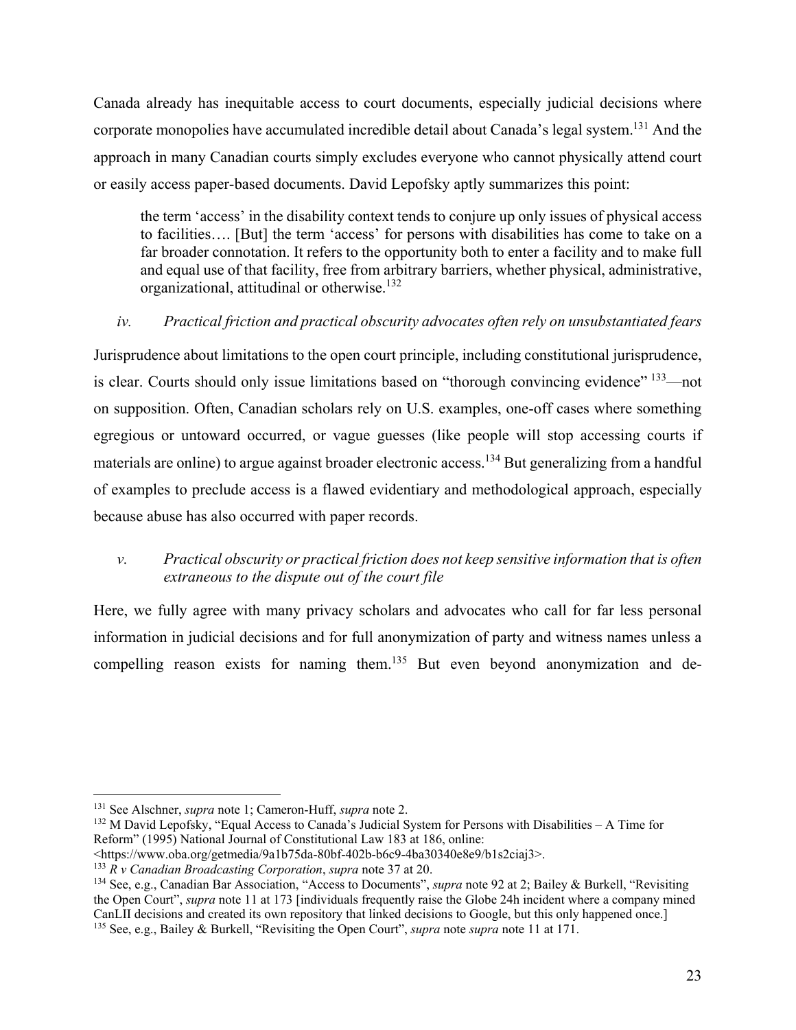Canada already has inequitable access to court documents, especially judicial decisions where corporate monopolies have accumulated incredible detail about Canada's legal system.[131] And the approach in many Canadian courts simply excludes everyone who cannot physically attend court or easily access paper-based documents. David Lepofsky aptly summarizes this point:

> the term 'access' in the disability context tends to conjure up only issues of physical access to facilities…. [But] the term 'access' for persons with disabilities has come to take on a far broader connotation. It refers to the opportunity both to enter a facility and to make full and equal use of that facility, free from arbitrary barriers, whether physical, administrative, organizational, attitudinal or otherwise.[132]

*iv. Practical friction and practical obscurity advocates often rely on unsubstantiated fears*

Jurisprudence about limitations to the open court principle, including constitutional jurisprudence, is clear. Courts should only issue limitations based on "thorough convincing evidence" [133]—not on supposition. Often, Canadian scholars rely on U.S. examples, one-off cases where something egregious or untoward occurred, or vague guesses (like people will stop accessing courts if materials are online) to argue against broader electronic access.[134] But generalizing from a handful of examples to preclude access is a flawed evidentiary and methodological approach, especially because abuse has also occurred with paper records.

*v. Practical obscurity or practical friction does not keep sensitive information that is often extraneous to the dispute out of the court file*

Here, we fully agree with many privacy scholars and advocates who call for far less personal information in judicial decisions and for full anonymization of party and witness names unless a compelling reason exists for naming them.[135] But even beyond anonymization and de-

---

[131] See Alschner, *supra* note 1; Cameron-Huff, *supra* note 2.

[132] M David Lepofsky, "Equal Access to Canada's Judicial System for Persons with Disabilities – A Time for Reform" (1995) National Journal of Constitutional Law 183 at 186, online: <https://www.oba.org/getmedia/9a1b75da-80bf-402b-b6c9-4ba30340e8e9/b1s2ciaj3>.

[133] *R v Canadian Broadcasting Corporation*, *supra* note 37 at 20.

[134] See, e.g., Canadian Bar Association, "Access to Documents", *supra* note 92 at 2; Bailey & Burkell, "Revisiting the Open Court", *supra* note 11 at 173 [individuals frequently raise the Globe 24h incident where a company mined CanLII decisions and created its own repository that linked decisions to Google, but this only happened once.]

[135] See, e.g., Bailey & Burkell, "Revisiting the Open Court", *supra* note *supra* note 11 at 171.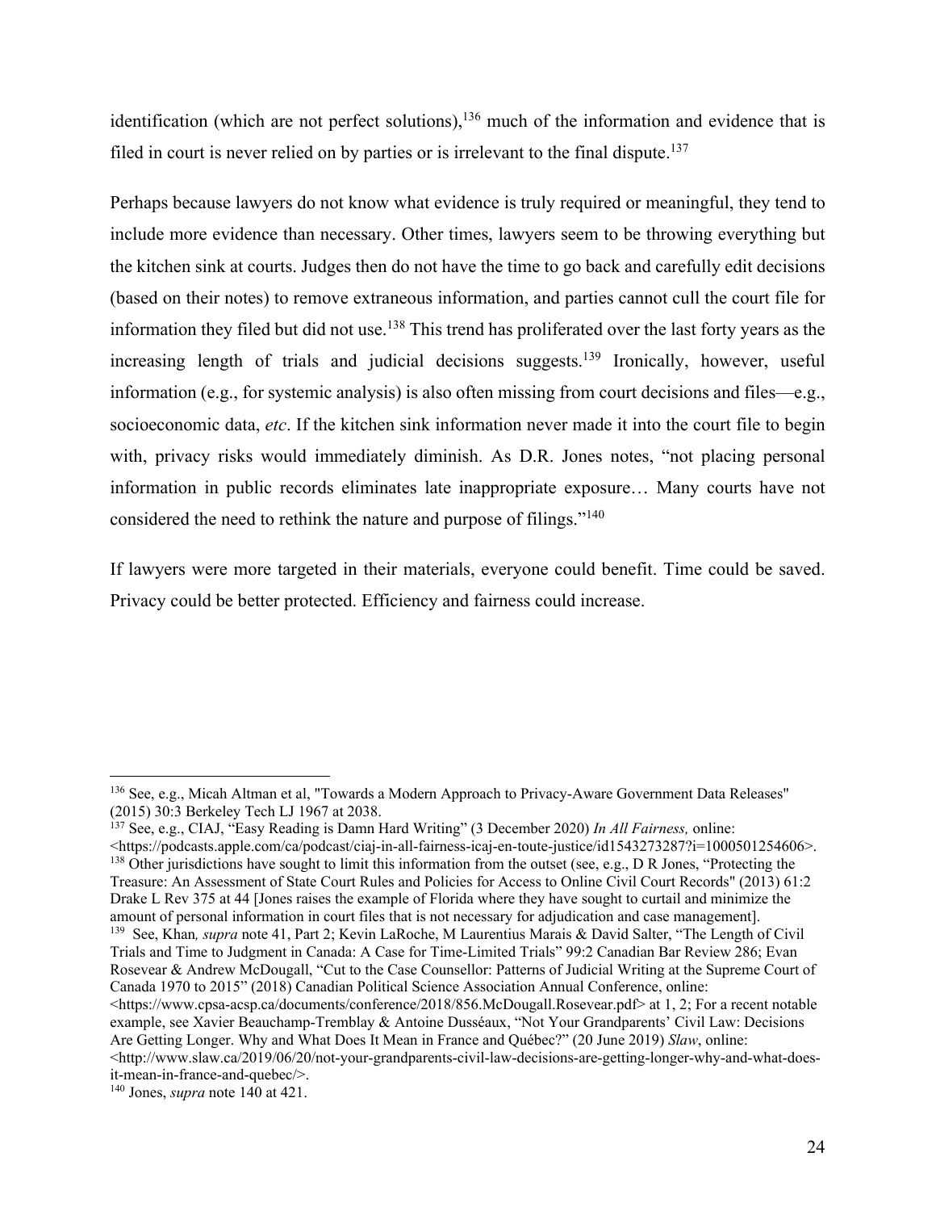identification (which are not perfect solutions),[136] much of the information and evidence that is filed in court is never relied on by parties or is irrelevant to the final dispute.[137]

Perhaps because lawyers do not know what evidence is truly required or meaningful, they tend to include more evidence than necessary. Other times, lawyers seem to be throwing everything but the kitchen sink at courts. Judges then do not have the time to go back and carefully edit decisions (based on their notes) to remove extraneous information, and parties cannot cull the court file for information they filed but did not use.[138] This trend has proliferated over the last forty years as the increasing length of trials and judicial decisions suggests.[139] Ironically, however, useful information (e.g., for systemic analysis) is also often missing from court decisions and files—e.g., socioeconomic data, *etc*. If the kitchen sink information never made it into the court file to begin with, privacy risks would immediately diminish. As D.R. Jones notes, "not placing personal information in public records eliminates late inappropriate exposure… Many courts have not considered the need to rethink the nature and purpose of filings."[140]

If lawyers were more targeted in their materials, everyone could benefit. Time could be saved. Privacy could be better protected. Efficiency and fairness could increase.

---

[136] See, e.g., Micah Altman et al, "Towards a Modern Approach to Privacy-Aware Government Data Releases" (2015) 30:3 Berkeley Tech LJ 1967 at 2038.

[137] See, e.g., CIAJ, "Easy Reading is Damn Hard Writing" (3 December 2020) *In All Fairness,* online: <https://podcasts.apple.com/ca/podcast/ciaj-in-all-fairness-icaj-en-toute-justice/id1543273287?i=1000501254606>.

[138] Other jurisdictions have sought to limit this information from the outset (see, e.g., D R Jones, "Protecting the Treasure: An Assessment of State Court Rules and Policies for Access to Online Civil Court Records" (2013) 61:2 Drake L Rev 375 at 44 [Jones raises the example of Florida where they have sought to curtail and minimize the amount of personal information in court files that is not necessary for adjudication and case management].

[139] See, Khan*, supra* note 41, Part 2; Kevin LaRoche, M Laurentius Marais & David Salter, "The Length of Civil Trials and Time to Judgment in Canada: A Case for Time-Limited Trials" 99:2 Canadian Bar Review 286; Evan Rosevear & Andrew McDougall, "Cut to the Case Counsellor: Patterns of Judicial Writing at the Supreme Court of Canada 1970 to 2015" (2018) Canadian Political Science Association Annual Conference, online: <https://www.cpsa-acsp.ca/documents/conference/2018/856.McDougall.Rosevear.pdf> at 1, 2; For a recent notable example, see Xavier Beauchamp-Tremblay & Antoine Dusséaux, "Not Your Grandparents' Civil Law: Decisions Are Getting Longer. Why and What Does It Mean in France and Québec?" (20 June 2019) *Slaw*, online: <http://www.slaw.ca/2019/06/20/not-your-grandparents-civil-law-decisions-are-getting-longer-why-and-what-does-it-mean-in-france-and-quebec/>.

[140] Jones, *supra* note 140 at 421.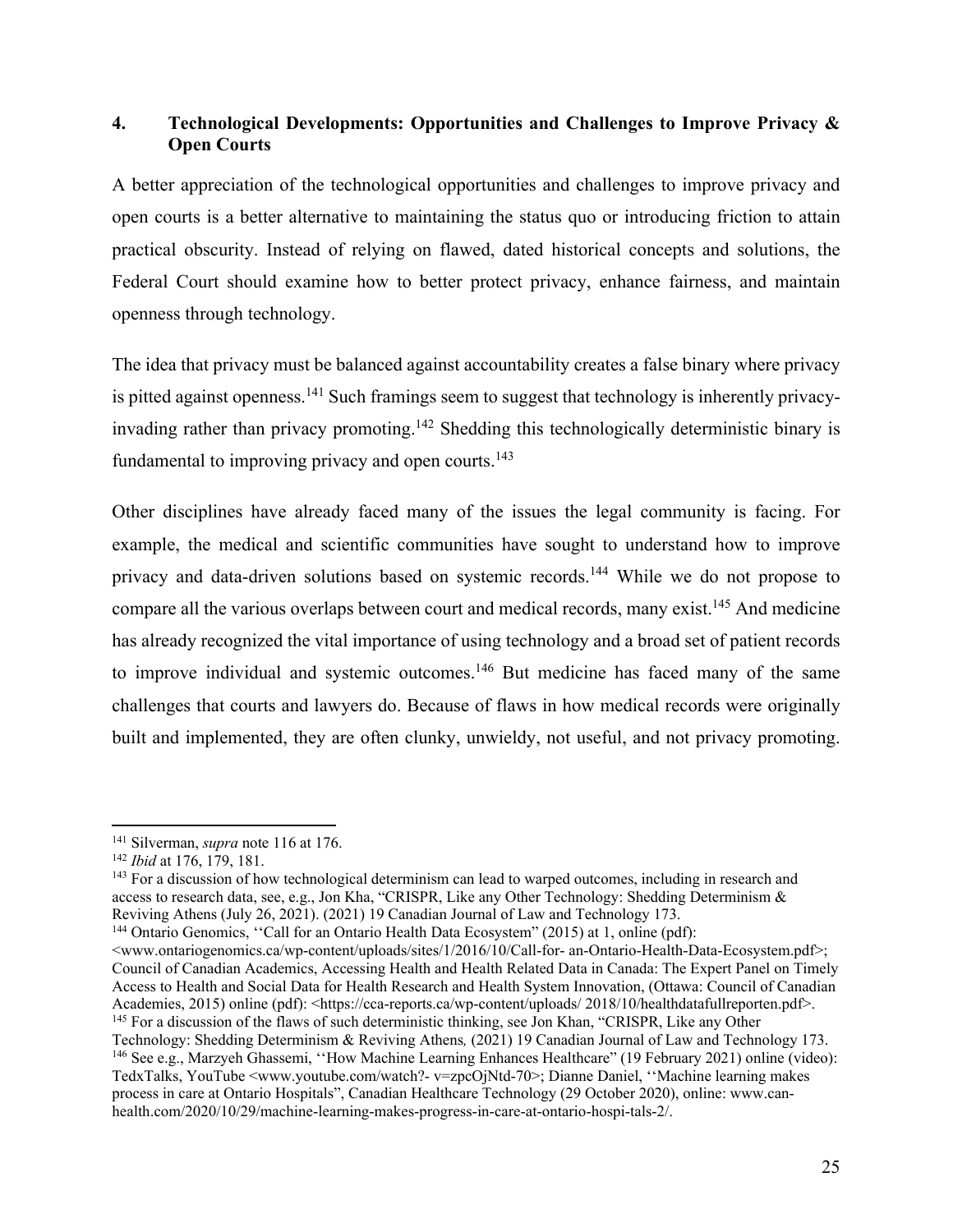## 4. Technological Developments: Opportunities and Challenges to Improve Privacy & Open Courts

A better appreciation of the technological opportunities and challenges to improve privacy and open courts is a better alternative to maintaining the status quo or introducing friction to attain practical obscurity. Instead of relying on flawed, dated historical concepts and solutions, the Federal Court should examine how to better protect privacy, enhance fairness, and maintain openness through technology.

The idea that privacy must be balanced against accountability creates a false binary where privacy is pitted against openness.[141] Such framings seem to suggest that technology is inherently privacy-invading rather than privacy promoting.[142] Shedding this technologically deterministic binary is fundamental to improving privacy and open courts.[143]

Other disciplines have already faced many of the issues the legal community is facing. For example, the medical and scientific communities have sought to understand how to improve privacy and data-driven solutions based on systemic records.[144] While we do not propose to compare all the various overlaps between court and medical records, many exist.[145] And medicine has already recognized the vital importance of using technology and a broad set of patient records to improve individual and systemic outcomes.[146] But medicine has faced many of the same challenges that courts and lawyers do. Because of flaws in how medical records were originally built and implemented, they are often clunky, unwieldy, not useful, and not privacy promoting.

---

[141] Silverman, *supra* note 116 at 176.

[142] *Ibid* at 176, 179, 181.

[143] For a discussion of how technological determinism can lead to warped outcomes, including in research and access to research data, see, e.g., Jon Kha, "CRISPR, Like any Other Technology: Shedding Determinism & Reviving Athens (July 26, 2021). (2021) 19 Canadian Journal of Law and Technology 173.

[144] Ontario Genomics, ''Call for an Ontario Health Data Ecosystem" (2015) at 1, online (pdf): <www.ontariogenomics.ca/wp-content/uploads/sites/1/2016/10/Call-for- an-Ontario-Health-Data-Ecosystem.pdf>; Council of Canadian Academics, Accessing Health and Health Related Data in Canada: The Expert Panel on Timely Access to Health and Social Data for Health Research and Health System Innovation, (Ottawa: Council of Canadian Academies, 2015) online (pdf): <https://cca-reports.ca/wp-content/uploads/ 2018/10/healthdatafullreporten.pdf>.

[145] For a discussion of the flaws of such deterministic thinking, see Jon Khan, "CRISPR, Like any Other Technology: Shedding Determinism & Reviving Athens*,* (2021) 19 Canadian Journal of Law and Technology 173.

[146] See e.g., Marzyeh Ghassemi, ''How Machine Learning Enhances Healthcare" (19 February 2021) online (video): TedxTalks, YouTube <www.youtube.com/watch?- v=zpcOjNtd-70>; Dianne Daniel, ''Machine learning makes process in care at Ontario Hospitals", Canadian Healthcare Technology (29 October 2020), online: www.can-health.com/2020/10/29/machine-learning-makes-progress-in-care-at-ontario-hospi-tals-2/.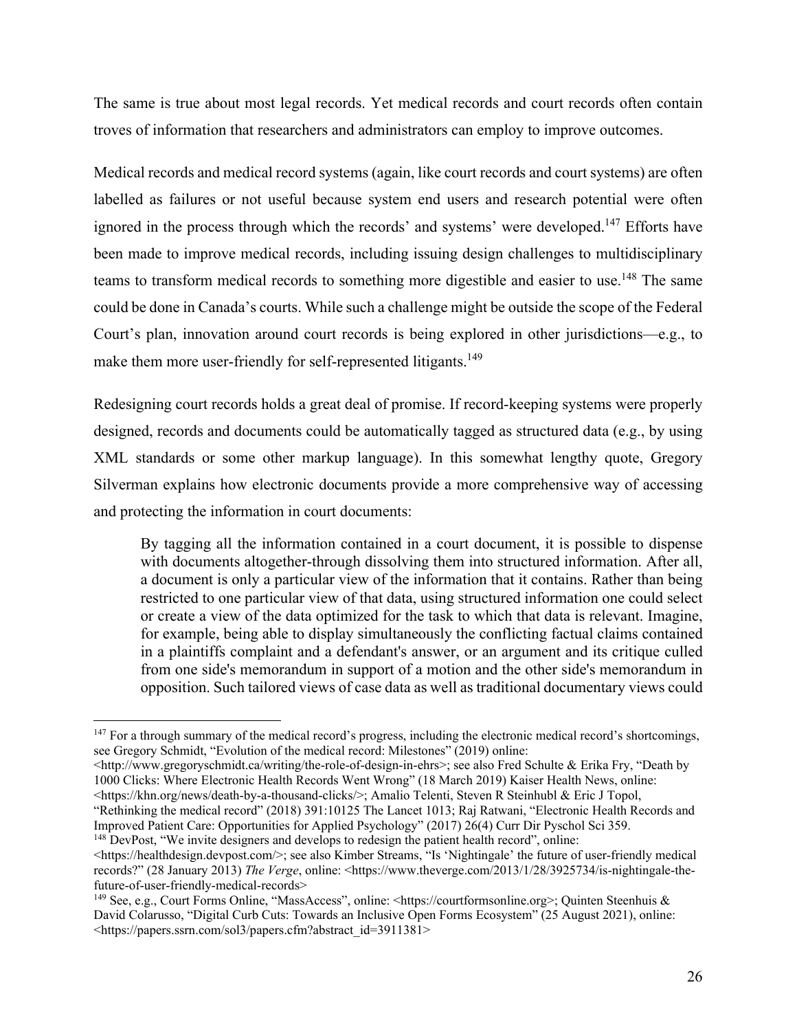The same is true about most legal records. Yet medical records and court records often contain troves of information that researchers and administrators can employ to improve outcomes.

Medical records and medical record systems (again, like court records and court systems) are often labelled as failures or not useful because system end users and research potential were often ignored in the process through which the records' and systems' were developed.[147] Efforts have been made to improve medical records, including issuing design challenges to multidisciplinary teams to transform medical records to something more digestible and easier to use.[148] The same could be done in Canada's courts. While such a challenge might be outside the scope of the Federal Court's plan, innovation around court records is being explored in other jurisdictions—e.g., to make them more user-friendly for self-represented litigants.[149]

Redesigning court records holds a great deal of promise. If record-keeping systems were properly designed, records and documents could be automatically tagged as structured data (e.g., by using XML standards or some other markup language). In this somewhat lengthy quote, Gregory Silverman explains how electronic documents provide a more comprehensive way of accessing and protecting the information in court documents:

> By tagging all the information contained in a court document, it is possible to dispense with documents altogether-through dissolving them into structured information. After all, a document is only a particular view of the information that it contains. Rather than being restricted to one particular view of that data, using structured information one could select or create a view of the data optimized for the task to which that data is relevant. Imagine, for example, being able to display simultaneously the conflicting factual claims contained in a plaintiffs complaint and a defendant's answer, or an argument and its critique culled from one side's memorandum in support of a motion and the other side's memorandum in opposition. Such tailored views of case data as well as traditional documentary views could

---

[147] For a through summary of the medical record's progress, including the electronic medical record's shortcomings, see Gregory Schmidt, "Evolution of the medical record: Milestones" (2019) online: <http://www.gregoryschmidt.ca/writing/the-role-of-design-in-ehrs>; see also Fred Schulte & Erika Fry, "Death by 1000 Clicks: Where Electronic Health Records Went Wrong" (18 March 2019) Kaiser Health News, online: <https://khn.org/news/death-by-a-thousand-clicks/>; Amalio Telenti, Steven R Steinhubl & Eric J Topol, "Rethinking the medical record" (2018) 391:10125 The Lancet 1013; Raj Ratwani, "Electronic Health Records and Improved Patient Care: Opportunities for Applied Psychology" (2017) 26(4) Curr Dir Pyschol Sci 359.

[148] DevPost, "We invite designers and develops to redesign the patient health record", online: <https://healthdesign.devpost.com/>; see also Kimber Streams, "Is 'Nightingale' the future of user-friendly medical records?" (28 January 2013) *The Verge*, online: <https://www.theverge.com/2013/1/28/3925734/is-nightingale-the-future-of-user-friendly-medical-records>

[149] See, e.g., Court Forms Online, "MassAccess", online: <https://courtformsonline.org>; Quinten Steenhuis & David Colarusso, "Digital Curb Cuts: Towards an Inclusive Open Forms Ecosystem" (25 August 2021), online: <https://papers.ssrn.com/sol3/papers.cfm?abstract_id=3911381>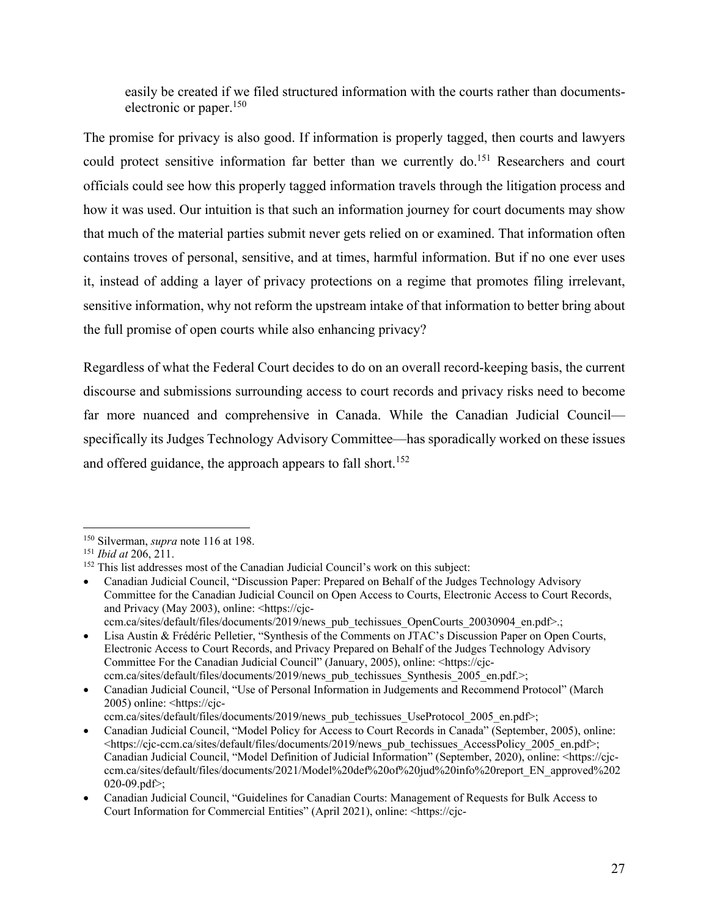> easily be created if we filed structured information with the courts rather than documents-electronic or paper.[150]

The promise for privacy is also good. If information is properly tagged, then courts and lawyers could protect sensitive information far better than we currently do.[151] Researchers and court officials could see how this properly tagged information travels through the litigation process and how it was used. Our intuition is that such an information journey for court documents may show that much of the material parties submit never gets relied on or examined. That information often contains troves of personal, sensitive, and at times, harmful information. But if no one ever uses it, instead of adding a layer of privacy protections on a regime that promotes filing irrelevant, sensitive information, why not reform the upstream intake of that information to better bring about the full promise of open courts while also enhancing privacy?

Regardless of what the Federal Court decides to do on an overall record-keeping basis, the current discourse and submissions surrounding access to court records and privacy risks need to become far more nuanced and comprehensive in Canada. While the Canadian Judicial Council—specifically its Judges Technology Advisory Committee—has sporadically worked on these issues and offered guidance, the approach appears to fall short.[152]

---

[150] Silverman, *supra* note 116 at 198.

[151] *Ibid at* 206, 211.

[152] This list addresses most of the Canadian Judicial Council's work on this subject:

- Canadian Judicial Council, "Discussion Paper: Prepared on Behalf of the Judges Technology Advisory Committee for the Canadian Judicial Council on Open Access to Courts, Electronic Access to Court Records, and Privacy (May 2003), online: <https://cjc-ccm.ca/sites/default/files/documents/2019/news_pub_techissues_OpenCourts_20030904_en.pdf>.;
- Lisa Austin & Frédéric Pelletier, "Synthesis of the Comments on JTAC's Discussion Paper on Open Courts, Electronic Access to Court Records, and Privacy Prepared on Behalf of the Judges Technology Advisory Committee For the Canadian Judicial Council" (January, 2005), online: <https://cjc-ccm.ca/sites/default/files/documents/2019/news_pub_techissues_Synthesis_2005_en.pdf.>;
- Canadian Judicial Council, "Use of Personal Information in Judgements and Recommend Protocol" (March 2005) online: <https://cjc-ccm.ca/sites/default/files/documents/2019/news_pub_techissues_UseProtocol_2005_en.pdf>;
- Canadian Judicial Council, "Model Policy for Access to Court Records in Canada" (September, 2005), online: <https://cjc-ccm.ca/sites/default/files/documents/2019/news_pub_techissues_AccessPolicy_2005_en.pdf>; Canadian Judicial Council, "Model Definition of Judicial Information" (September, 2020), online: <https://cjc-ccm.ca/sites/default/files/documents/2021/Model%20def%20of%20jud%20info%20report_EN_approved%202020-09.pdf>;
- Canadian Judicial Council, "Guidelines for Canadian Courts: Management of Requests for Bulk Access to Court Information for Commercial Entities" (April 2021), online: <https://cjc-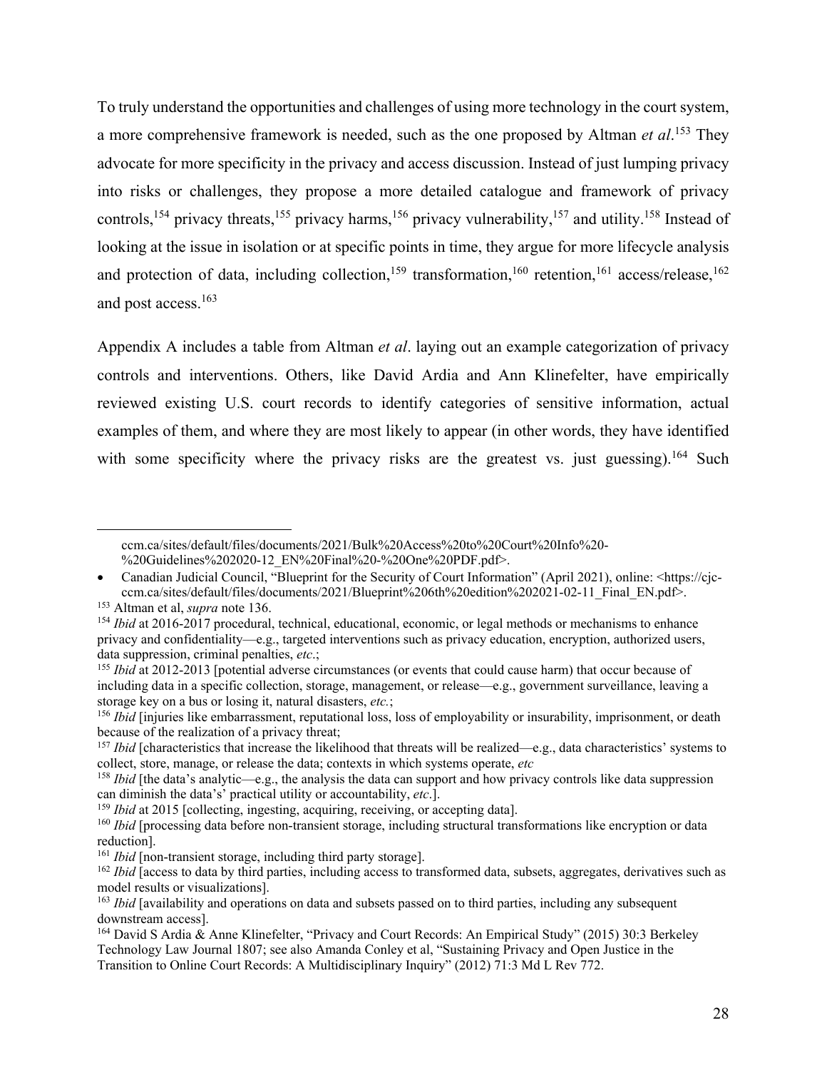To truly understand the opportunities and challenges of using more technology in the court system, a more comprehensive framework is needed, such as the one proposed by Altman *et al*.[153] They advocate for more specificity in the privacy and access discussion. Instead of just lumping privacy into risks or challenges, they propose a more detailed catalogue and framework of privacy controls,[154] privacy threats,[155] privacy harms,[156] privacy vulnerability,[157] and utility.[158] Instead of looking at the issue in isolation or at specific points in time, they argue for more lifecycle analysis and protection of data, including collection,[159] transformation,[160] retention,[161] access/release,[162] and post access.[163]

Appendix A includes a table from Altman *et al*. laying out an example categorization of privacy controls and interventions. Others, like David Ardia and Ann Klinefelter, have empirically reviewed existing U.S. court records to identify categories of sensitive information, actual examples of them, and where they are most likely to appear (in other words, they have identified with some specificity where the privacy risks are the greatest vs. just guessing).[164] Such

---

ccm.ca/sites/default/files/documents/2021/Bulk%20Access%20to%20Court%20Info%20-%20Guidelines%202020-12_EN%20Final%20-%20One%20PDF.pdf>.

- Canadian Judicial Council, "Blueprint for the Security of Court Information" (April 2021), online: <https://cjc-ccm.ca/sites/default/files/documents/2021/Blueprint%206th%20edition%202021-02-11_Final_EN.pdf>.

[153] Altman et al, *supra* note 136.

[154] *Ibid* at 2016-2017 procedural, technical, educational, economic, or legal methods or mechanisms to enhance privacy and confidentiality—e.g., targeted interventions such as privacy education, encryption, authorized users, data suppression, criminal penalties, *etc*.;

[155] *Ibid* at 2012-2013 [potential adverse circumstances (or events that could cause harm) that occur because of including data in a specific collection, storage, management, or release—e.g., government surveillance, leaving a storage key on a bus or losing it, natural disasters, *etc*.;

[156] *Ibid* [injuries like embarrassment, reputational loss, loss of employability or insurability, imprisonment, or death because of the realization of a privacy threat;

[157] *Ibid* [characteristics that increase the likelihood that threats will be realized—e.g., data characteristics' systems to collect, store, manage, or release the data; contexts in which systems operate, *etc*

[158] *Ibid* [the data's analytic—e.g., the analysis the data can support and how privacy controls like data suppression can diminish the data's' practical utility or accountability, *etc*.].

[159] *Ibid* at 2015 [collecting, ingesting, acquiring, receiving, or accepting data].

[160] *Ibid* [processing data before non-transient storage, including structural transformations like encryption or data reduction].

[161] *Ibid* [non-transient storage, including third party storage].

[162] *Ibid* [access to data by third parties, including access to transformed data, subsets, aggregates, derivatives such as model results or visualizations].

[163] *Ibid* [availability and operations on data and subsets passed on to third parties, including any subsequent downstream access].

[164] David S Ardia & Anne Klinefelter, "Privacy and Court Records: An Empirical Study" (2015) 30:3 Berkeley Technology Law Journal 1807; see also Amanda Conley et al, "Sustaining Privacy and Open Justice in the Transition to Online Court Records: A Multidisciplinary Inquiry" (2012) 71:3 Md L Rev 772.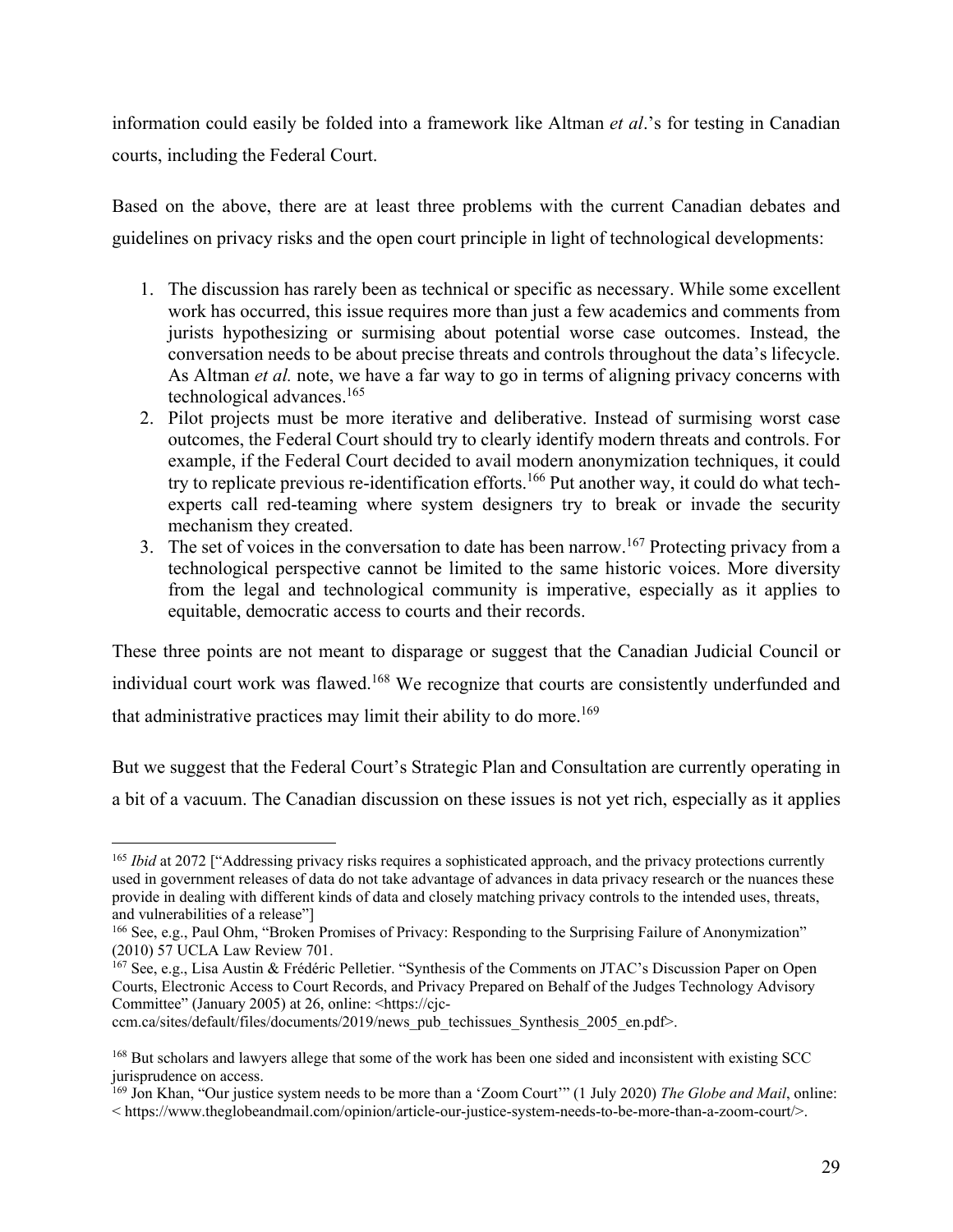information could easily be folded into a framework like Altman *et al*.'s for testing in Canadian courts, including the Federal Court.

Based on the above, there are at least three problems with the current Canadian debates and guidelines on privacy risks and the open court principle in light of technological developments:

1. The discussion has rarely been as technical or specific as necessary. While some excellent work has occurred, this issue requires more than just a few academics and comments from jurists hypothesizing or surmising about potential worse case outcomes. Instead, the conversation needs to be about precise threats and controls throughout the data's lifecycle. As Altman *et al.* note, we have a far way to go in terms of aligning privacy concerns with technological advances.[165]
2. Pilot projects must be more iterative and deliberative. Instead of surmising worst case outcomes, the Federal Court should try to clearly identify modern threats and controls. For example, if the Federal Court decided to avail modern anonymization techniques, it could try to replicate previous re-identification efforts.[166] Put another way, it could do what tech-experts call red-teaming where system designers try to break or invade the security mechanism they created.
3. The set of voices in the conversation to date has been narrow.[167] Protecting privacy from a technological perspective cannot be limited to the same historic voices. More diversity from the legal and technological community is imperative, especially as it applies to equitable, democratic access to courts and their records.

These three points are not meant to disparage or suggest that the Canadian Judicial Council or individual court work was flawed.[168] We recognize that courts are consistently underfunded and that administrative practices may limit their ability to do more.[169]

But we suggest that the Federal Court's Strategic Plan and Consultation are currently operating in a bit of a vacuum. The Canadian discussion on these issues is not yet rich, especially as it applies

---

[165] *Ibid* at 2072 ["Addressing privacy risks requires a sophisticated approach, and the privacy protections currently used in government releases of data do not take advantage of advances in data privacy research or the nuances these provide in dealing with different kinds of data and closely matching privacy controls to the intended uses, threats, and vulnerabilities of a release"]

[166] See, e.g., Paul Ohm, "Broken Promises of Privacy: Responding to the Surprising Failure of Anonymization" (2010) 57 UCLA Law Review 701.

[167] See, e.g., Lisa Austin & Frédéric Pelletier. "Synthesis of the Comments on JTAC's Discussion Paper on Open Courts, Electronic Access to Court Records, and Privacy Prepared on Behalf of the Judges Technology Advisory Committee" (January 2005) at 26, online: <https://cjc-ccm.ca/sites/default/files/documents/2019/news_pub_techissues_Synthesis_2005_en.pdf>.

[168] But scholars and lawyers allege that some of the work has been one sided and inconsistent with existing SCC jurisprudence on access.

[169] Jon Khan, "Our justice system needs to be more than a 'Zoom Court'" (1 July 2020) *The Globe and Mail*, online: < https://www.theglobeandmail.com/opinion/article-our-justice-system-needs-to-be-more-than-a-zoom-court/>.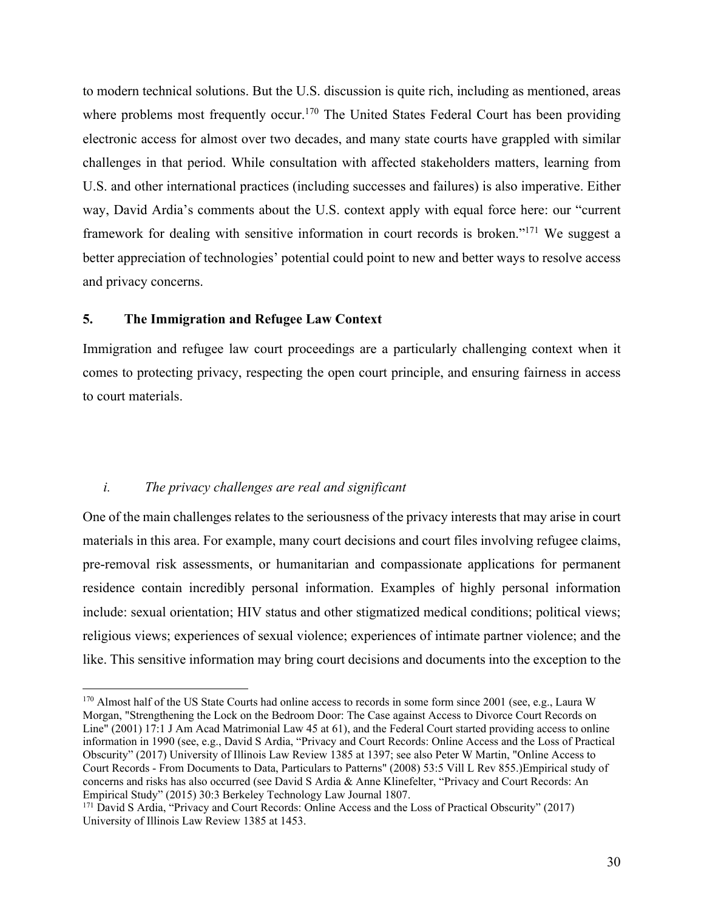to modern technical solutions. But the U.S. discussion is quite rich, including as mentioned, areas where problems most frequently occur.[170] The United States Federal Court has been providing electronic access for almost over two decades, and many state courts have grappled with similar challenges in that period. While consultation with affected stakeholders matters, learning from U.S. and other international practices (including successes and failures) is also imperative. Either way, David Ardia's comments about the U.S. context apply with equal force here: our "current framework for dealing with sensitive information in court records is broken."[171] We suggest a better appreciation of technologies' potential could point to new and better ways to resolve access and privacy concerns.

### 5. The Immigration and Refugee Law Context

Immigration and refugee law court proceedings are a particularly challenging context when it comes to protecting privacy, respecting the open court principle, and ensuring fairness in access to court materials.

#### *i. The privacy challenges are real and significant*

One of the main challenges relates to the seriousness of the privacy interests that may arise in court materials in this area. For example, many court decisions and court files involving refugee claims, pre-removal risk assessments, or humanitarian and compassionate applications for permanent residence contain incredibly personal information. Examples of highly personal information include: sexual orientation; HIV status and other stigmatized medical conditions; political views; religious views; experiences of sexual violence; experiences of intimate partner violence; and the like. This sensitive information may bring court decisions and documents into the exception to the

---

[170] Almost half of the US State Courts had online access to records in some form since 2001 (see, e.g., Laura W Morgan, "Strengthening the Lock on the Bedroom Door: The Case against Access to Divorce Court Records on Line" (2001) 17:1 J Am Acad Matrimonial Law 45 at 61), and the Federal Court started providing access to online information in 1990 (see, e.g., David S Ardia, "Privacy and Court Records: Online Access and the Loss of Practical Obscurity" (2017) University of Illinois Law Review 1385 at 1397; see also Peter W Martin, "Online Access to Court Records - From Documents to Data, Particulars to Patterns" (2008) 53:5 Vill L Rev 855.)Empirical study of concerns and risks has also occurred (see David S Ardia & Anne Klinefelter, "Privacy and Court Records: An Empirical Study" (2015) 30:3 Berkeley Technology Law Journal 1807.

[171] David S Ardia, "Privacy and Court Records: Online Access and the Loss of Practical Obscurity" (2017) University of Illinois Law Review 1385 at 1453.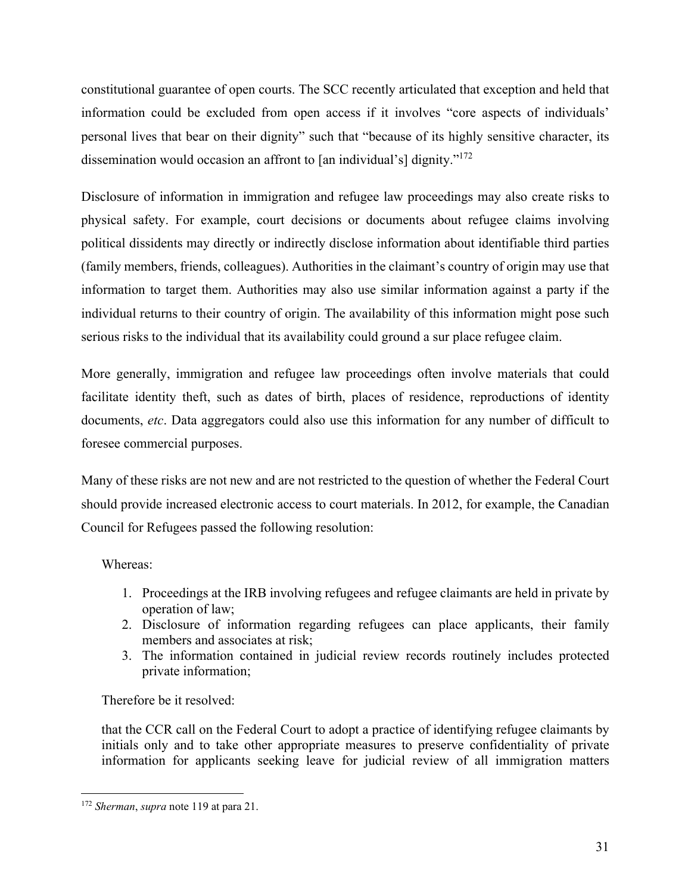constitutional guarantee of open courts. The SCC recently articulated that exception and held that information could be excluded from open access if it involves "core aspects of individuals' personal lives that bear on their dignity" such that "because of its highly sensitive character, its dissemination would occasion an affront to [an individual's] dignity."[172]

Disclosure of information in immigration and refugee law proceedings may also create risks to physical safety. For example, court decisions or documents about refugee claims involving political dissidents may directly or indirectly disclose information about identifiable third parties (family members, friends, colleagues). Authorities in the claimant's country of origin may use that information to target them. Authorities may also use similar information against a party if the individual returns to their country of origin. The availability of this information might pose such serious risks to the individual that its availability could ground a sur place refugee claim.

More generally, immigration and refugee law proceedings often involve materials that could facilitate identity theft, such as dates of birth, places of residence, reproductions of identity documents, *etc*. Data aggregators could also use this information for any number of difficult to foresee commercial purposes.

Many of these risks are not new and are not restricted to the question of whether the Federal Court should provide increased electronic access to court materials. In 2012, for example, the Canadian Council for Refugees passed the following resolution:

> Whereas:
>
> 1. Proceedings at the IRB involving refugees and refugee claimants are held in private by operation of law;
> 2. Disclosure of information regarding refugees can place applicants, their family members and associates at risk;
> 3. The information contained in judicial review records routinely includes protected private information;
>
> Therefore be it resolved:
>
> that the CCR call on the Federal Court to adopt a practice of identifying refugee claimants by initials only and to take other appropriate measures to preserve confidentiality of private information for applicants seeking leave for judicial review of all immigration matters

[172] *Sherman*, *supra* note 119 at para 21.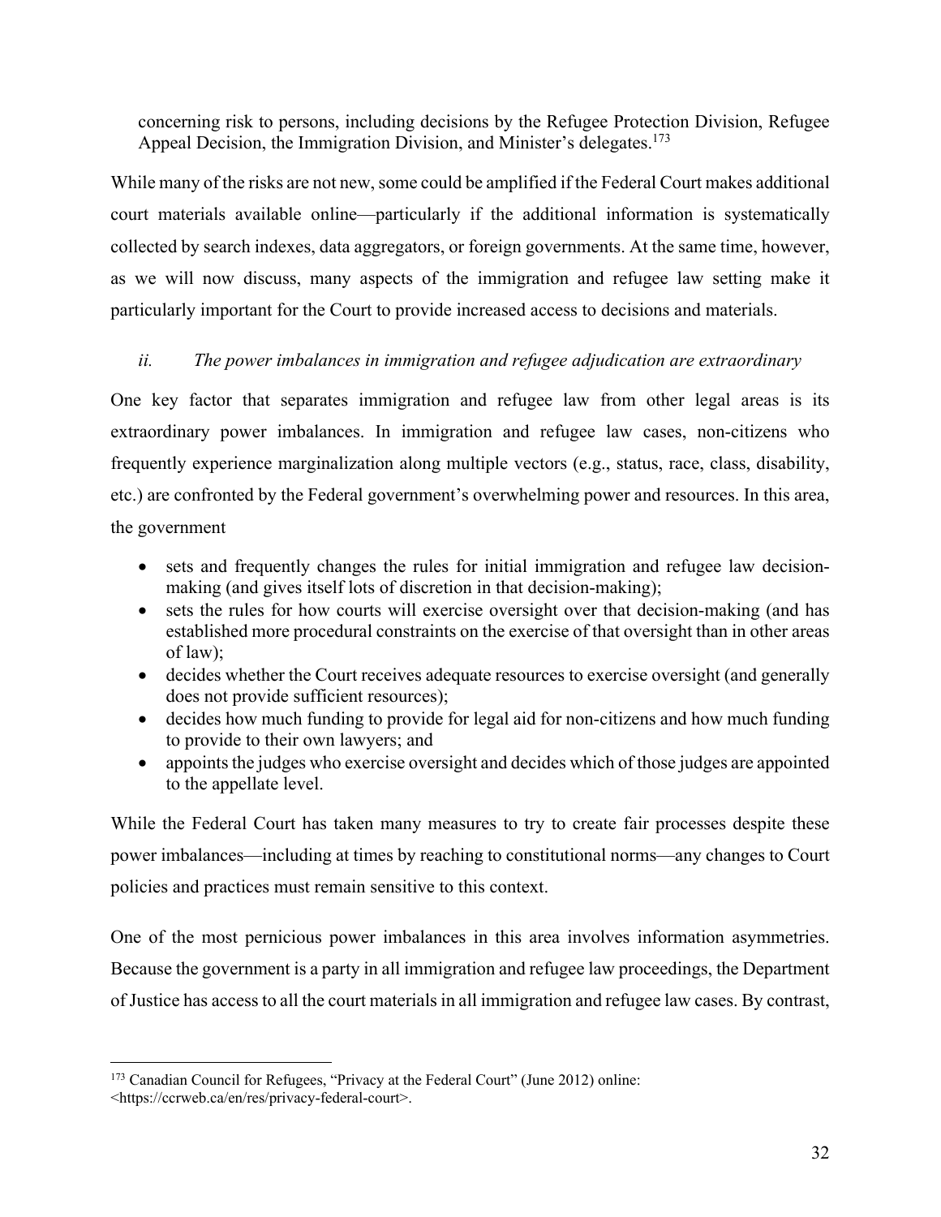concerning risk to persons, including decisions by the Refugee Protection Division, Refugee Appeal Decision, the Immigration Division, and Minister's delegates.[173]

While many of the risks are not new, some could be amplified if the Federal Court makes additional court materials available online—particularly if the additional information is systematically collected by search indexes, data aggregators, or foreign governments. At the same time, however, as we will now discuss, many aspects of the immigration and refugee law setting make it particularly important for the Court to provide increased access to decisions and materials.

*ii. The power imbalances in immigration and refugee adjudication are extraordinary*

One key factor that separates immigration and refugee law from other legal areas is its extraordinary power imbalances. In immigration and refugee law cases, non-citizens who frequently experience marginalization along multiple vectors (e.g., status, race, class, disability, etc.) are confronted by the Federal government's overwhelming power and resources. In this area, the government

- sets and frequently changes the rules for initial immigration and refugee law decision-making (and gives itself lots of discretion in that decision-making);
- sets the rules for how courts will exercise oversight over that decision-making (and has established more procedural constraints on the exercise of that oversight than in other areas of law);
- decides whether the Court receives adequate resources to exercise oversight (and generally does not provide sufficient resources);
- decides how much funding to provide for legal aid for non-citizens and how much funding to provide to their own lawyers; and
- appoints the judges who exercise oversight and decides which of those judges are appointed to the appellate level.

While the Federal Court has taken many measures to try to create fair processes despite these power imbalances—including at times by reaching to constitutional norms—any changes to Court policies and practices must remain sensitive to this context.

One of the most pernicious power imbalances in this area involves information asymmetries. Because the government is a party in all immigration and refugee law proceedings, the Department of Justice has access to all the court materials in all immigration and refugee law cases. By contrast,

[173] Canadian Council for Refugees, "Privacy at the Federal Court" (June 2012) online: <https://ccrweb.ca/en/res/privacy-federal-court>.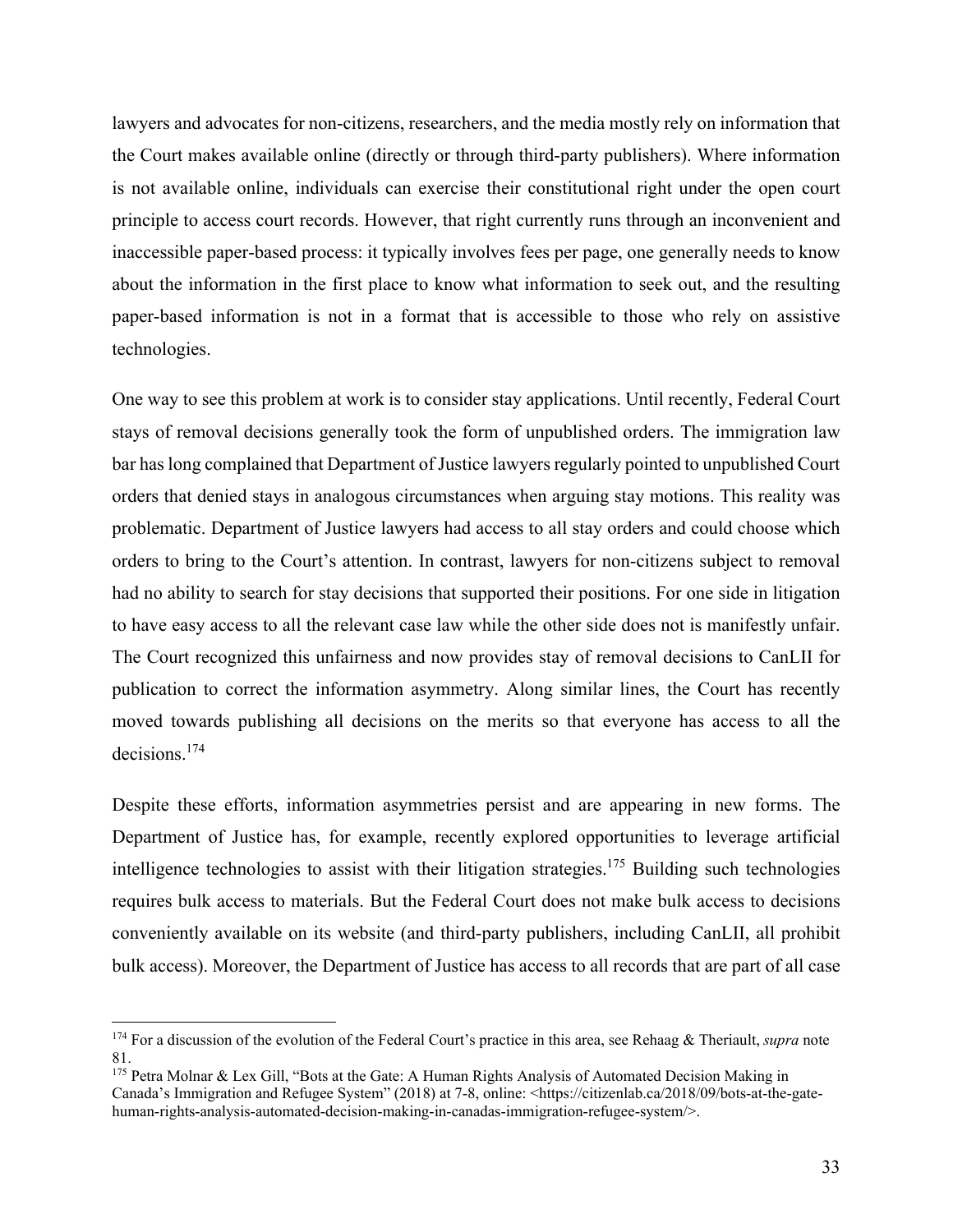lawyers and advocates for non-citizens, researchers, and the media mostly rely on information that the Court makes available online (directly or through third-party publishers). Where information is not available online, individuals can exercise their constitutional right under the open court principle to access court records. However, that right currently runs through an inconvenient and inaccessible paper-based process: it typically involves fees per page, one generally needs to know about the information in the first place to know what information to seek out, and the resulting paper-based information is not in a format that is accessible to those who rely on assistive technologies.

One way to see this problem at work is to consider stay applications. Until recently, Federal Court stays of removal decisions generally took the form of unpublished orders. The immigration law bar has long complained that Department of Justice lawyers regularly pointed to unpublished Court orders that denied stays in analogous circumstances when arguing stay motions. This reality was problematic. Department of Justice lawyers had access to all stay orders and could choose which orders to bring to the Court's attention. In contrast, lawyers for non-citizens subject to removal had no ability to search for stay decisions that supported their positions. For one side in litigation to have easy access to all the relevant case law while the other side does not is manifestly unfair. The Court recognized this unfairness and now provides stay of removal decisions to CanLII for publication to correct the information asymmetry. Along similar lines, the Court has recently moved towards publishing all decisions on the merits so that everyone has access to all the decisions.[174]

Despite these efforts, information asymmetries persist and are appearing in new forms. The Department of Justice has, for example, recently explored opportunities to leverage artificial intelligence technologies to assist with their litigation strategies.[175] Building such technologies requires bulk access to materials. But the Federal Court does not make bulk access to decisions conveniently available on its website (and third-party publishers, including CanLII, all prohibit bulk access). Moreover, the Department of Justice has access to all records that are part of all case

---

[174] For a discussion of the evolution of the Federal Court's practice in this area, see Rehaag & Theriault, *supra* note 81.

[175] Petra Molnar & Lex Gill, "Bots at the Gate: A Human Rights Analysis of Automated Decision Making in Canada's Immigration and Refugee System" (2018) at 7-8, online: <https://citizenlab.ca/2018/09/bots-at-the-gate-human-rights-analysis-automated-decision-making-in-canadas-immigration-refugee-system/>.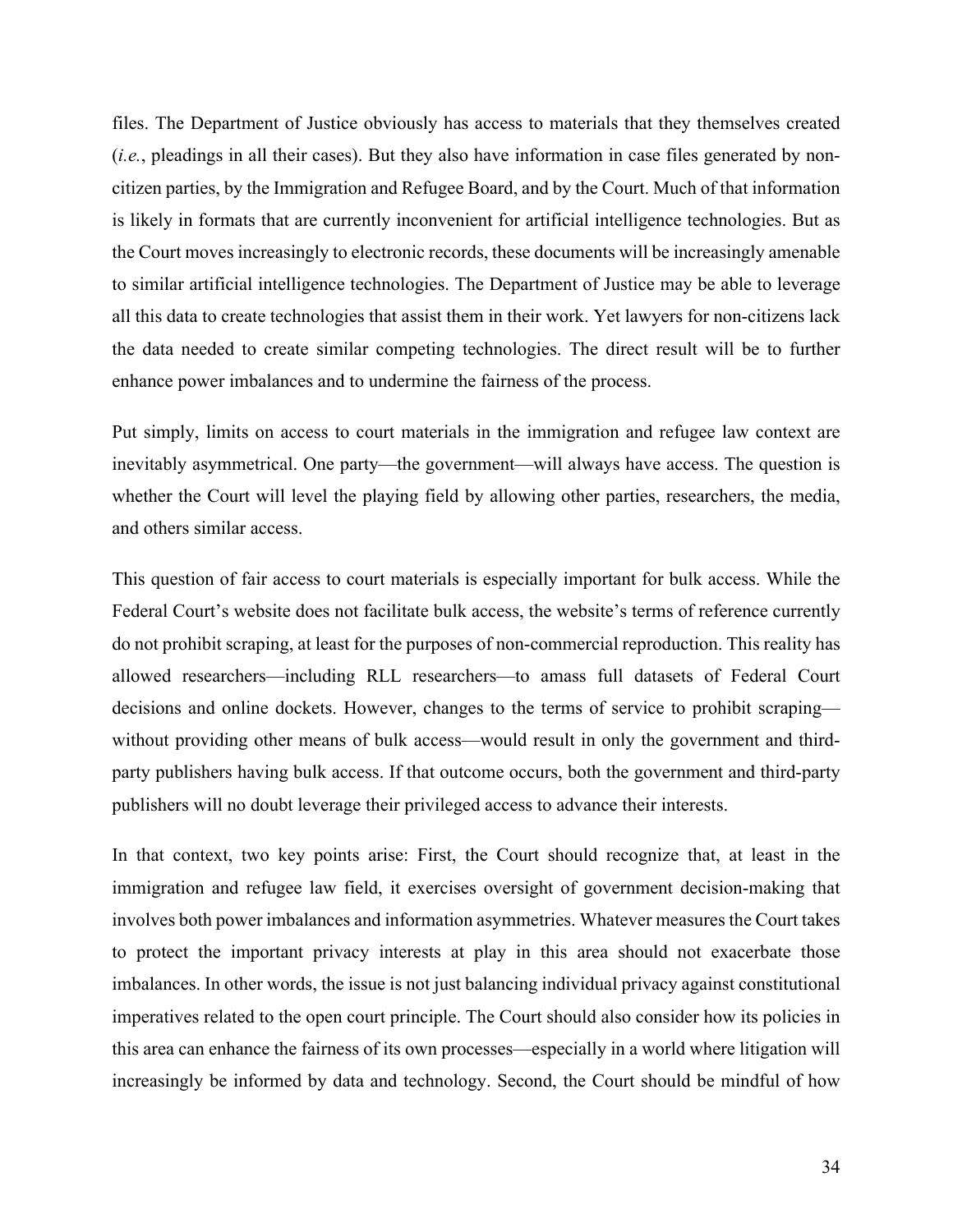files. The Department of Justice obviously has access to materials that they themselves created (*i.e.*, pleadings in all their cases). But they also have information in case files generated by non-citizen parties, by the Immigration and Refugee Board, and by the Court. Much of that information is likely in formats that are currently inconvenient for artificial intelligence technologies. But as the Court moves increasingly to electronic records, these documents will be increasingly amenable to similar artificial intelligence technologies. The Department of Justice may be able to leverage all this data to create technologies that assist them in their work. Yet lawyers for non-citizens lack the data needed to create similar competing technologies. The direct result will be to further enhance power imbalances and to undermine the fairness of the process.

Put simply, limits on access to court materials in the immigration and refugee law context are inevitably asymmetrical. One party—the government—will always have access. The question is whether the Court will level the playing field by allowing other parties, researchers, the media, and others similar access.

This question of fair access to court materials is especially important for bulk access. While the Federal Court's website does not facilitate bulk access, the website's terms of reference currently do not prohibit scraping, at least for the purposes of non-commercial reproduction. This reality has allowed researchers—including RLL researchers—to amass full datasets of Federal Court decisions and online dockets. However, changes to the terms of service to prohibit scraping—without providing other means of bulk access—would result in only the government and third-party publishers having bulk access. If that outcome occurs, both the government and third-party publishers will no doubt leverage their privileged access to advance their interests.

In that context, two key points arise: First, the Court should recognize that, at least in the immigration and refugee law field, it exercises oversight of government decision-making that involves both power imbalances and information asymmetries. Whatever measures the Court takes to protect the important privacy interests at play in this area should not exacerbate those imbalances. In other words, the issue is not just balancing individual privacy against constitutional imperatives related to the open court principle. The Court should also consider how its policies in this area can enhance the fairness of its own processes—especially in a world where litigation will increasingly be informed by data and technology. Second, the Court should be mindful of how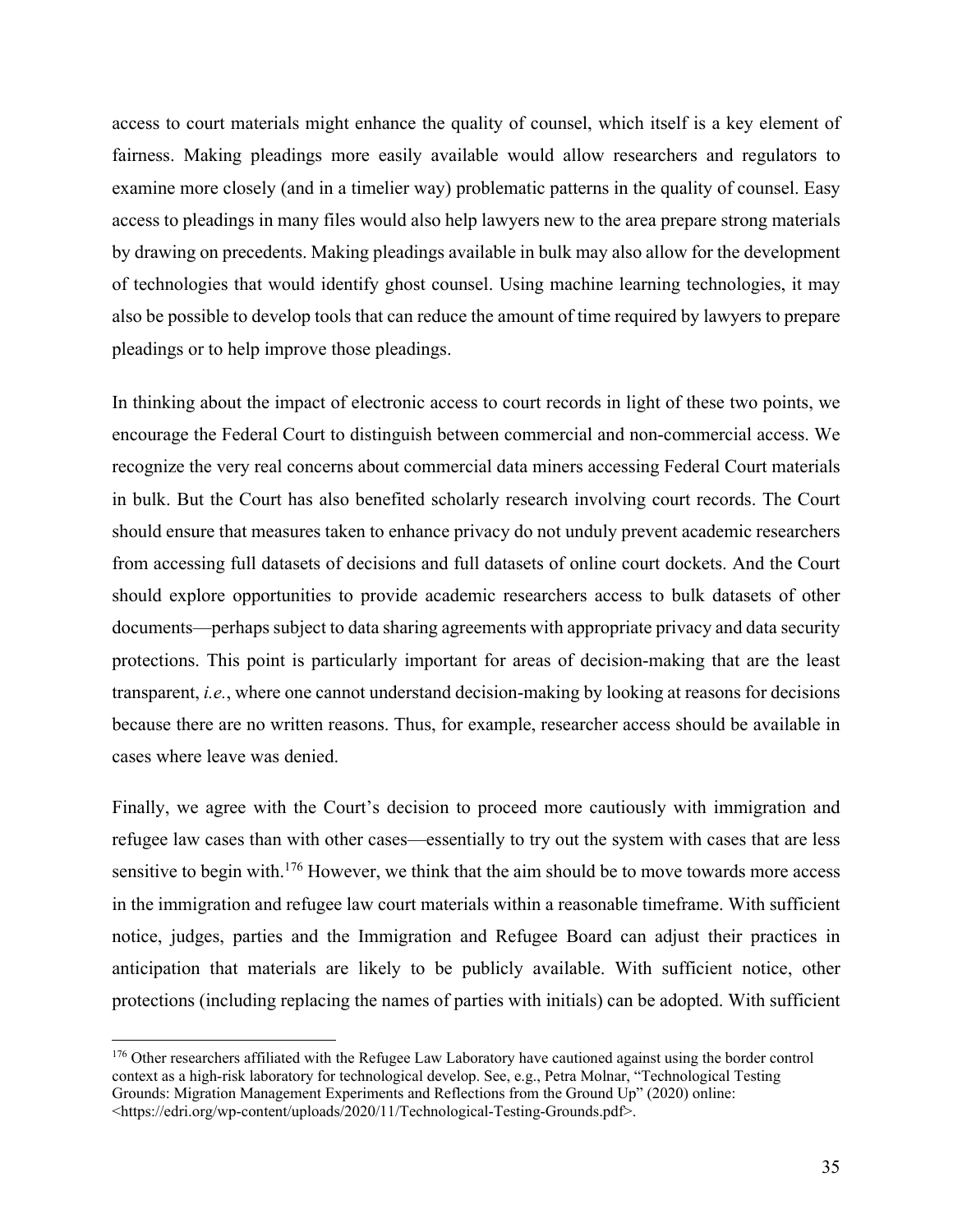access to court materials might enhance the quality of counsel, which itself is a key element of fairness. Making pleadings more easily available would allow researchers and regulators to examine more closely (and in a timelier way) problematic patterns in the quality of counsel. Easy access to pleadings in many files would also help lawyers new to the area prepare strong materials by drawing on precedents. Making pleadings available in bulk may also allow for the development of technologies that would identify ghost counsel. Using machine learning technologies, it may also be possible to develop tools that can reduce the amount of time required by lawyers to prepare pleadings or to help improve those pleadings.

In thinking about the impact of electronic access to court records in light of these two points, we encourage the Federal Court to distinguish between commercial and non-commercial access. We recognize the very real concerns about commercial data miners accessing Federal Court materials in bulk. But the Court has also benefited scholarly research involving court records. The Court should ensure that measures taken to enhance privacy do not unduly prevent academic researchers from accessing full datasets of decisions and full datasets of online court dockets. And the Court should explore opportunities to provide academic researchers access to bulk datasets of other documents—perhaps subject to data sharing agreements with appropriate privacy and data security protections. This point is particularly important for areas of decision-making that are the least transparent, *i.e.*, where one cannot understand decision-making by looking at reasons for decisions because there are no written reasons. Thus, for example, researcher access should be available in cases where leave was denied.

Finally, we agree with the Court's decision to proceed more cautiously with immigration and refugee law cases than with other cases—essentially to try out the system with cases that are less sensitive to begin with.[176] However, we think that the aim should be to move towards more access in the immigration and refugee law court materials within a reasonable timeframe. With sufficient notice, judges, parties and the Immigration and Refugee Board can adjust their practices in anticipation that materials are likely to be publicly available. With sufficient notice, other protections (including replacing the names of parties with initials) can be adopted. With sufficient

[176] Other researchers affiliated with the Refugee Law Laboratory have cautioned against using the border control context as a high-risk laboratory for technological develop. See, e.g., Petra Molnar, "Technological Testing Grounds: Migration Management Experiments and Reflections from the Ground Up" (2020) online: <https://edri.org/wp-content/uploads/2020/11/Technological-Testing-Grounds.pdf>.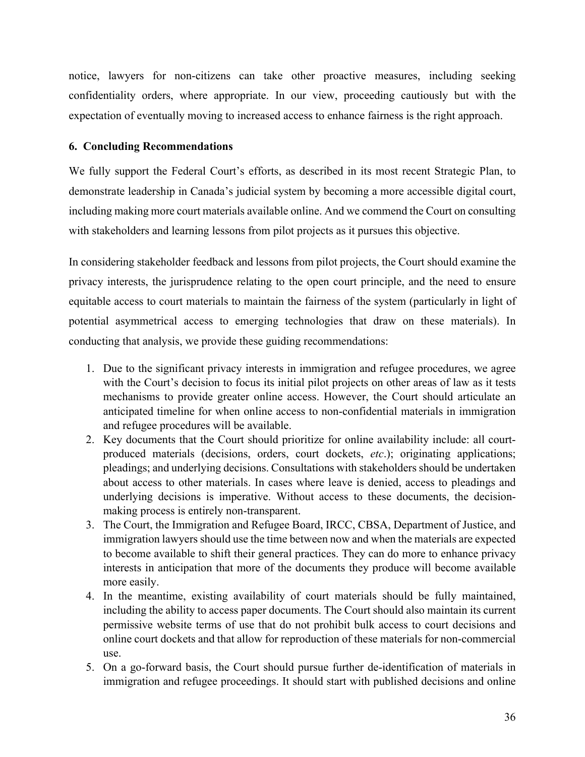notice, lawyers for non-citizens can take other proactive measures, including seeking confidentiality orders, where appropriate. In our view, proceeding cautiously but with the expectation of eventually moving to increased access to enhance fairness is the right approach.

### 6. Concluding Recommendations

We fully support the Federal Court's efforts, as described in its most recent Strategic Plan, to demonstrate leadership in Canada's judicial system by becoming a more accessible digital court, including making more court materials available online. And we commend the Court on consulting with stakeholders and learning lessons from pilot projects as it pursues this objective.

In considering stakeholder feedback and lessons from pilot projects, the Court should examine the privacy interests, the jurisprudence relating to the open court principle, and the need to ensure equitable access to court materials to maintain the fairness of the system (particularly in light of potential asymmetrical access to emerging technologies that draw on these materials). In conducting that analysis, we provide these guiding recommendations:

1. Due to the significant privacy interests in immigration and refugee procedures, we agree with the Court's decision to focus its initial pilot projects on other areas of law as it tests mechanisms to provide greater online access. However, the Court should articulate an anticipated timeline for when online access to non-confidential materials in immigration and refugee procedures will be available.
2. Key documents that the Court should prioritize for online availability include: all court-produced materials (decisions, orders, court dockets, *etc*.); originating applications; pleadings; and underlying decisions. Consultations with stakeholders should be undertaken about access to other materials. In cases where leave is denied, access to pleadings and underlying decisions is imperative. Without access to these documents, the decision-making process is entirely non-transparent.
3. The Court, the Immigration and Refugee Board, IRCC, CBSA, Department of Justice, and immigration lawyers should use the time between now and when the materials are expected to become available to shift their general practices. They can do more to enhance privacy interests in anticipation that more of the documents they produce will become available more easily.
4. In the meantime, existing availability of court materials should be fully maintained, including the ability to access paper documents. The Court should also maintain its current permissive website terms of use that do not prohibit bulk access to court decisions and online court dockets and that allow for reproduction of these materials for non-commercial use.
5. On a go-forward basis, the Court should pursue further de-identification of materials in immigration and refugee proceedings. It should start with published decisions and online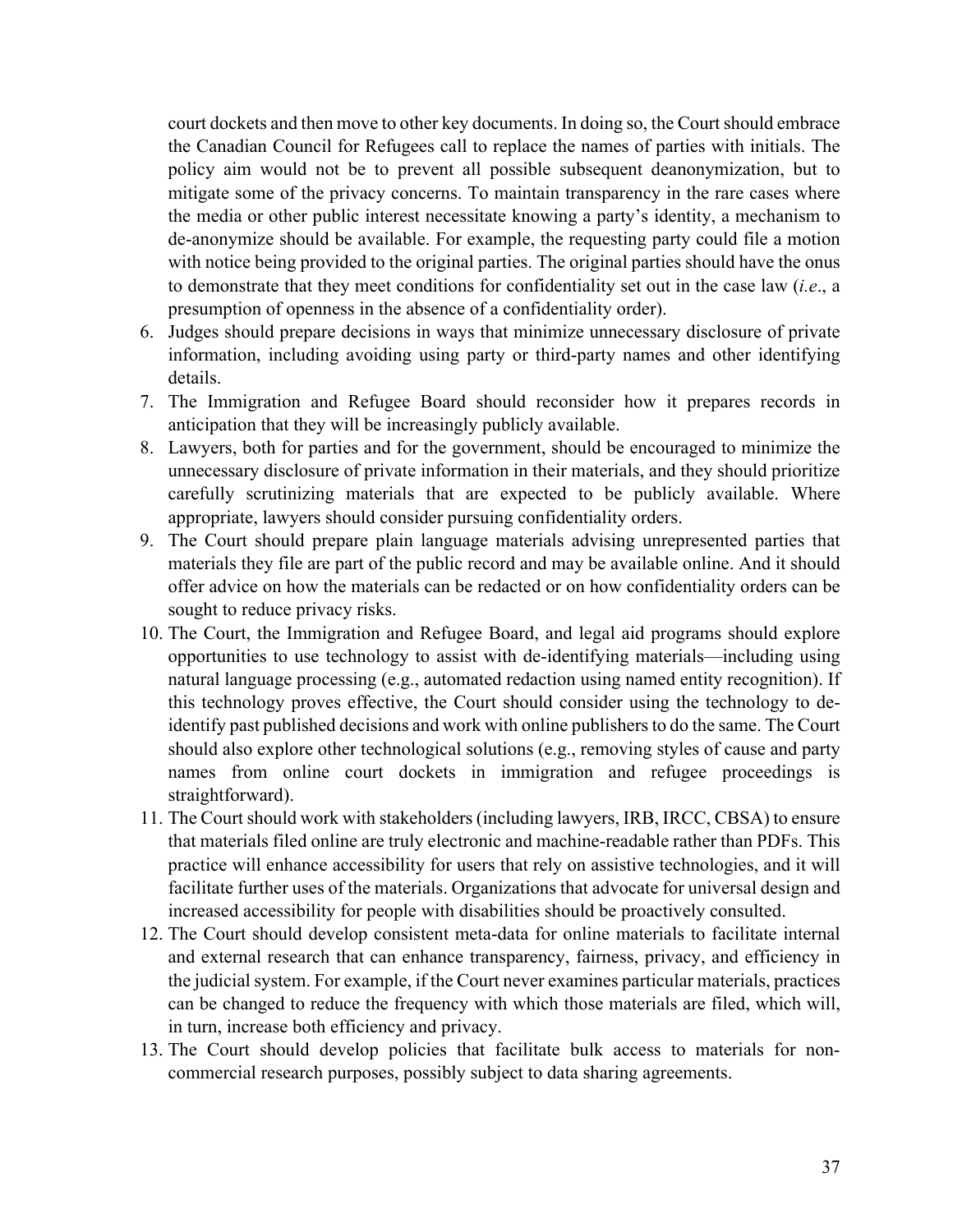court dockets and then move to other key documents. In doing so, the Court should embrace the Canadian Council for Refugees call to replace the names of parties with initials. The policy aim would not be to prevent all possible subsequent deanonymization, but to mitigate some of the privacy concerns. To maintain transparency in the rare cases where the media or other public interest necessitate knowing a party's identity, a mechanism to de-anonymize should be available. For example, the requesting party could file a motion with notice being provided to the original parties. The original parties should have the onus to demonstrate that they meet conditions for confidentiality set out in the case law (*i.e*., a presumption of openness in the absence of a confidentiality order).

6. Judges should prepare decisions in ways that minimize unnecessary disclosure of private information, including avoiding using party or third-party names and other identifying details.
7. The Immigration and Refugee Board should reconsider how it prepares records in anticipation that they will be increasingly publicly available.
8. Lawyers, both for parties and for the government, should be encouraged to minimize the unnecessary disclosure of private information in their materials, and they should prioritize carefully scrutinizing materials that are expected to be publicly available. Where appropriate, lawyers should consider pursuing confidentiality orders.
9. The Court should prepare plain language materials advising unrepresented parties that materials they file are part of the public record and may be available online. And it should offer advice on how the materials can be redacted or on how confidentiality orders can be sought to reduce privacy risks.
10. The Court, the Immigration and Refugee Board, and legal aid programs should explore opportunities to use technology to assist with de-identifying materials—including using natural language processing (e.g., automated redaction using named entity recognition). If this technology proves effective, the Court should consider using the technology to de-identify past published decisions and work with online publishers to do the same. The Court should also explore other technological solutions (e.g., removing styles of cause and party names from online court dockets in immigration and refugee proceedings is straightforward).
11. The Court should work with stakeholders (including lawyers, IRB, IRCC, CBSA) to ensure that materials filed online are truly electronic and machine-readable rather than PDFs. This practice will enhance accessibility for users that rely on assistive technologies, and it will facilitate further uses of the materials. Organizations that advocate for universal design and increased accessibility for people with disabilities should be proactively consulted.
12. The Court should develop consistent meta-data for online materials to facilitate internal and external research that can enhance transparency, fairness, privacy, and efficiency in the judicial system. For example, if the Court never examines particular materials, practices can be changed to reduce the frequency with which those materials are filed, which will, in turn, increase both efficiency and privacy.
13. The Court should develop policies that facilitate bulk access to materials for non-commercial research purposes, possibly subject to data sharing agreements.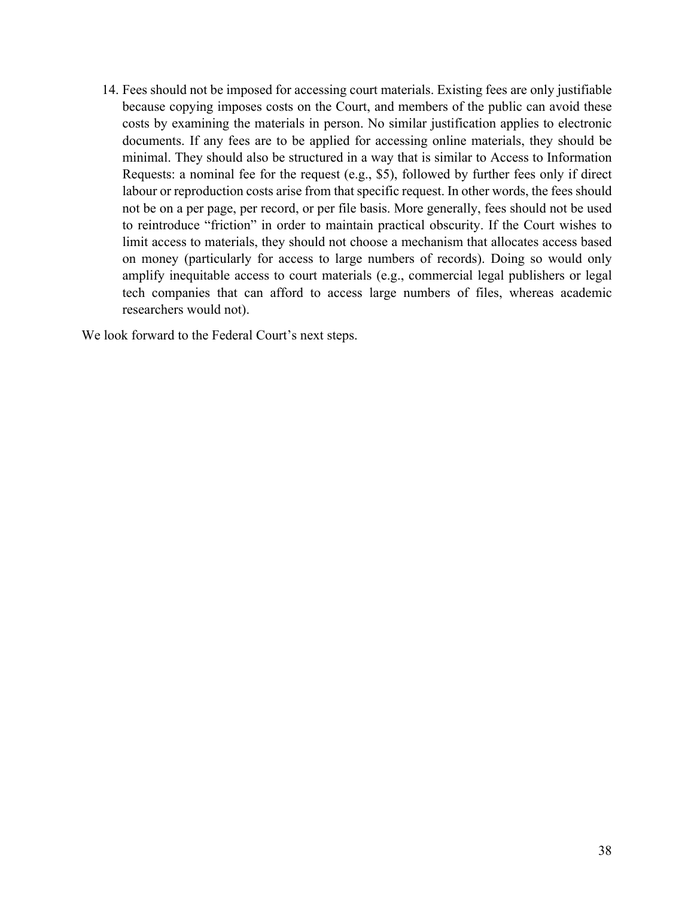14. Fees should not be imposed for accessing court materials. Existing fees are only justifiable because copying imposes costs on the Court, and members of the public can avoid these costs by examining the materials in person. No similar justification applies to electronic documents. If any fees are to be applied for accessing online materials, they should be minimal. They should also be structured in a way that is similar to Access to Information Requests: a nominal fee for the request (e.g., $5), followed by further fees only if direct labour or reproduction costs arise from that specific request. In other words, the fees should not be on a per page, per record, or per file basis. More generally, fees should not be used to reintroduce "friction" in order to maintain practical obscurity. If the Court wishes to limit access to materials, they should not choose a mechanism that allocates access based on money (particularly for access to large numbers of records). Doing so would only amplify inequitable access to court materials (e.g., commercial legal publishers or legal tech companies that can afford to access large numbers of files, whereas academic researchers would not).

We look forward to the Federal Court's next steps.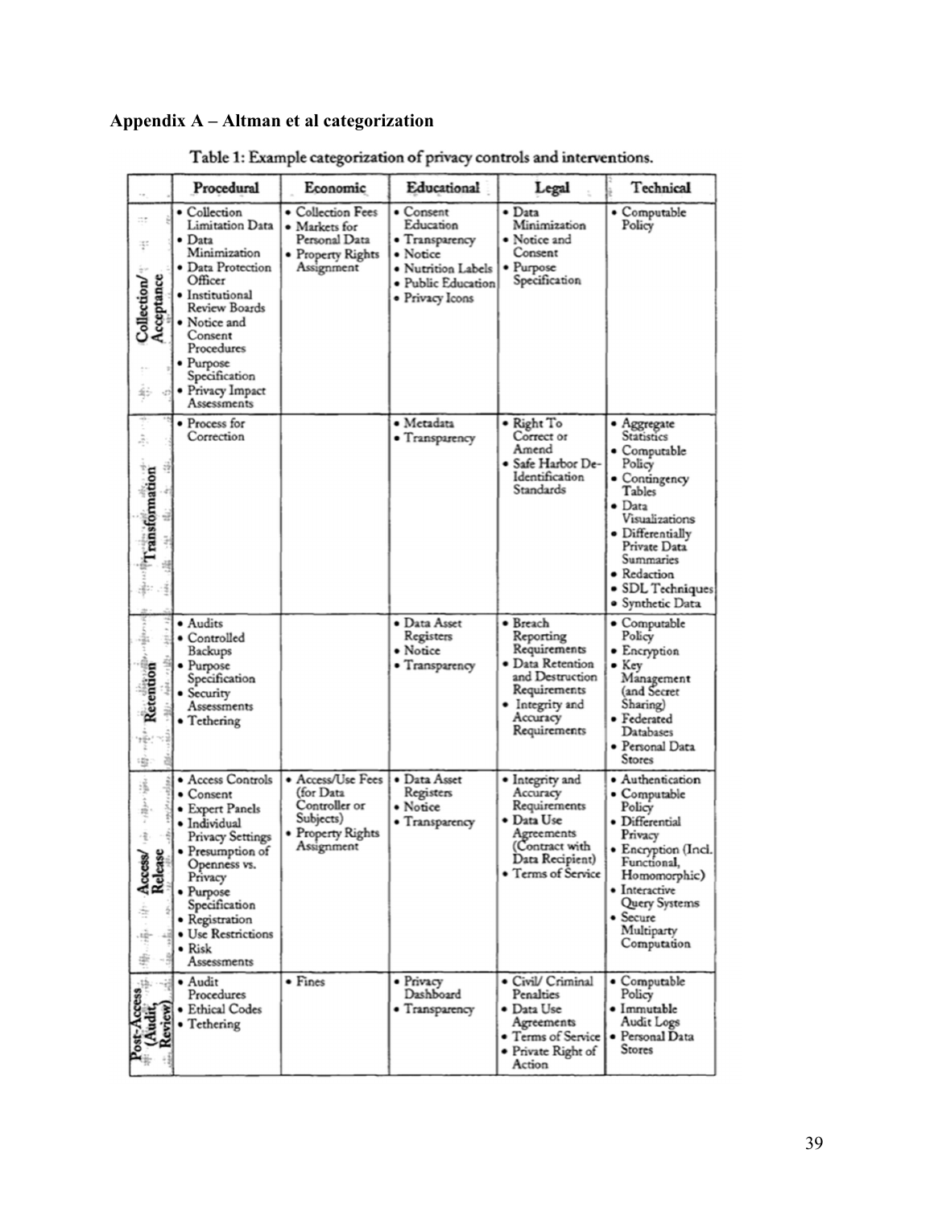## Appendix A – Altman et al categorization

Table 1: Example categorization of privacy controls and interventions.

| | Procedural | Economic | Educational | Legal | Technical |
|---|---|---|---|---|---|
| Collection/ Acceptance | • Collection Limitation Data • Data Minimization • Data Protection Officer • Institutional Review Boards • Notice and Consent Procedures • Purpose Specification • Privacy Impact Assessments | • Collection Fees • Markets for Personal Data • Property Rights Assignment | • Consent Education • Transparency • Notice • Nutrition Labels • Public Education • Privacy Icons | • Data Minimization • Notice and Consent • Purpose Specification | • Computable Policy |
| Transformation | • Process for Correction | | • Metadata • Transparency | • Right To Correct or Amend • Safe Harbor De-Identification Standards | • Aggregate Statistics • Computable Policy • Contingency Tables • Data Visualizations • Differentially Private Data Summaries • Redaction • SDL Techniques • Synthetic Data |
| Retention | • Audits • Controlled Backups • Purpose Specification • Security Assessments • Tethering | | • Data Asset Registers • Notice • Transparency | • Breach Reporting Requirements • Data Retention and Destruction Requirements • Integrity and Accuracy Requirements | • Computable Policy • Encryption • Key Management (and Secret Sharing) • Federated Databases • Personal Data Stores |
| Access/ Release | • Access Controls • Consent • Expert Panels • Individual Privacy Settings • Presumption of Openness vs. Privacy • Purpose Specification • Registration • Use Restrictions • Risk Assessments | • Access/Use Fees (for Data Controller or Subjects) • Property Rights Assignment | • Data Asset Registers • Notice • Transparency | • Integrity and Accuracy Requirements • Data Use Agreements (Contract with Data Recipient) • Terms of Service | • Authentication • Computable Policy • Differential Privacy • Encryption (Incl. Functional, Homomorphic) • Interactive Query Systems • Secure Multiparty Computation |
| Post-Access (Audit, Review) | • Audit Procedures • Ethical Codes • Tethering | • Fines | • Privacy Dashboard • Transparency | • Civil/ Criminal Penalties • Data Use Agreements • Terms of Service • Private Right of Action | • Computable Policy • Immutable Audit Logs • Personal Data Stores |